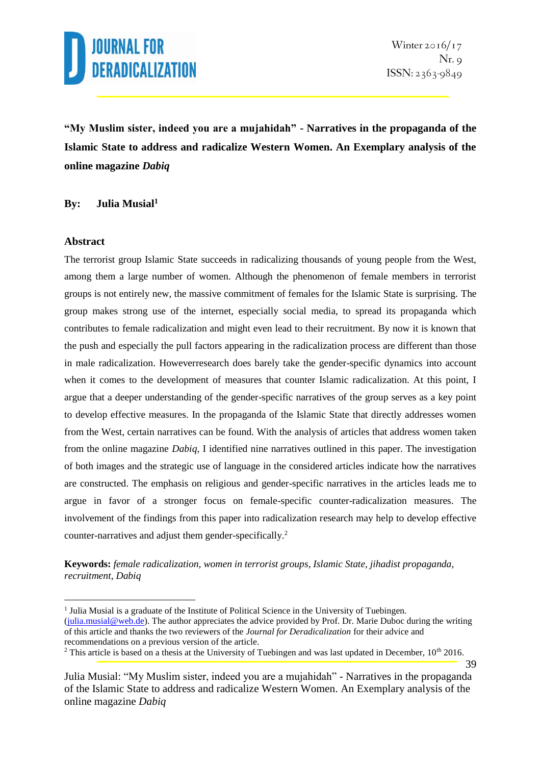# "My Muslim sister, indeed you are a mujahidah" - Narratives in the propaganda of the Islamic State to address and radicalize Western Women. An Exemplary analysis of the online magazine *Dabiq*

**By: Julia Musial**[1]

## Abstract

The terrorist group Islamic State succeeds in radicalizing thousands of young people from the West, among them a large number of women. Although the phenomenon of female members in terrorist groups is not entirely new, the massive commitment of females for the Islamic State is surprising. The group makes strong use of the internet, especially social media, to spread its propaganda which contributes to female radicalization and might even lead to their recruitment. By now it is known that the push and especially the pull factors appearing in the radicalization process are different than those in male radicalization. Howeverresearch does barely take the gender-specific dynamics into account when it comes to the development of measures that counter Islamic radicalization. At this point, I argue that a deeper understanding of the gender-specific narratives of the group serves as a key point to develop effective measures. In the propaganda of the Islamic State that directly addresses women from the West, certain narratives can be found. With the analysis of articles that address women taken from the online magazine *Dabiq*, I identified nine narratives outlined in this paper. The investigation of both images and the strategic use of language in the considered articles indicate how the narratives are constructed. The emphasis on religious and gender-specific narratives in the articles leads me to argue in favor of a stronger focus on female-specific counter-radicalization measures. The involvement of the findings from this paper into radicalization research may help to develop effective counter-narratives and adjust them gender-specifically.[2]

**Keywords:** *female radicalization, women in terrorist groups, Islamic State, jihadist propaganda, recruitment, Dabiq*

---

[1] Julia Musial is a graduate of the Institute of Political Science in the University of Tuebingen. (julia.musial@web.de). The author appreciates the advice provided by Prof. Dr. Marie Duboc during the writing of this article and thanks the two reviewers of the *Journal for Deradicalization* for their advice and recommendations on a previous version of the article.

[2] This article is based on a thesis at the University of Tuebingen and was last updated in December, 10th 2016.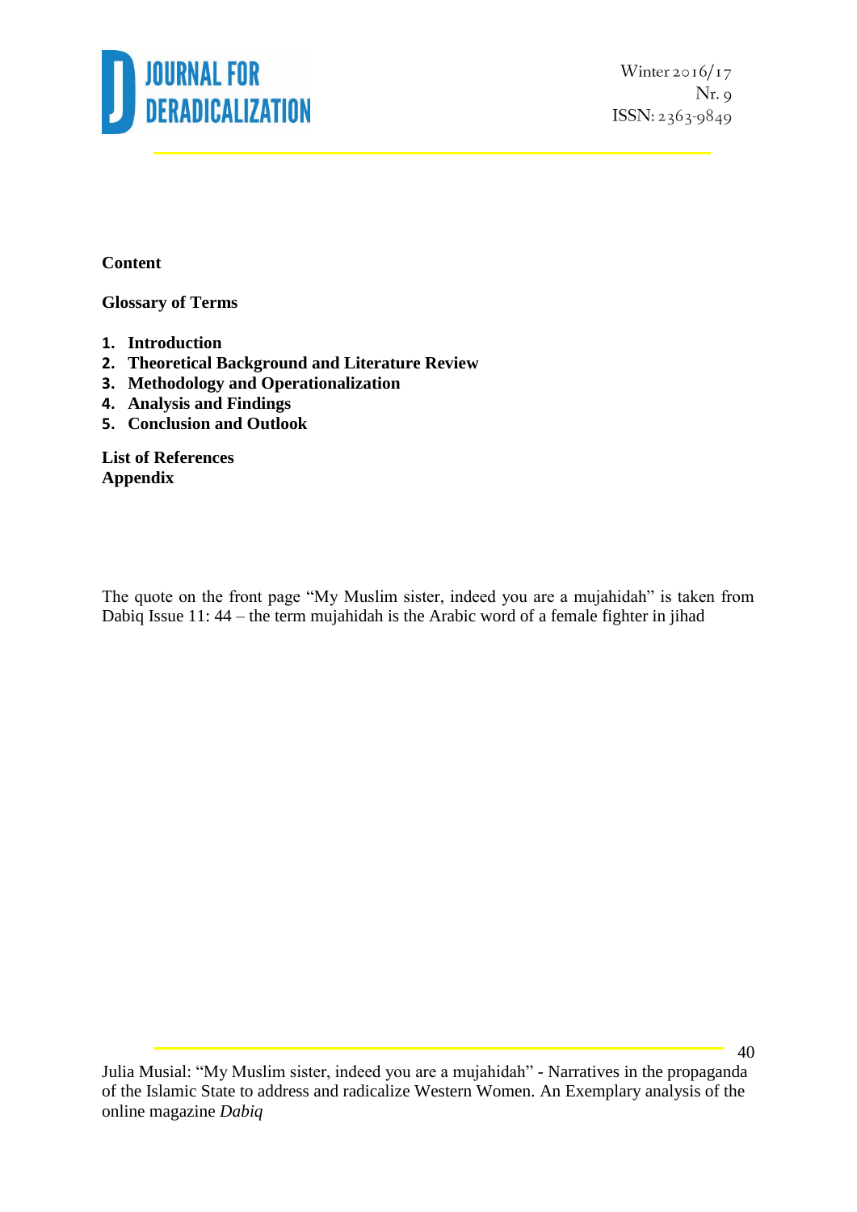**Content**

**Glossary of Terms**

1. **Introduction**
2. **Theoretical Background and Literature Review**
3. **Methodology and Operationalization**
4. **Analysis and Findings**
5. **Conclusion and Outlook**

**List of References**
**Appendix**

The quote on the front page "My Muslim sister, indeed you are a mujahidah" is taken from Dabiq Issue 11: 44 – the term mujahidah is the Arabic word of a female fighter in jihad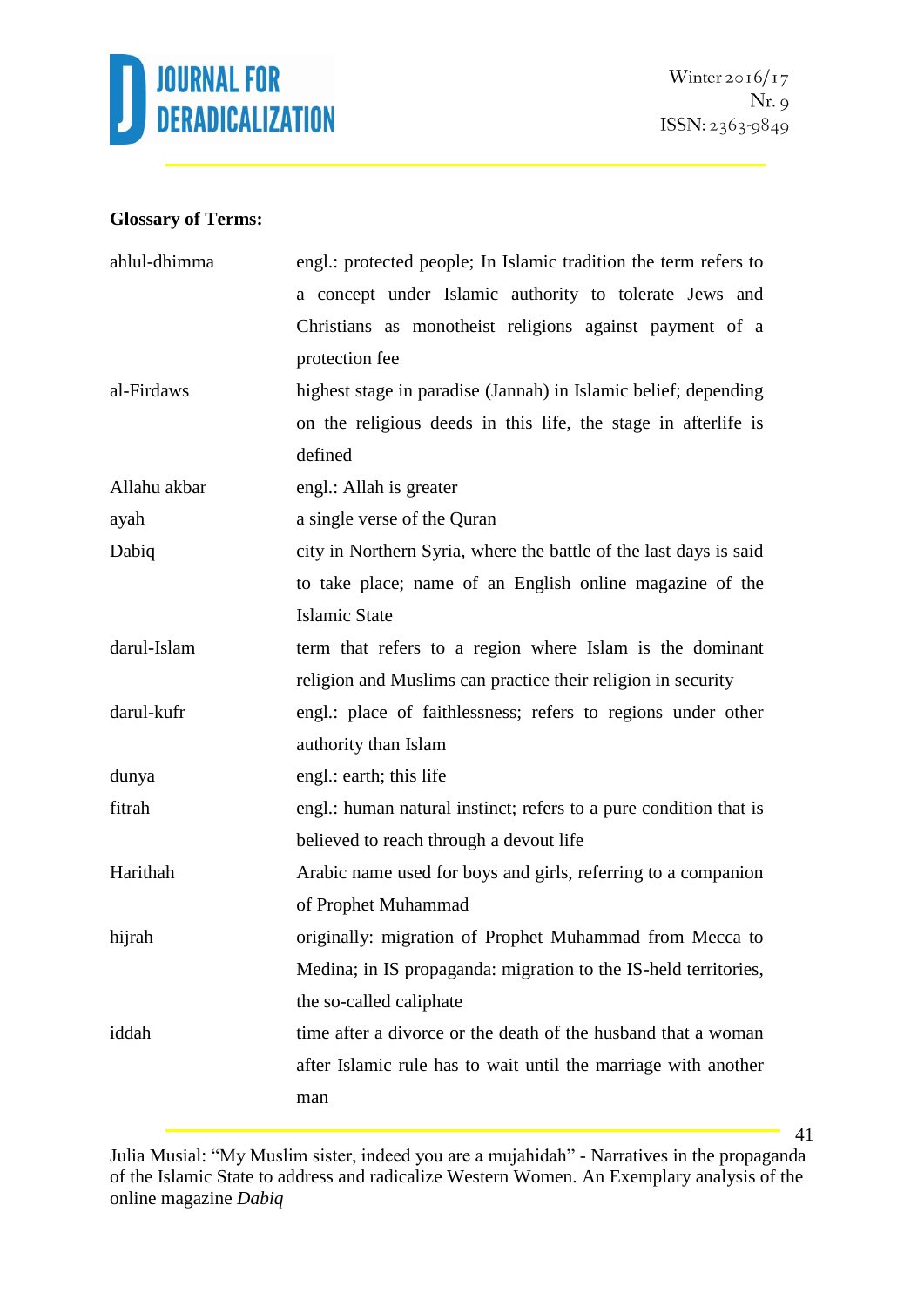**Glossary of Terms:**

| | |
|---|---|
| ahlul-dhimma | engl.: protected people; In Islamic tradition the term refers to a concept under Islamic authority to tolerate Jews and Christians as monotheist religions against payment of a protection fee |
| al-Firdaws | highest stage in paradise (Jannah) in Islamic belief; depending on the religious deeds in this life, the stage in afterlife is defined |
| Allahu akbar | engl.: Allah is greater |
| ayah | a single verse of the Quran |
| Dabiq | city in Northern Syria, where the battle of the last days is said to take place; name of an English online magazine of the Islamic State |
| darul-Islam | term that refers to a region where Islam is the dominant religion and Muslims can practice their religion in security |
| darul-kufr | engl.: place of faithlessness; refers to regions under other authority than Islam |
| dunya | engl.: earth; this life |
| fitrah | engl.: human natural instinct; refers to a pure condition that is believed to reach through a devout life |
| Harithah | Arabic name used for boys and girls, referring to a companion of Prophet Muhammad |
| hijrah | originally: migration of Prophet Muhammad from Mecca to Medina; in IS propaganda: migration to the IS-held territories, the so-called caliphate |
| iddah | time after a divorce or the death of the husband that a woman after Islamic rule has to wait until the marriage with another man |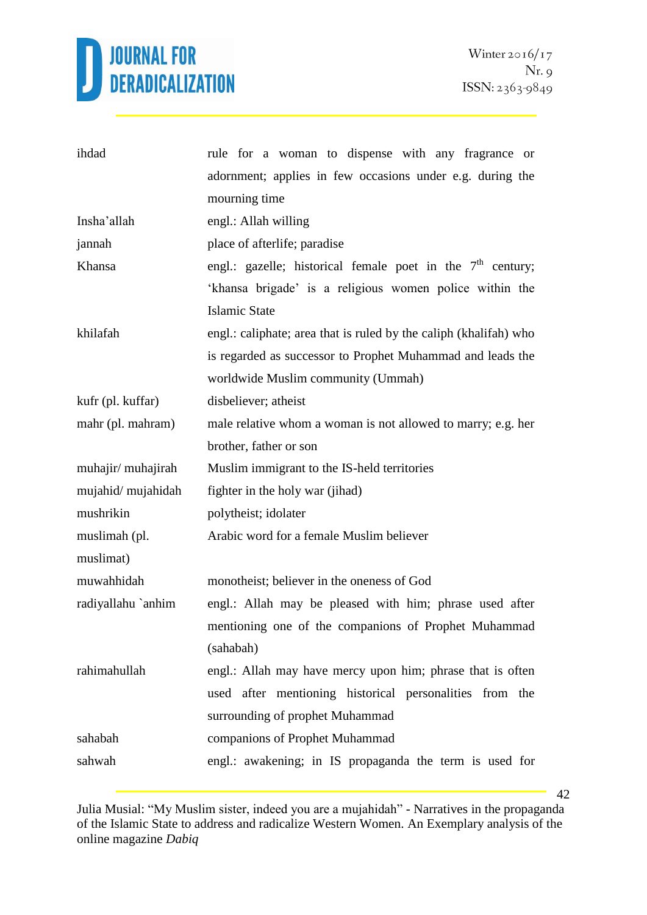| | |
|---|---|
| ihdad | rule for a woman to dispense with any fragrance or adornment; applies in few occasions under e.g. during the mourning time |
| Insha'allah | engl.: Allah willing |
| jannah | place of afterlife; paradise |
| Khansa | engl.: gazelle; historical female poet in the 7th century; 'khansa brigade' is a religious women police within the Islamic State |
| khilafah | engl.: caliphate; area that is ruled by the caliph (khalifah) who is regarded as successor to Prophet Muhammad and leads the worldwide Muslim community (Ummah) |
| kufr (pl. kuffar) | disbeliever; atheist |
| mahr (pl. mahram) | male relative whom a woman is not allowed to marry; e.g. her brother, father or son |
| muhajir/ muhajirah | Muslim immigrant to the IS-held territories |
| mujahid/ mujahidah | fighter in the holy war (jihad) |
| mushrikin | polytheist; idolater |
| muslimah (pl. muslimat) | Arabic word for a female Muslim believer |
| muwahhidah | monotheist; believer in the oneness of God |
| radiyallahu `anhim | engl.: Allah may be pleased with him; phrase used after mentioning one of the companions of Prophet Muhammad (sahabah) |
| rahimahullah | engl.: Allah may have mercy upon him; phrase that is often used after mentioning historical personalities from the surrounding of prophet Muhammad |
| sahabah | companions of Prophet Muhammad |
| sahwah | engl.: awakening; in IS propaganda the term is used for |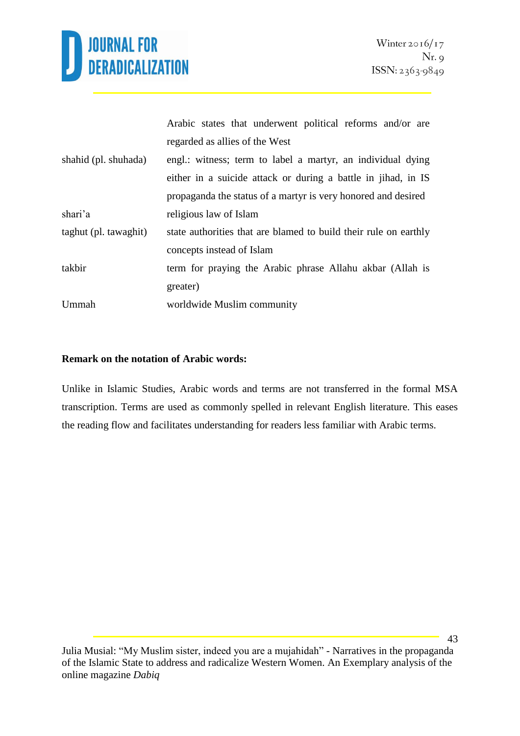| | |
|---|---|
| | Arabic states that underwent political reforms and/or are regarded as allies of the West |
| shahid (pl. shuhada) | engl.: witness; term to label a martyr, an individual dying either in a suicide attack or during a battle in jihad, in IS propaganda the status of a martyr is very honored and desired |
| shari'a | religious law of Islam |
| taghut (pl. tawaghit) | state authorities that are blamed to build their rule on earthly concepts instead of Islam |
| takbir | term for praying the Arabic phrase Allahu akbar (Allah is greater) |
| Ummah | worldwide Muslim community |

**Remark on the notation of Arabic words:**

Unlike in Islamic Studies, Arabic words and terms are not transferred in the formal MSA transcription. Terms are used as commonly spelled in relevant English literature. This eases the reading flow and facilitates understanding for readers less familiar with Arabic terms.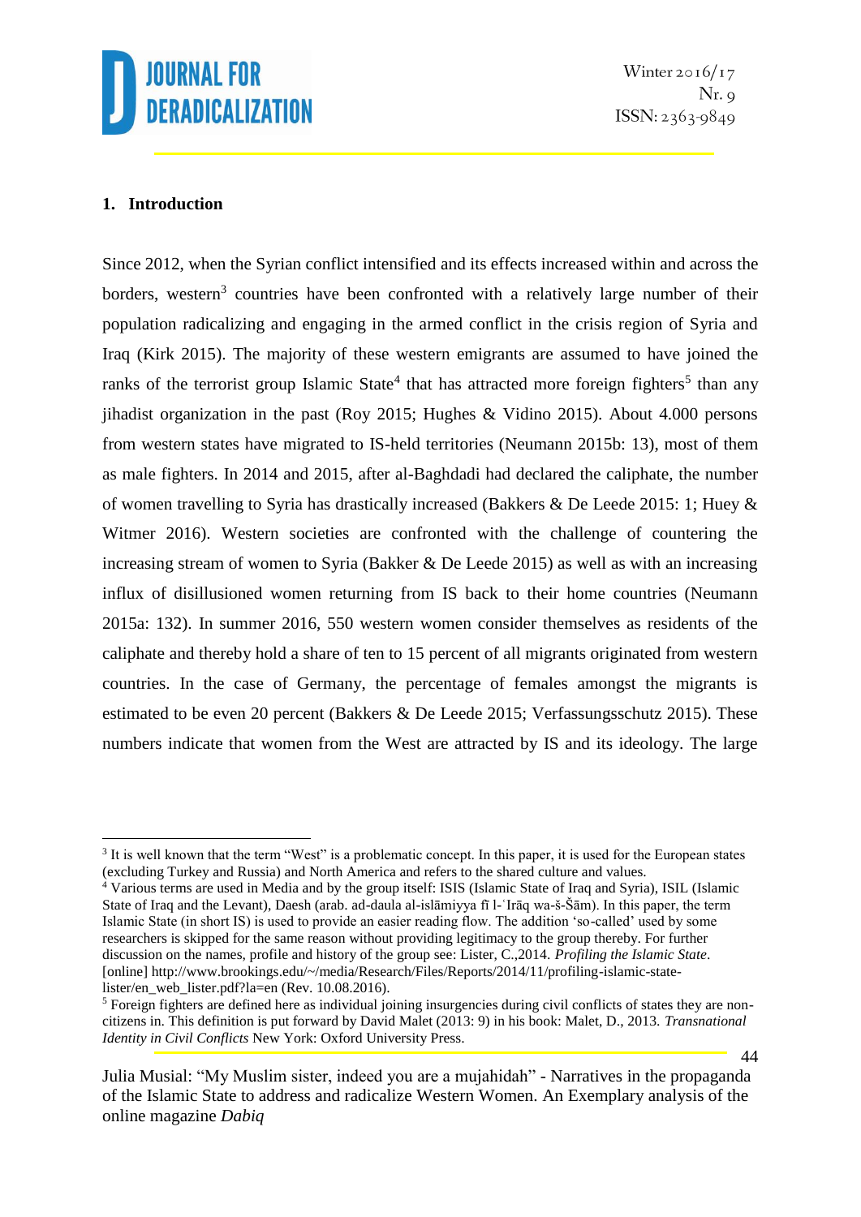## 1. Introduction

Since 2012, when the Syrian conflict intensified and its effects increased within and across the borders, western[3] countries have been confronted with a relatively large number of their population radicalizing and engaging in the armed conflict in the crisis region of Syria and Iraq (Kirk 2015). The majority of these western emigrants are assumed to have joined the ranks of the terrorist group Islamic State[4] that has attracted more foreign fighters[5] than any jihadist organization in the past (Roy 2015; Hughes & Vidino 2015). About 4.000 persons from western states have migrated to IS-held territories (Neumann 2015b: 13), most of them as male fighters. In 2014 and 2015, after al-Baghdadi had declared the caliphate, the number of women travelling to Syria has drastically increased (Bakkers & De Leede 2015: 1; Huey & Witmer 2016). Western societies are confronted with the challenge of countering the increasing stream of women to Syria (Bakker & De Leede 2015) as well as with an increasing influx of disillusioned women returning from IS back to their home countries (Neumann 2015a: 132). In summer 2016, 550 western women consider themselves as residents of the caliphate and thereby hold a share of ten to 15 percent of all migrants originated from western countries. In the case of Germany, the percentage of females amongst the migrants is estimated to be even 20 percent (Bakkers & De Leede 2015; Verfassungsschutz 2015). These numbers indicate that women from the West are attracted by IS and its ideology. The large

---

[3] It is well known that the term "West" is a problematic concept. In this paper, it is used for the European states (excluding Turkey and Russia) and North America and refers to the shared culture and values.

[4] Various terms are used in Media and by the group itself: ISIS (Islamic State of Iraq and Syria), ISIL (Islamic State of Iraq and the Levant), Daesh (arab. ad-daula al-islāmiyya fī l-ʿIrāq wa-š-Šām). In this paper, the term Islamic State (in short IS) is used to provide an easier reading flow. The addition 'so-called' used by some researchers is skipped for the same reason without providing legitimacy to the group thereby. For further discussion on the names, profile and history of the group see: Lister, C.,2014. *Profiling the Islamic State*. [online] http://www.brookings.edu/~/media/Research/Files/Reports/2014/11/profiling-islamic-state-lister/en_web_lister.pdf?la=en (Rev. 10.08.2016).

[5] Foreign fighters are defined here as individual joining insurgencies during civil conflicts of states they are non-citizens in. This definition is put forward by David Malet (2013: 9) in his book: Malet, D., 2013. *Transnational Identity in Civil Conflicts* New York: Oxford University Press.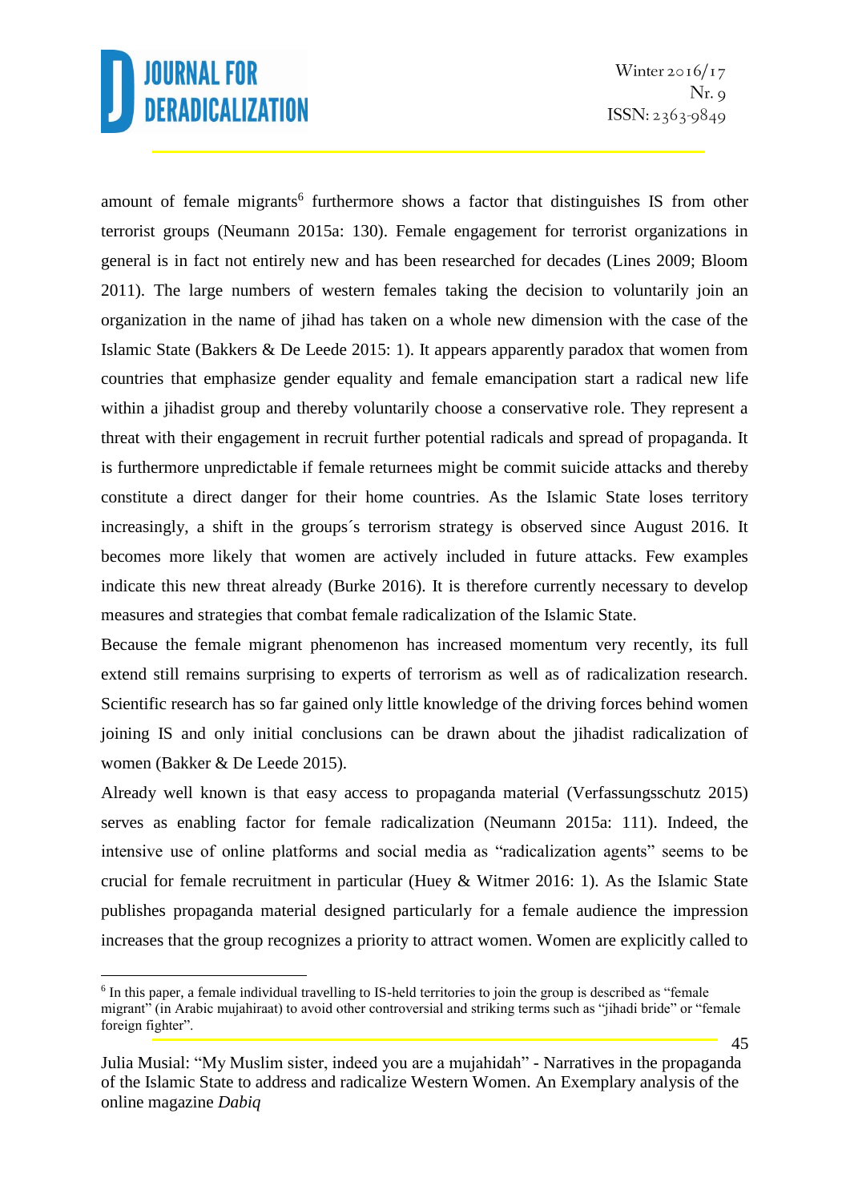amount of female migrants[6] furthermore shows a factor that distinguishes IS from other terrorist groups (Neumann 2015a: 130). Female engagement for terrorist organizations in general is in fact not entirely new and has been researched for decades (Lines 2009; Bloom 2011). The large numbers of western females taking the decision to voluntarily join an organization in the name of jihad has taken on a whole new dimension with the case of the Islamic State (Bakkers & De Leede 2015: 1). It appears apparently paradox that women from countries that emphasize gender equality and female emancipation start a radical new life within a jihadist group and thereby voluntarily choose a conservative role. They represent a threat with their engagement in recruit further potential radicals and spread of propaganda. It is furthermore unpredictable if female returnees might be commit suicide attacks and thereby constitute a direct danger for their home countries. As the Islamic State loses territory increasingly, a shift in the groups´s terrorism strategy is observed since August 2016. It becomes more likely that women are actively included in future attacks. Few examples indicate this new threat already (Burke 2016). It is therefore currently necessary to develop measures and strategies that combat female radicalization of the Islamic State.

Because the female migrant phenomenon has increased momentum very recently, its full extend still remains surprising to experts of terrorism as well as of radicalization research. Scientific research has so far gained only little knowledge of the driving forces behind women joining IS and only initial conclusions can be drawn about the jihadist radicalization of women (Bakker & De Leede 2015).

Already well known is that easy access to propaganda material (Verfassungsschutz 2015) serves as enabling factor for female radicalization (Neumann 2015a: 111). Indeed, the intensive use of online platforms and social media as "radicalization agents" seems to be crucial for female recruitment in particular (Huey & Witmer 2016: 1). As the Islamic State publishes propaganda material designed particularly for a female audience the impression increases that the group recognizes a priority to attract women. Women are explicitly called to

[6] In this paper, a female individual travelling to IS-held territories to join the group is described as "female migrant" (in Arabic mujahiraat) to avoid other controversial and striking terms such as "jihadi bride" or "female foreign fighter".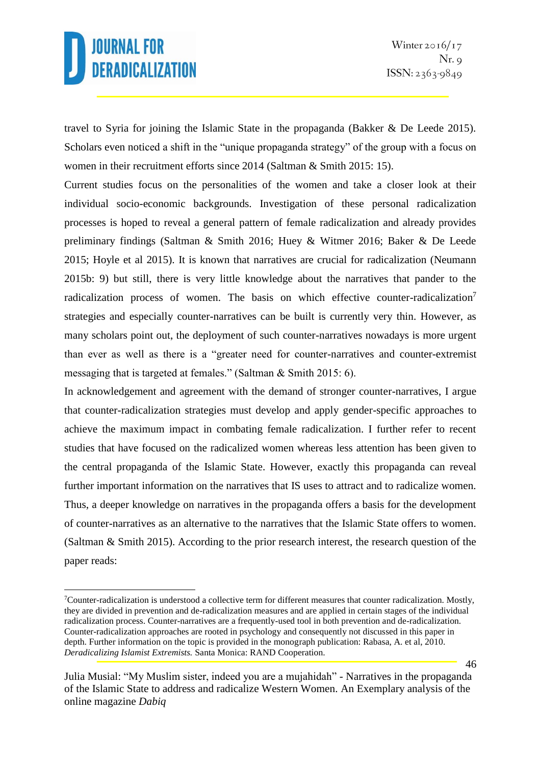travel to Syria for joining the Islamic State in the propaganda (Bakker & De Leede 2015). Scholars even noticed a shift in the "unique propaganda strategy" of the group with a focus on women in their recruitment efforts since 2014 (Saltman & Smith 2015: 15).

Current studies focus on the personalities of the women and take a closer look at their individual socio-economic backgrounds. Investigation of these personal radicalization processes is hoped to reveal a general pattern of female radicalization and already provides preliminary findings (Saltman & Smith 2016; Huey & Witmer 2016; Baker & De Leede 2015; Hoyle et al 2015). It is known that narratives are crucial for radicalization (Neumann 2015b: 9) but still, there is very little knowledge about the narratives that pander to the radicalization process of women. The basis on which effective counter-radicalization[7] strategies and especially counter-narratives can be built is currently very thin. However, as many scholars point out, the deployment of such counter-narratives nowadays is more urgent than ever as well as there is a "greater need for counter-narratives and counter-extremist messaging that is targeted at females." (Saltman & Smith 2015: 6).

In acknowledgement and agreement with the demand of stronger counter-narratives, I argue that counter-radicalization strategies must develop and apply gender-specific approaches to achieve the maximum impact in combating female radicalization. I further refer to recent studies that have focused on the radicalized women whereas less attention has been given to the central propaganda of the Islamic State. However, exactly this propaganda can reveal further important information on the narratives that IS uses to attract and to radicalize women. Thus, a deeper knowledge on narratives in the propaganda offers a basis for the development of counter-narratives as an alternative to the narratives that the Islamic State offers to women. (Saltman & Smith 2015). According to the prior research interest, the research question of the paper reads:

---

[7]Counter-radicalization is understood a collective term for different measures that counter radicalization. Mostly, they are divided in prevention and de-radicalization measures and are applied in certain stages of the individual radicalization process. Counter-narratives are a frequently-used tool in both prevention and de-radicalization. Counter-radicalization approaches are rooted in psychology and consequently not discussed in this paper in depth. Further information on the topic is provided in the monograph publication: Rabasa, A. et al, 2010. *Deradicalizing Islamist Extremists.* Santa Monica: RAND Cooperation.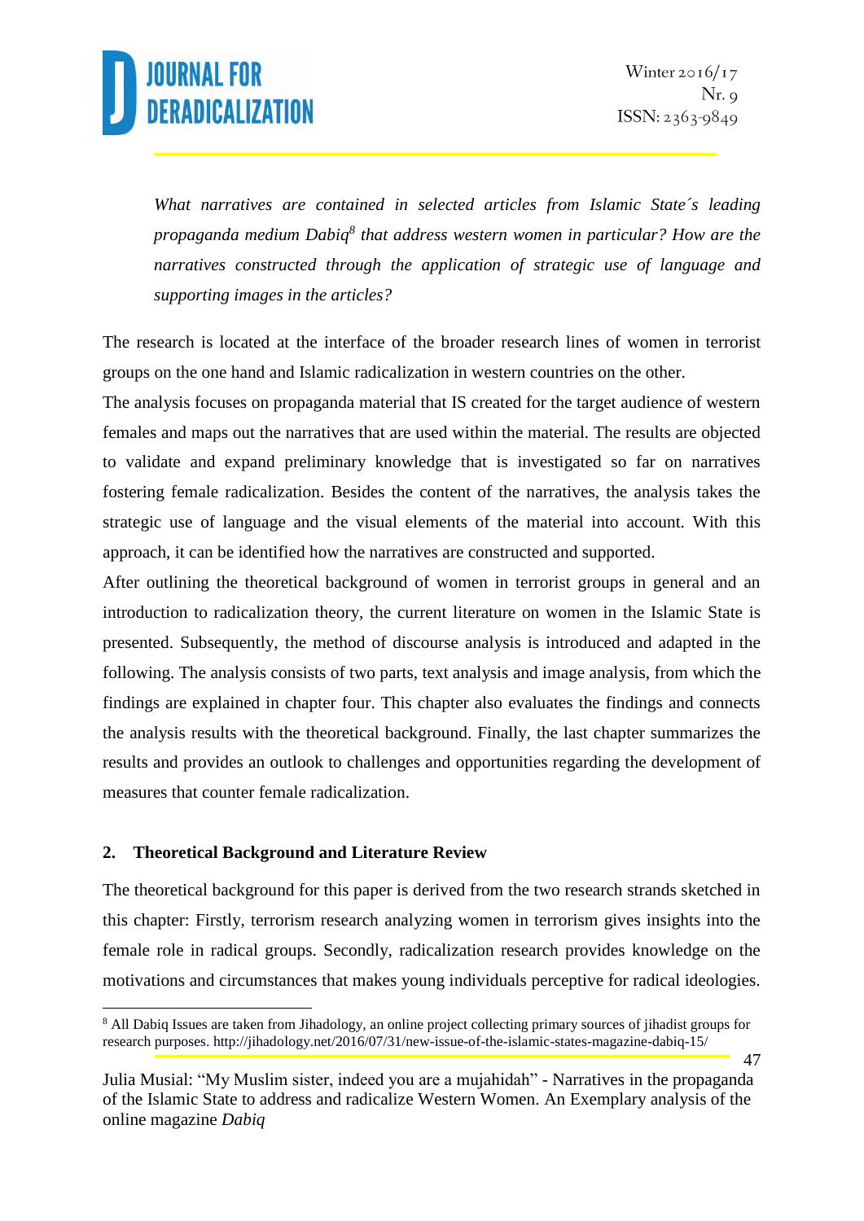*What narratives are contained in selected articles from Islamic State´s leading propaganda medium Dabiq*[8] *that address western women in particular? How are the narratives constructed through the application of strategic use of language and supporting images in the articles?*

The research is located at the interface of the broader research lines of women in terrorist groups on the one hand and Islamic radicalization in western countries on the other.

The analysis focuses on propaganda material that IS created for the target audience of western females and maps out the narratives that are used within the material. The results are objected to validate and expand preliminary knowledge that is investigated so far on narratives fostering female radicalization. Besides the content of the narratives, the analysis takes the strategic use of language and the visual elements of the material into account. With this approach, it can be identified how the narratives are constructed and supported.

After outlining the theoretical background of women in terrorist groups in general and an introduction to radicalization theory, the current literature on women in the Islamic State is presented. Subsequently, the method of discourse analysis is introduced and adapted in the following. The analysis consists of two parts, text analysis and image analysis, from which the findings are explained in chapter four. This chapter also evaluates the findings and connects the analysis results with the theoretical background. Finally, the last chapter summarizes the results and provides an outlook to challenges and opportunities regarding the development of measures that counter female radicalization.

## 2. Theoretical Background and Literature Review

The theoretical background for this paper is derived from the two research strands sketched in this chapter: Firstly, terrorism research analyzing women in terrorism gives insights into the female role in radical groups. Secondly, radicalization research provides knowledge on the motivations and circumstances that makes young individuals perceptive for radical ideologies.

---

[8] All Dabiq Issues are taken from Jihadology, an online project collecting primary sources of jihadist groups for research purposes. http://jihadology.net/2016/07/31/new-issue-of-the-islamic-states-magazine-dabiq-15/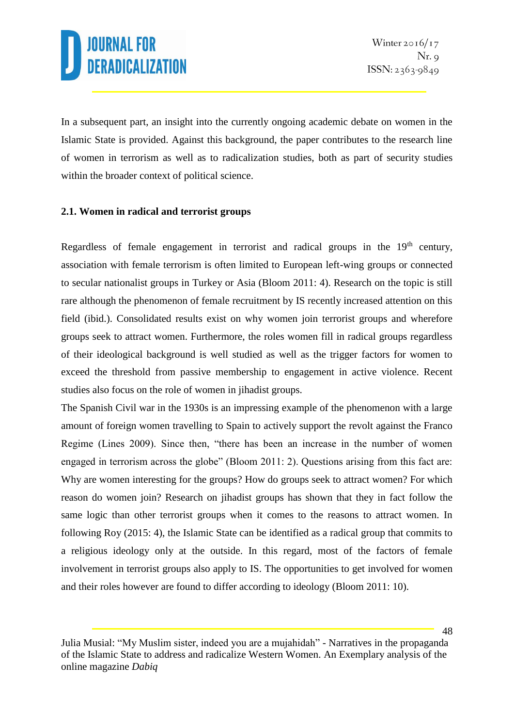In a subsequent part, an insight into the currently ongoing academic debate on women in the Islamic State is provided. Against this background, the paper contributes to the research line of women in terrorism as well as to radicalization studies, both as part of security studies within the broader context of political science.

### 2.1. Women in radical and terrorist groups

Regardless of female engagement in terrorist and radical groups in the 19th century, association with female terrorism is often limited to European left-wing groups or connected to secular nationalist groups in Turkey or Asia (Bloom 2011: 4). Research on the topic is still rare although the phenomenon of female recruitment by IS recently increased attention on this field (ibid.). Consolidated results exist on why women join terrorist groups and wherefore groups seek to attract women. Furthermore, the roles women fill in radical groups regardless of their ideological background is well studied as well as the trigger factors for women to exceed the threshold from passive membership to engagement in active violence. Recent studies also focus on the role of women in jihadist groups.

The Spanish Civil war in the 1930s is an impressing example of the phenomenon with a large amount of foreign women travelling to Spain to actively support the revolt against the Franco Regime (Lines 2009). Since then, "there has been an increase in the number of women engaged in terrorism across the globe" (Bloom 2011: 2). Questions arising from this fact are: Why are women interesting for the groups? How do groups seek to attract women? For which reason do women join? Research on jihadist groups has shown that they in fact follow the same logic than other terrorist groups when it comes to the reasons to attract women. In following Roy (2015: 4), the Islamic State can be identified as a radical group that commits to a religious ideology only at the outside. In this regard, most of the factors of female involvement in terrorist groups also apply to IS. The opportunities to get involved for women and their roles however are found to differ according to ideology (Bloom 2011: 10).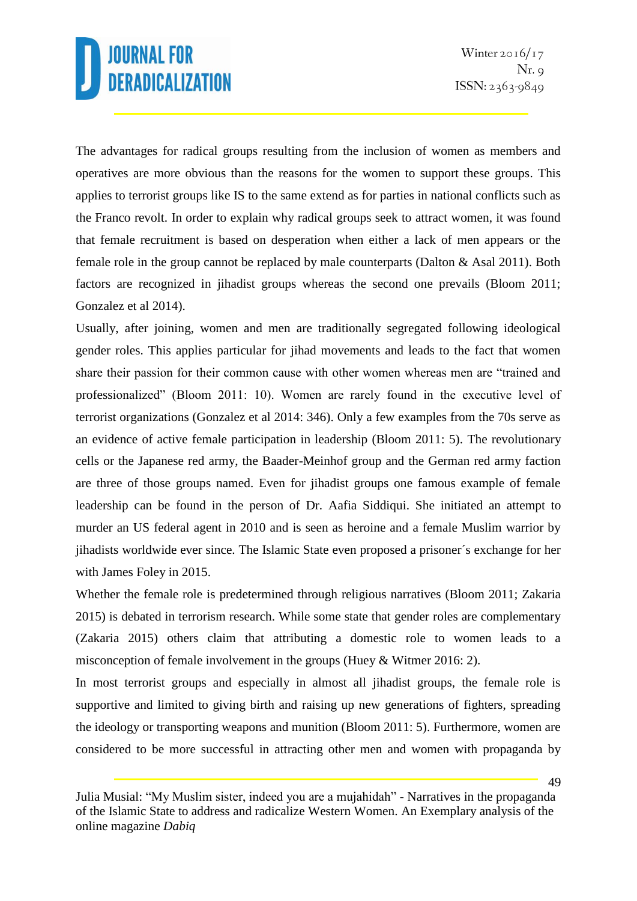The advantages for radical groups resulting from the inclusion of women as members and operatives are more obvious than the reasons for the women to support these groups. This applies to terrorist groups like IS to the same extend as for parties in national conflicts such as the Franco revolt. In order to explain why radical groups seek to attract women, it was found that female recruitment is based on desperation when either a lack of men appears or the female role in the group cannot be replaced by male counterparts (Dalton & Asal 2011). Both factors are recognized in jihadist groups whereas the second one prevails (Bloom 2011; Gonzalez et al 2014).

Usually, after joining, women and men are traditionally segregated following ideological gender roles. This applies particular for jihad movements and leads to the fact that women share their passion for their common cause with other women whereas men are "trained and professionalized" (Bloom 2011: 10). Women are rarely found in the executive level of terrorist organizations (Gonzalez et al 2014: 346). Only a few examples from the 70s serve as an evidence of active female participation in leadership (Bloom 2011: 5). The revolutionary cells or the Japanese red army, the Baader-Meinhof group and the German red army faction are three of those groups named. Even for jihadist groups one famous example of female leadership can be found in the person of Dr. Aafia Siddiqui. She initiated an attempt to murder an US federal agent in 2010 and is seen as heroine and a female Muslim warrior by jihadists worldwide ever since. The Islamic State even proposed a prisoner´s exchange for her with James Foley in 2015.

Whether the female role is predetermined through religious narratives (Bloom 2011; Zakaria 2015) is debated in terrorism research. While some state that gender roles are complementary (Zakaria 2015) others claim that attributing a domestic role to women leads to a misconception of female involvement in the groups (Huey & Witmer 2016: 2).

In most terrorist groups and especially in almost all jihadist groups, the female role is supportive and limited to giving birth and raising up new generations of fighters, spreading the ideology or transporting weapons and munition (Bloom 2011: 5). Furthermore, women are considered to be more successful in attracting other men and women with propaganda by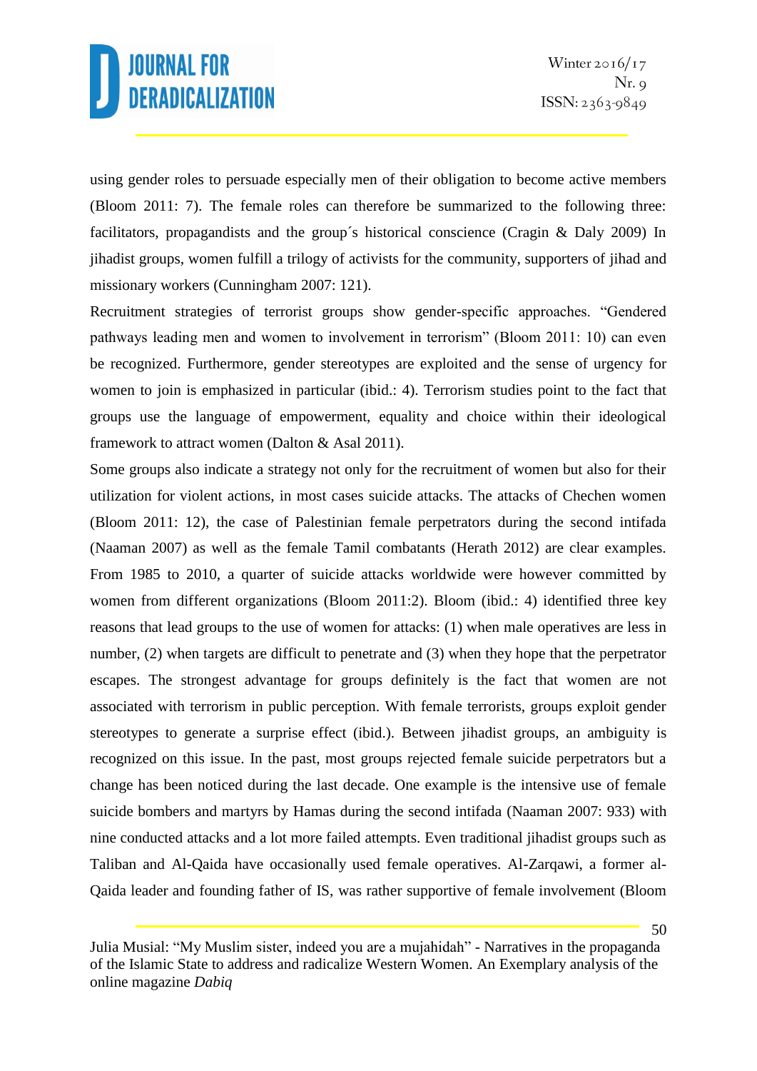using gender roles to persuade especially men of their obligation to become active members (Bloom 2011: 7). The female roles can therefore be summarized to the following three: facilitators, propagandists and the group´s historical conscience (Cragin & Daly 2009) In jihadist groups, women fulfill a trilogy of activists for the community, supporters of jihad and missionary workers (Cunningham 2007: 121).

Recruitment strategies of terrorist groups show gender-specific approaches. "Gendered pathways leading men and women to involvement in terrorism" (Bloom 2011: 10) can even be recognized. Furthermore, gender stereotypes are exploited and the sense of urgency for women to join is emphasized in particular (ibid.: 4). Terrorism studies point to the fact that groups use the language of empowerment, equality and choice within their ideological framework to attract women (Dalton & Asal 2011).

Some groups also indicate a strategy not only for the recruitment of women but also for their utilization for violent actions, in most cases suicide attacks. The attacks of Chechen women (Bloom 2011: 12), the case of Palestinian female perpetrators during the second intifada (Naaman 2007) as well as the female Tamil combatants (Herath 2012) are clear examples. From 1985 to 2010, a quarter of suicide attacks worldwide were however committed by women from different organizations (Bloom 2011:2). Bloom (ibid.: 4) identified three key reasons that lead groups to the use of women for attacks: (1) when male operatives are less in number, (2) when targets are difficult to penetrate and (3) when they hope that the perpetrator escapes. The strongest advantage for groups definitely is the fact that women are not associated with terrorism in public perception. With female terrorists, groups exploit gender stereotypes to generate a surprise effect (ibid.). Between jihadist groups, an ambiguity is recognized on this issue. In the past, most groups rejected female suicide perpetrators but a change has been noticed during the last decade. One example is the intensive use of female suicide bombers and martyrs by Hamas during the second intifada (Naaman 2007: 933) with nine conducted attacks and a lot more failed attempts. Even traditional jihadist groups such as Taliban and Al-Qaida have occasionally used female operatives. Al-Zarqawi, a former al-Qaida leader and founding father of IS, was rather supportive of female involvement (Bloom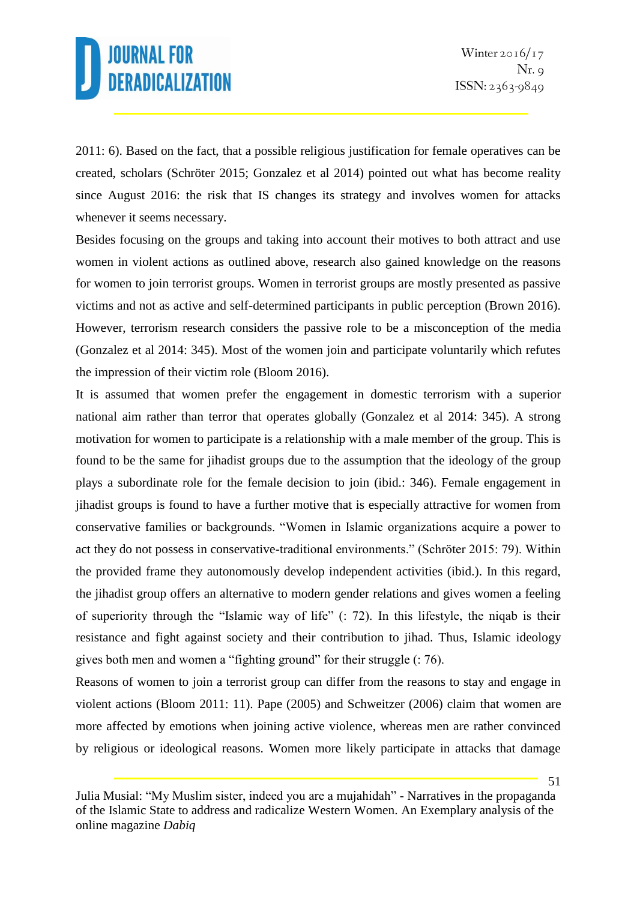2011: 6). Based on the fact, that a possible religious justification for female operatives can be created, scholars (Schröter 2015; Gonzalez et al 2014) pointed out what has become reality since August 2016: the risk that IS changes its strategy and involves women for attacks whenever it seems necessary.

Besides focusing on the groups and taking into account their motives to both attract and use women in violent actions as outlined above, research also gained knowledge on the reasons for women to join terrorist groups. Women in terrorist groups are mostly presented as passive victims and not as active and self-determined participants in public perception (Brown 2016). However, terrorism research considers the passive role to be a misconception of the media (Gonzalez et al 2014: 345). Most of the women join and participate voluntarily which refutes the impression of their victim role (Bloom 2016).

It is assumed that women prefer the engagement in domestic terrorism with a superior national aim rather than terror that operates globally (Gonzalez et al 2014: 345). A strong motivation for women to participate is a relationship with a male member of the group. This is found to be the same for jihadist groups due to the assumption that the ideology of the group plays a subordinate role for the female decision to join (ibid.: 346). Female engagement in jihadist groups is found to have a further motive that is especially attractive for women from conservative families or backgrounds. "Women in Islamic organizations acquire a power to act they do not possess in conservative-traditional environments." (Schröter 2015: 79). Within the provided frame they autonomously develop independent activities (ibid.). In this regard, the jihadist group offers an alternative to modern gender relations and gives women a feeling of superiority through the "Islamic way of life" (: 72). In this lifestyle, the niqab is their resistance and fight against society and their contribution to jihad. Thus, Islamic ideology gives both men and women a "fighting ground" for their struggle (: 76).

Reasons of women to join a terrorist group can differ from the reasons to stay and engage in violent actions (Bloom 2011: 11). Pape (2005) and Schweitzer (2006) claim that women are more affected by emotions when joining active violence, whereas men are rather convinced by religious or ideological reasons. Women more likely participate in attacks that damage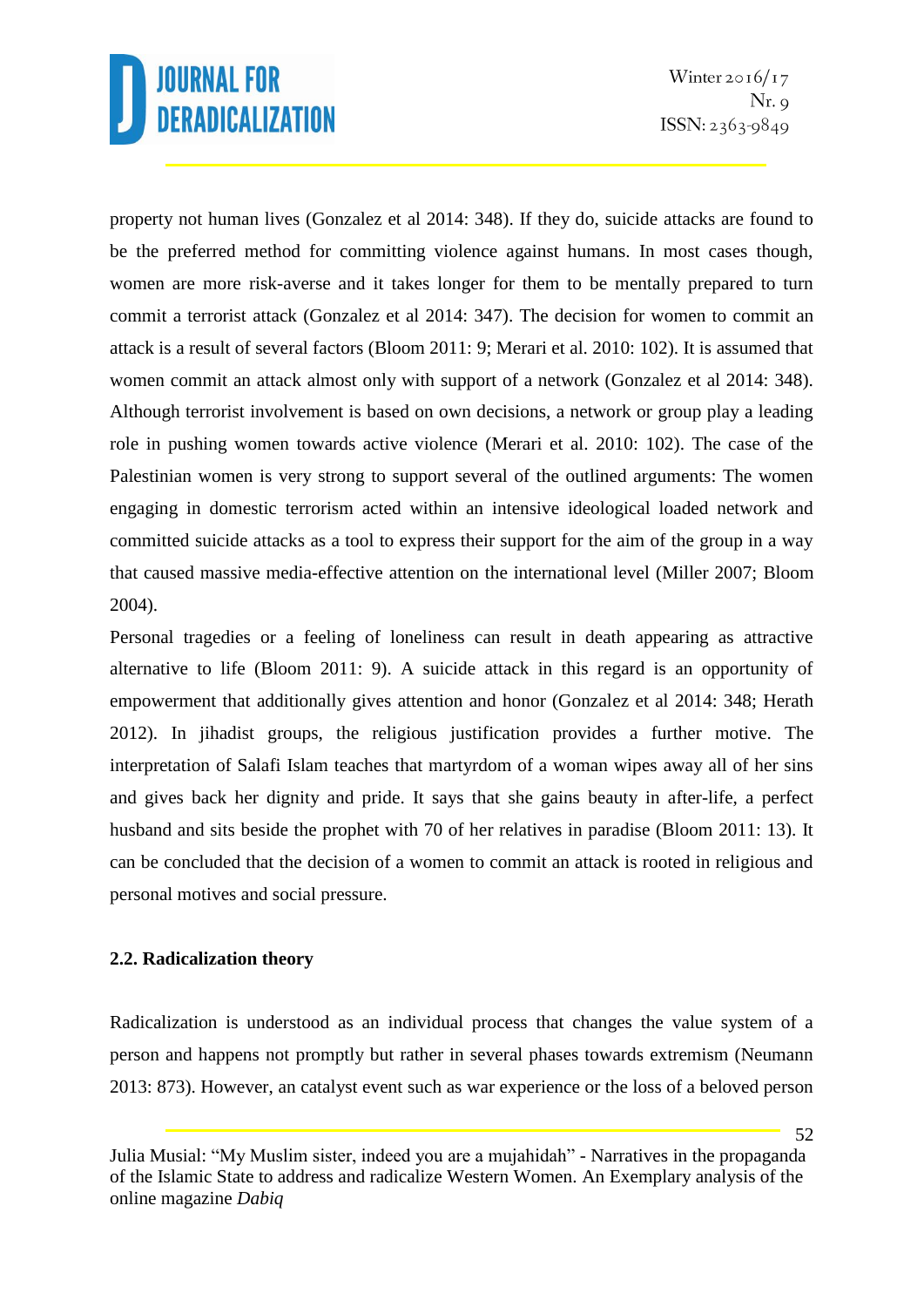property not human lives (Gonzalez et al 2014: 348). If they do, suicide attacks are found to be the preferred method for committing violence against humans. In most cases though, women are more risk-averse and it takes longer for them to be mentally prepared to turn commit a terrorist attack (Gonzalez et al 2014: 347). The decision for women to commit an attack is a result of several factors (Bloom 2011: 9; Merari et al. 2010: 102). It is assumed that women commit an attack almost only with support of a network (Gonzalez et al 2014: 348). Although terrorist involvement is based on own decisions, a network or group play a leading role in pushing women towards active violence (Merari et al. 2010: 102). The case of the Palestinian women is very strong to support several of the outlined arguments: The women engaging in domestic terrorism acted within an intensive ideological loaded network and committed suicide attacks as a tool to express their support for the aim of the group in a way that caused massive media-effective attention on the international level (Miller 2007; Bloom 2004).

Personal tragedies or a feeling of loneliness can result in death appearing as attractive alternative to life (Bloom 2011: 9). A suicide attack in this regard is an opportunity of empowerment that additionally gives attention and honor (Gonzalez et al 2014: 348; Herath 2012). In jihadist groups, the religious justification provides a further motive. The interpretation of Salafi Islam teaches that martyrdom of a woman wipes away all of her sins and gives back her dignity and pride. It says that she gains beauty in after-life, a perfect husband and sits beside the prophet with 70 of her relatives in paradise (Bloom 2011: 13). It can be concluded that the decision of a women to commit an attack is rooted in religious and personal motives and social pressure.

### 2.2. Radicalization theory

Radicalization is understood as an individual process that changes the value system of a person and happens not promptly but rather in several phases towards extremism (Neumann 2013: 873). However, an catalyst event such as war experience or the loss of a beloved person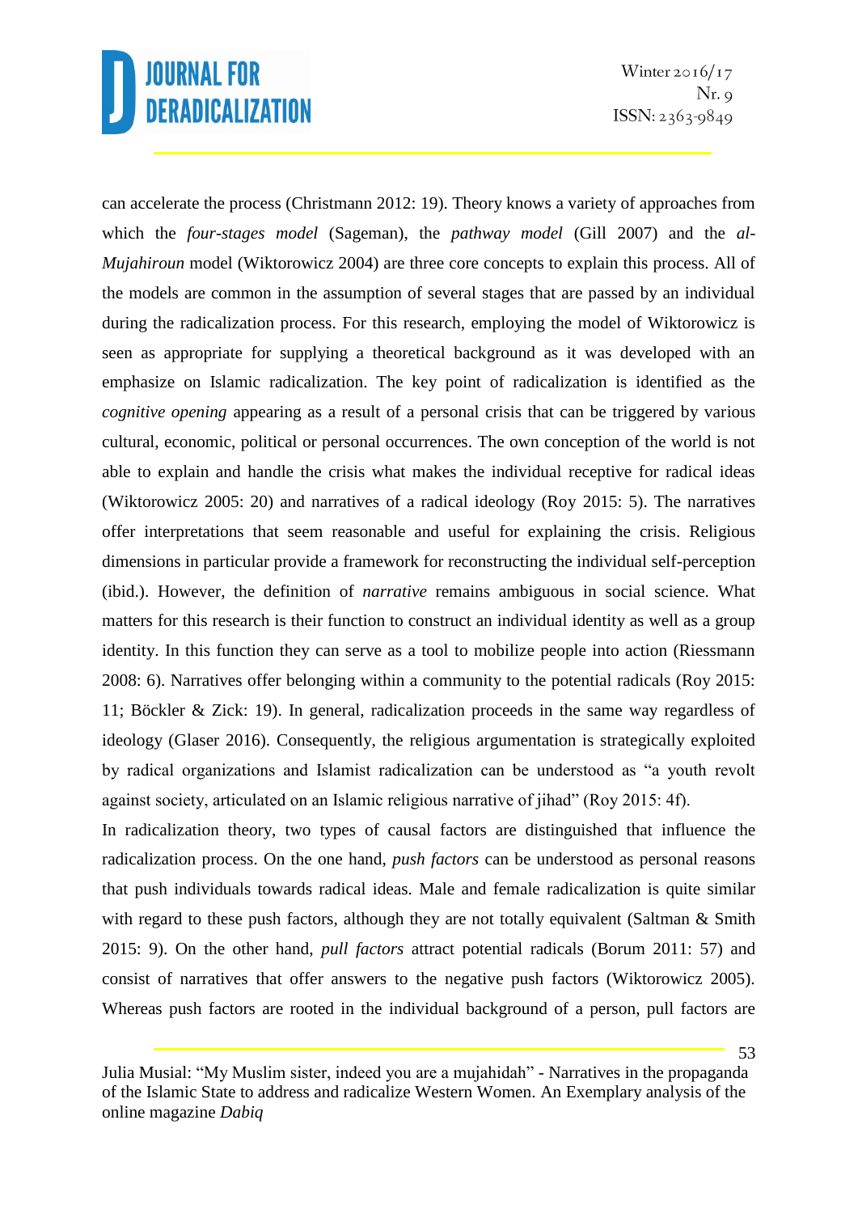can accelerate the process (Christmann 2012: 19). Theory knows a variety of approaches from which the *four-stages model* (Sageman), the *pathway model* (Gill 2007) and the *al-Mujahiroun* model (Wiktorowicz 2004) are three core concepts to explain this process. All of the models are common in the assumption of several stages that are passed by an individual during the radicalization process. For this research, employing the model of Wiktorowicz is seen as appropriate for supplying a theoretical background as it was developed with an emphasize on Islamic radicalization. The key point of radicalization is identified as the *cognitive opening* appearing as a result of a personal crisis that can be triggered by various cultural, economic, political or personal occurrences. The own conception of the world is not able to explain and handle the crisis what makes the individual receptive for radical ideas (Wiktorowicz 2005: 20) and narratives of a radical ideology (Roy 2015: 5). The narratives offer interpretations that seem reasonable and useful for explaining the crisis. Religious dimensions in particular provide a framework for reconstructing the individual self-perception (ibid.). However, the definition of *narrative* remains ambiguous in social science. What matters for this research is their function to construct an individual identity as well as a group identity. In this function they can serve as a tool to mobilize people into action (Riessmann 2008: 6). Narratives offer belonging within a community to the potential radicals (Roy 2015: 11; Böckler & Zick: 19). In general, radicalization proceeds in the same way regardless of ideology (Glaser 2016). Consequently, the religious argumentation is strategically exploited by radical organizations and Islamist radicalization can be understood as "a youth revolt against society, articulated on an Islamic religious narrative of jihad" (Roy 2015: 4f).

In radicalization theory, two types of causal factors are distinguished that influence the radicalization process. On the one hand, *push factors* can be understood as personal reasons that push individuals towards radical ideas. Male and female radicalization is quite similar with regard to these push factors, although they are not totally equivalent (Saltman & Smith 2015: 9). On the other hand, *pull factors* attract potential radicals (Borum 2011: 57) and consist of narratives that offer answers to the negative push factors (Wiktorowicz 2005). Whereas push factors are rooted in the individual background of a person, pull factors are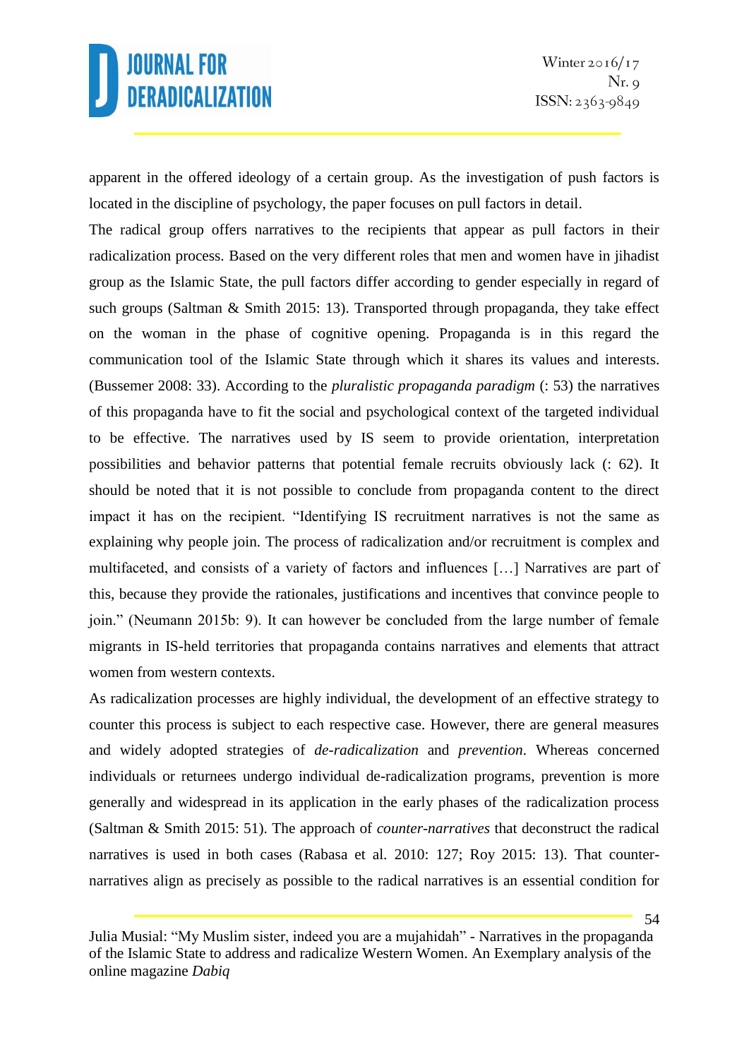apparent in the offered ideology of a certain group. As the investigation of push factors is located in the discipline of psychology, the paper focuses on pull factors in detail.

The radical group offers narratives to the recipients that appear as pull factors in their radicalization process. Based on the very different roles that men and women have in jihadist group as the Islamic State, the pull factors differ according to gender especially in regard of such groups (Saltman & Smith 2015: 13). Transported through propaganda, they take effect on the woman in the phase of cognitive opening. Propaganda is in this regard the communication tool of the Islamic State through which it shares its values and interests. (Bussemer 2008: 33). According to the *pluralistic propaganda paradigm* (: 53) the narratives of this propaganda have to fit the social and psychological context of the targeted individual to be effective. The narratives used by IS seem to provide orientation, interpretation possibilities and behavior patterns that potential female recruits obviously lack (: 62). It should be noted that it is not possible to conclude from propaganda content to the direct impact it has on the recipient. "Identifying IS recruitment narratives is not the same as explaining why people join. The process of radicalization and/or recruitment is complex and multifaceted, and consists of a variety of factors and influences […] Narratives are part of this, because they provide the rationales, justifications and incentives that convince people to join." (Neumann 2015b: 9). It can however be concluded from the large number of female migrants in IS-held territories that propaganda contains narratives and elements that attract women from western contexts.

As radicalization processes are highly individual, the development of an effective strategy to counter this process is subject to each respective case. However, there are general measures and widely adopted strategies of *de-radicalization* and *prevention*. Whereas concerned individuals or returnees undergo individual de-radicalization programs, prevention is more generally and widespread in its application in the early phases of the radicalization process (Saltman & Smith 2015: 51). The approach of *counter-narratives* that deconstruct the radical narratives is used in both cases (Rabasa et al. 2010: 127; Roy 2015: 13). That counter-narratives align as precisely as possible to the radical narratives is an essential condition for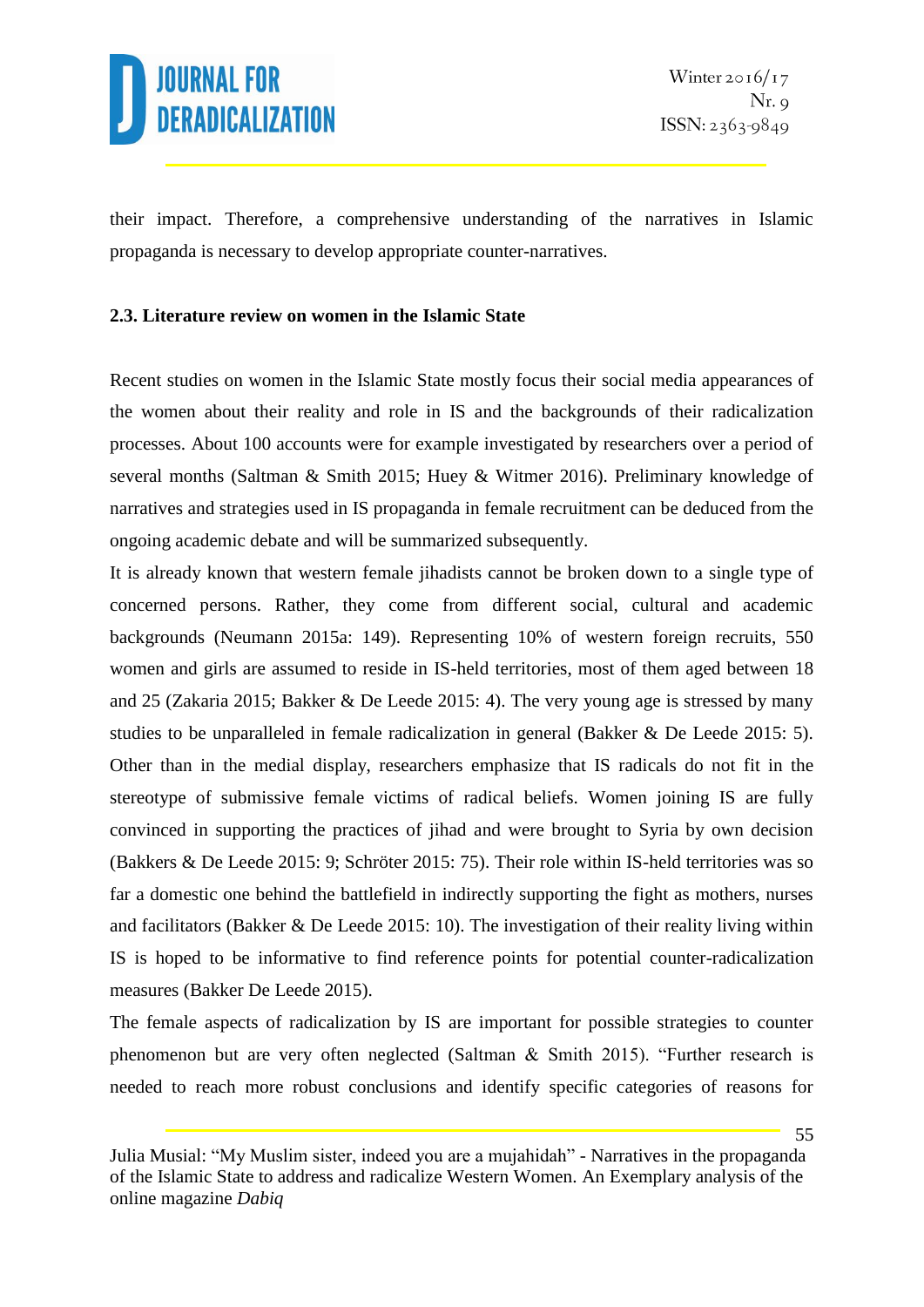their impact. Therefore, a comprehensive understanding of the narratives in Islamic propaganda is necessary to develop appropriate counter-narratives.

### 2.3. Literature review on women in the Islamic State

Recent studies on women in the Islamic State mostly focus their social media appearances of the women about their reality and role in IS and the backgrounds of their radicalization processes. About 100 accounts were for example investigated by researchers over a period of several months (Saltman & Smith 2015; Huey & Witmer 2016). Preliminary knowledge of narratives and strategies used in IS propaganda in female recruitment can be deduced from the ongoing academic debate and will be summarized subsequently.

It is already known that western female jihadists cannot be broken down to a single type of concerned persons. Rather, they come from different social, cultural and academic backgrounds (Neumann 2015a: 149). Representing 10% of western foreign recruits, 550 women and girls are assumed to reside in IS-held territories, most of them aged between 18 and 25 (Zakaria 2015; Bakker & De Leede 2015: 4). The very young age is stressed by many studies to be unparalleled in female radicalization in general (Bakker & De Leede 2015: 5). Other than in the medial display, researchers emphasize that IS radicals do not fit in the stereotype of submissive female victims of radical beliefs. Women joining IS are fully convinced in supporting the practices of jihad and were brought to Syria by own decision (Bakkers & De Leede 2015: 9; Schröter 2015: 75). Their role within IS-held territories was so far a domestic one behind the battlefield in indirectly supporting the fight as mothers, nurses and facilitators (Bakker & De Leede 2015: 10). The investigation of their reality living within IS is hoped to be informative to find reference points for potential counter-radicalization measures (Bakker De Leede 2015).

The female aspects of radicalization by IS are important for possible strategies to counter phenomenon but are very often neglected (Saltman & Smith 2015). "Further research is needed to reach more robust conclusions and identify specific categories of reasons for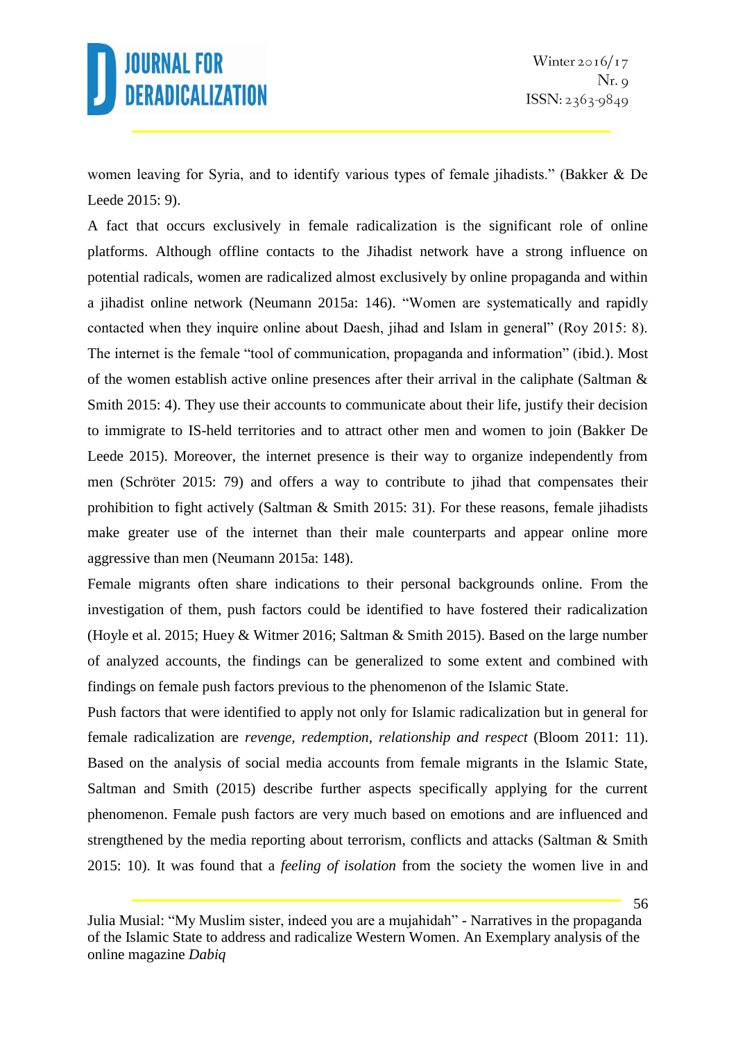women leaving for Syria, and to identify various types of female jihadists." (Bakker & De Leede 2015: 9).

A fact that occurs exclusively in female radicalization is the significant role of online platforms. Although offline contacts to the Jihadist network have a strong influence on potential radicals, women are radicalized almost exclusively by online propaganda and within a jihadist online network (Neumann 2015a: 146). "Women are systematically and rapidly contacted when they inquire online about Daesh, jihad and Islam in general" (Roy 2015: 8). The internet is the female "tool of communication, propaganda and information" (ibid.). Most of the women establish active online presences after their arrival in the caliphate (Saltman & Smith 2015: 4). They use their accounts to communicate about their life, justify their decision to immigrate to IS-held territories and to attract other men and women to join (Bakker De Leede 2015). Moreover, the internet presence is their way to organize independently from men (Schröter 2015: 79) and offers a way to contribute to jihad that compensates their prohibition to fight actively (Saltman & Smith 2015: 31). For these reasons, female jihadists make greater use of the internet than their male counterparts and appear online more aggressive than men (Neumann 2015a: 148).

Female migrants often share indications to their personal backgrounds online. From the investigation of them, push factors could be identified to have fostered their radicalization (Hoyle et al. 2015; Huey & Witmer 2016; Saltman & Smith 2015). Based on the large number of analyzed accounts, the findings can be generalized to some extent and combined with findings on female push factors previous to the phenomenon of the Islamic State.

Push factors that were identified to apply not only for Islamic radicalization but in general for female radicalization are *revenge, redemption, relationship and respect* (Bloom 2011: 11). Based on the analysis of social media accounts from female migrants in the Islamic State, Saltman and Smith (2015) describe further aspects specifically applying for the current phenomenon. Female push factors are very much based on emotions and are influenced and strengthened by the media reporting about terrorism, conflicts and attacks (Saltman & Smith 2015: 10). It was found that a *feeling of isolation* from the society the women live in and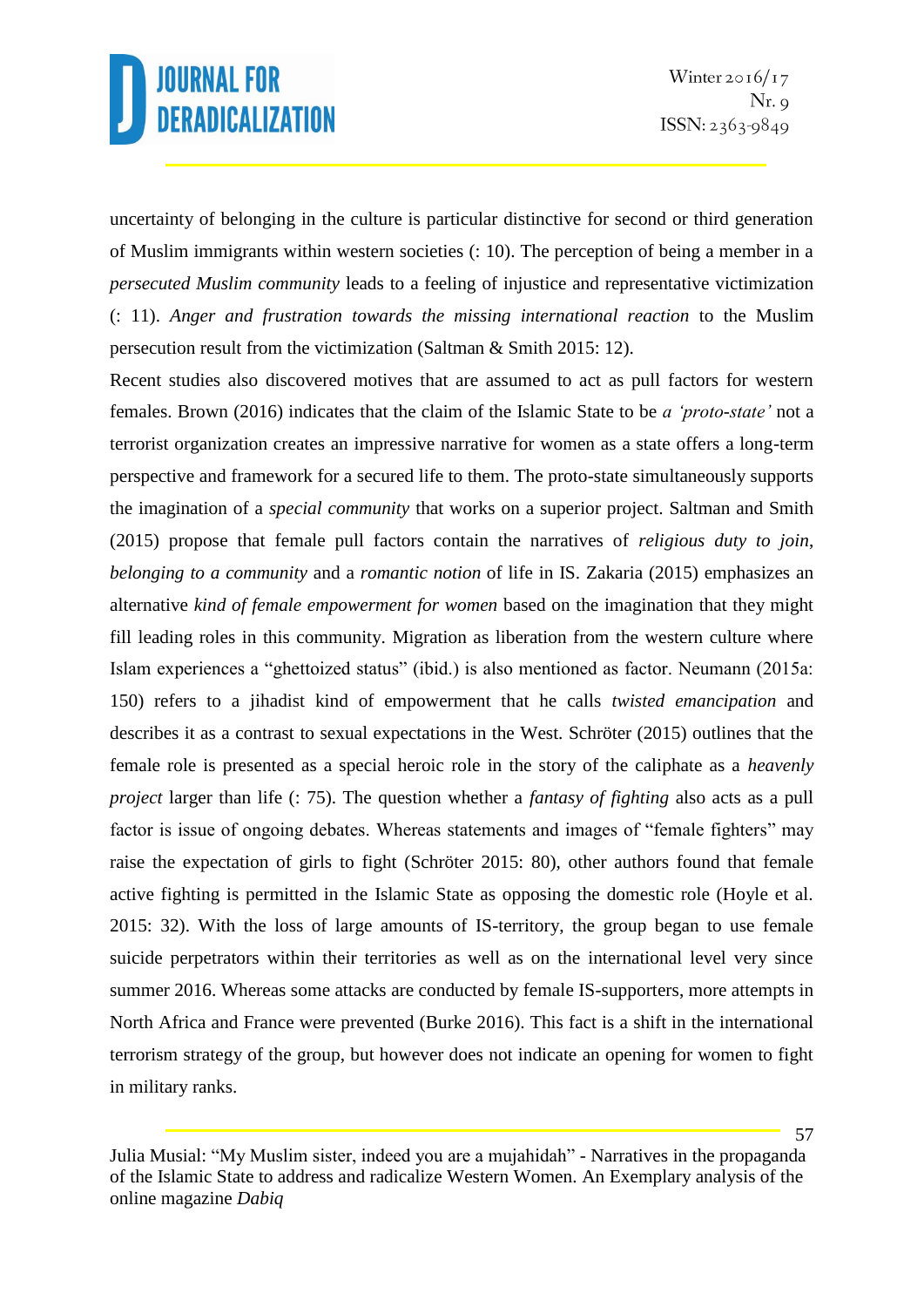uncertainty of belonging in the culture is particular distinctive for second or third generation of Muslim immigrants within western societies (: 10). The perception of being a member in a *persecuted Muslim community* leads to a feeling of injustice and representative victimization (: 11). *Anger and frustration towards the missing international reaction* to the Muslim persecution result from the victimization (Saltman & Smith 2015: 12).

Recent studies also discovered motives that are assumed to act as pull factors for western females. Brown (2016) indicates that the claim of the Islamic State to be *a 'proto-state'* not a terrorist organization creates an impressive narrative for women as a state offers a long-term perspective and framework for a secured life to them. The proto-state simultaneously supports the imagination of a *special community* that works on a superior project. Saltman and Smith (2015) propose that female pull factors contain the narratives of *religious duty to join*, *belonging to a community* and a *romantic notion* of life in IS. Zakaria (2015) emphasizes an alternative *kind of female empowerment for women* based on the imagination that they might fill leading roles in this community. Migration as liberation from the western culture where Islam experiences a "ghettoized status" (ibid.) is also mentioned as factor. Neumann (2015a: 150) refers to a jihadist kind of empowerment that he calls *twisted emancipation* and describes it as a contrast to sexual expectations in the West. Schröter (2015) outlines that the female role is presented as a special heroic role in the story of the caliphate as a *heavenly project* larger than life (: 75). The question whether a *fantasy of fighting* also acts as a pull factor is issue of ongoing debates. Whereas statements and images of "female fighters" may raise the expectation of girls to fight (Schröter 2015: 80), other authors found that female active fighting is permitted in the Islamic State as opposing the domestic role (Hoyle et al. 2015: 32). With the loss of large amounts of IS-territory, the group began to use female suicide perpetrators within their territories as well as on the international level very since summer 2016. Whereas some attacks are conducted by female IS-supporters, more attempts in North Africa and France were prevented (Burke 2016). This fact is a shift in the international terrorism strategy of the group, but however does not indicate an opening for women to fight in military ranks.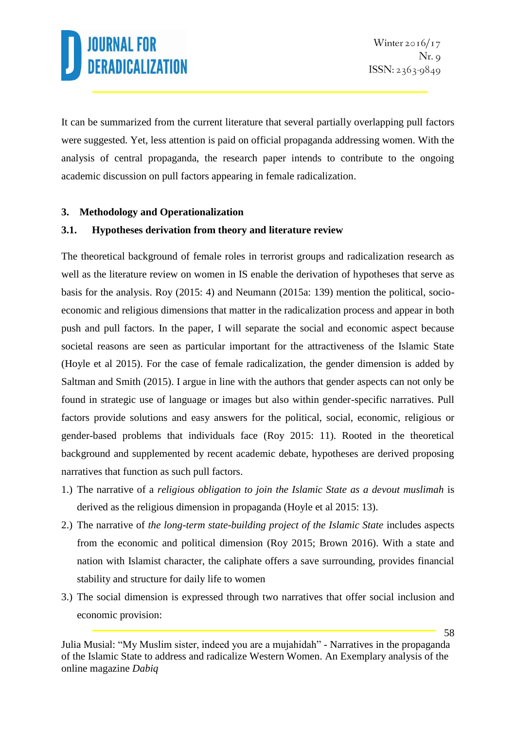It can be summarized from the current literature that several partially overlapping pull factors were suggested. Yet, less attention is paid on official propaganda addressing women. With the analysis of central propaganda, the research paper intends to contribute to the ongoing academic discussion on pull factors appearing in female radicalization.

### 3. Methodology and Operationalization

#### 3.1. Hypotheses derivation from theory and literature review

The theoretical background of female roles in terrorist groups and radicalization research as well as the literature review on women in IS enable the derivation of hypotheses that serve as basis for the analysis. Roy (2015: 4) and Neumann (2015a: 139) mention the political, socio-economic and religious dimensions that matter in the radicalization process and appear in both push and pull factors. In the paper, I will separate the social and economic aspect because societal reasons are seen as particular important for the attractiveness of the Islamic State (Hoyle et al 2015). For the case of female radicalization, the gender dimension is added by Saltman and Smith (2015). I argue in line with the authors that gender aspects can not only be found in strategic use of language or images but also within gender-specific narratives. Pull factors provide solutions and easy answers for the political, social, economic, religious or gender-based problems that individuals face (Roy 2015: 11). Rooted in the theoretical background and supplemented by recent academic debate, hypotheses are derived proposing narratives that function as such pull factors.

1.) The narrative of a *religious obligation to join the Islamic State as a devout muslimah* is derived as the religious dimension in propaganda (Hoyle et al 2015: 13).
2.) The narrative of *the long-term state-building project of the Islamic State* includes aspects from the economic and political dimension (Roy 2015; Brown 2016). With a state and nation with Islamist character, the caliphate offers a save surrounding, provides financial stability and structure for daily life to women
3.) The social dimension is expressed through two narratives that offer social inclusion and economic provision: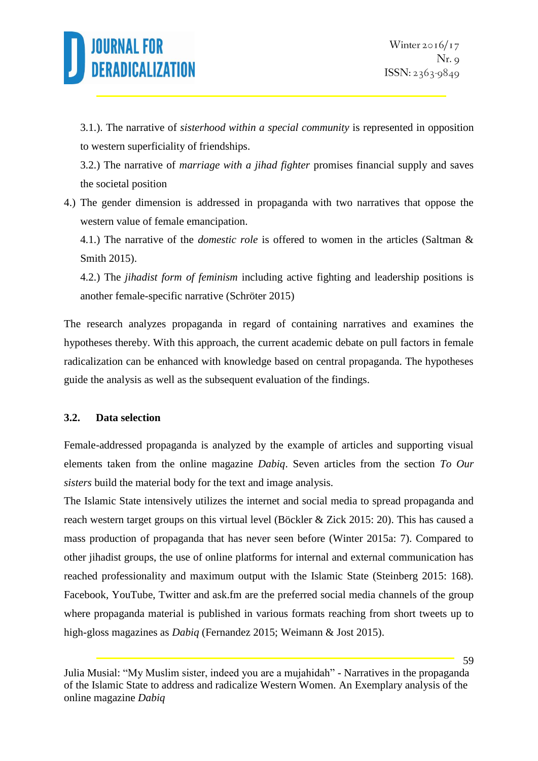3.1.). The narrative of *sisterhood within a special community* is represented in opposition to western superficiality of friendships.

3.2.) The narrative of *marriage with a jihad fighter* promises financial supply and saves the societal position

4.) The gender dimension is addressed in propaganda with two narratives that oppose the western value of female emancipation.

4.1.) The narrative of the *domestic role* is offered to women in the articles (Saltman & Smith 2015).

4.2.) The *jihadist form of feminism* including active fighting and leadership positions is another female-specific narrative (Schröter 2015)

The research analyzes propaganda in regard of containing narratives and examines the hypotheses thereby. With this approach, the current academic debate on pull factors in female radicalization can be enhanced with knowledge based on central propaganda. The hypotheses guide the analysis as well as the subsequent evaluation of the findings.

### 3.2. Data selection

Female-addressed propaganda is analyzed by the example of articles and supporting visual elements taken from the online magazine *Dabiq*. Seven articles from the section *To Our sisters* build the material body for the text and image analysis.

The Islamic State intensively utilizes the internet and social media to spread propaganda and reach western target groups on this virtual level (Böckler & Zick 2015: 20). This has caused a mass production of propaganda that has never seen before (Winter 2015a: 7). Compared to other jihadist groups, the use of online platforms for internal and external communication has reached professionality and maximum output with the Islamic State (Steinberg 2015: 168). Facebook, YouTube, Twitter and ask.fm are the preferred social media channels of the group where propaganda material is published in various formats reaching from short tweets up to high-gloss magazines as *Dabiq* (Fernandez 2015; Weimann & Jost 2015).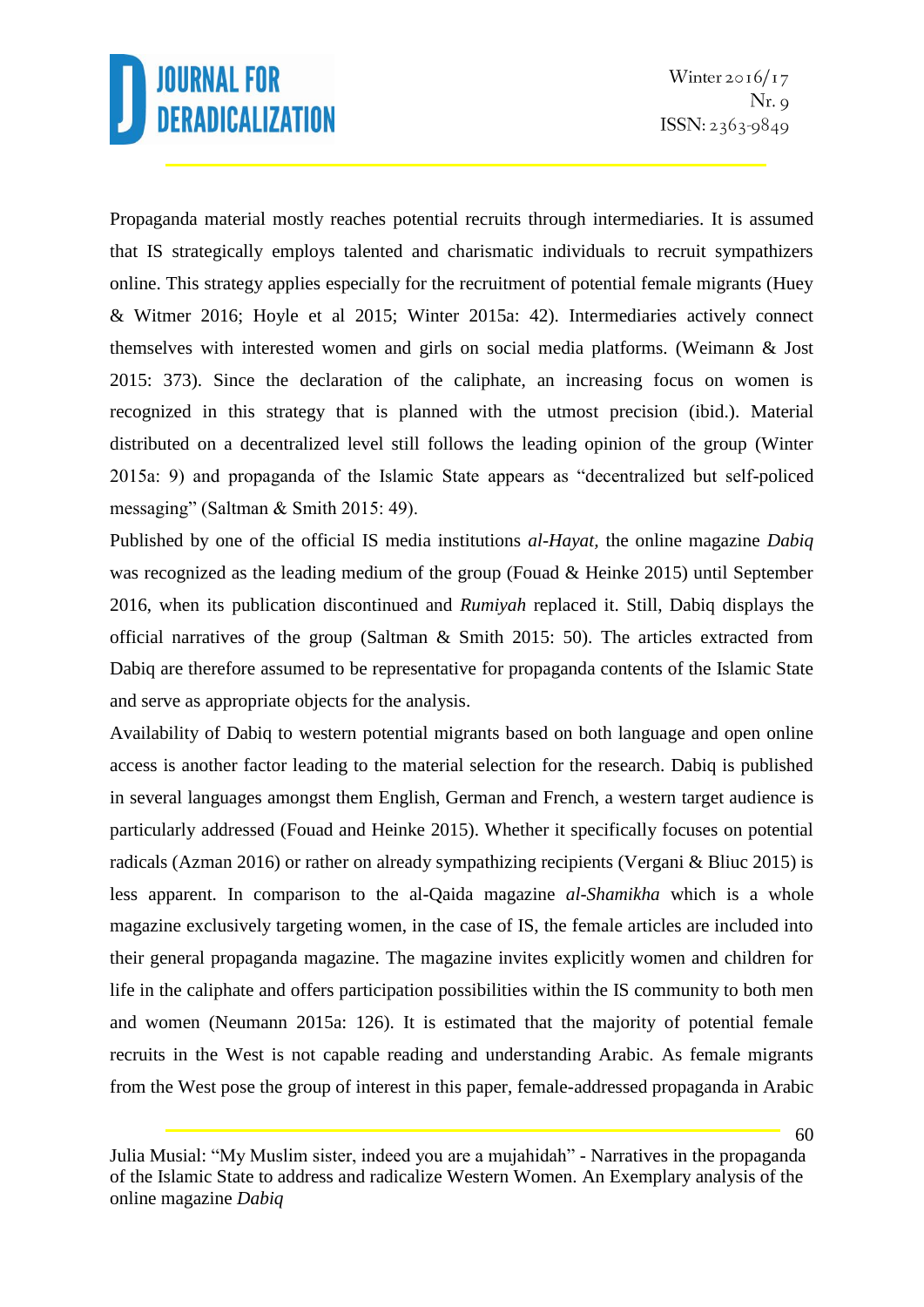Propaganda material mostly reaches potential recruits through intermediaries. It is assumed that IS strategically employs talented and charismatic individuals to recruit sympathizers online. This strategy applies especially for the recruitment of potential female migrants (Huey & Witmer 2016; Hoyle et al 2015; Winter 2015a: 42). Intermediaries actively connect themselves with interested women and girls on social media platforms. (Weimann & Jost 2015: 373). Since the declaration of the caliphate, an increasing focus on women is recognized in this strategy that is planned with the utmost precision (ibid.). Material distributed on a decentralized level still follows the leading opinion of the group (Winter 2015a: 9) and propaganda of the Islamic State appears as "decentralized but self-policed messaging" (Saltman & Smith 2015: 49).

Published by one of the official IS media institutions *al-Hayat*, the online magazine *Dabiq* was recognized as the leading medium of the group (Fouad & Heinke 2015) until September 2016, when its publication discontinued and *Rumiyah* replaced it. Still, Dabiq displays the official narratives of the group (Saltman & Smith 2015: 50). The articles extracted from Dabiq are therefore assumed to be representative for propaganda contents of the Islamic State and serve as appropriate objects for the analysis.

Availability of Dabiq to western potential migrants based on both language and open online access is another factor leading to the material selection for the research. Dabiq is published in several languages amongst them English, German and French, a western target audience is particularly addressed (Fouad and Heinke 2015). Whether it specifically focuses on potential radicals (Azman 2016) or rather on already sympathizing recipients (Vergani & Bliuc 2015) is less apparent. In comparison to the al-Qaida magazine *al-Shamikha* which is a whole magazine exclusively targeting women, in the case of IS, the female articles are included into their general propaganda magazine. The magazine invites explicitly women and children for life in the caliphate and offers participation possibilities within the IS community to both men and women (Neumann 2015a: 126). It is estimated that the majority of potential female recruits in the West is not capable reading and understanding Arabic. As female migrants from the West pose the group of interest in this paper, female-addressed propaganda in Arabic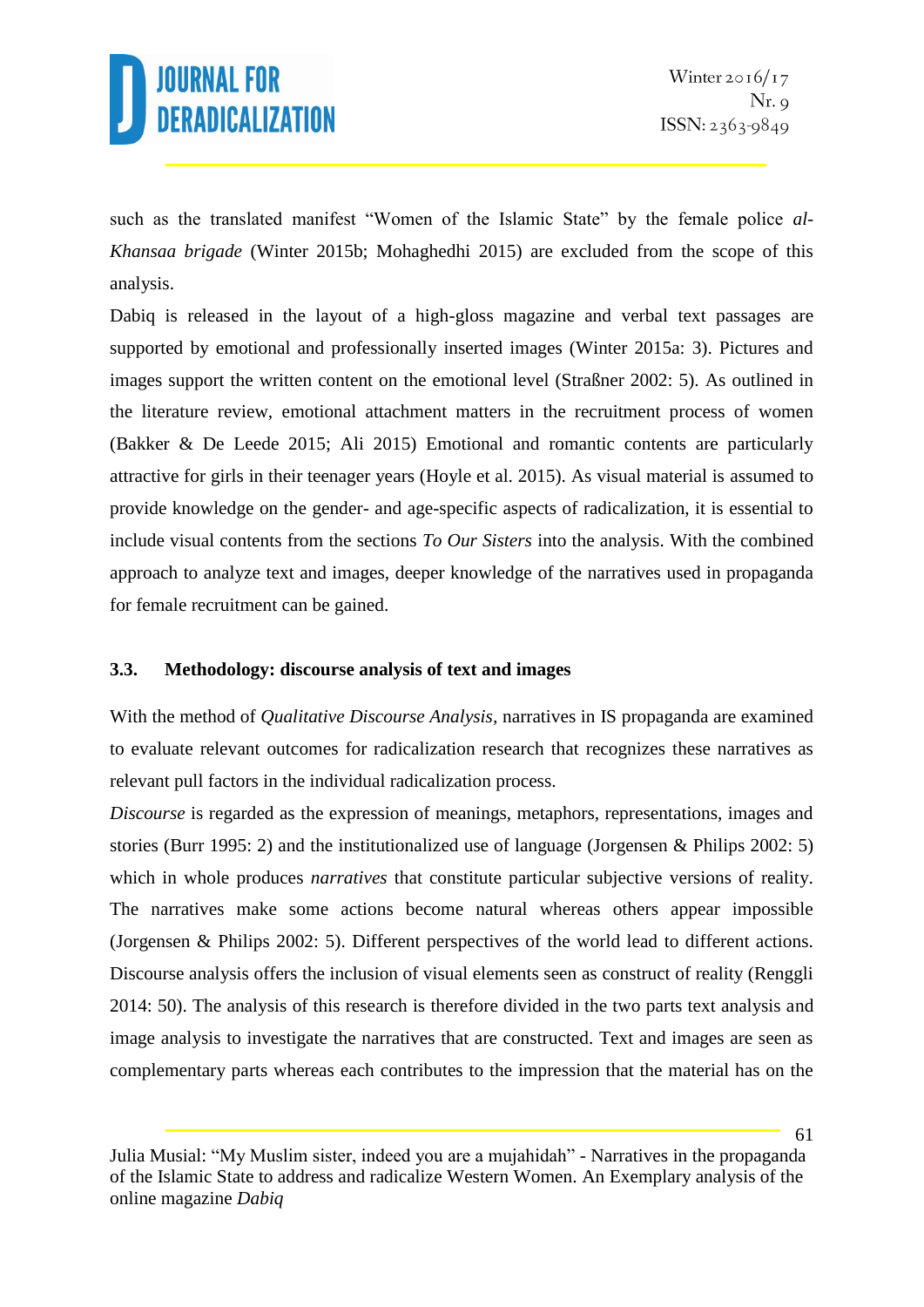such as the translated manifest "Women of the Islamic State" by the female police *al-Khansaa brigade* (Winter 2015b; Mohaghedhi 2015) are excluded from the scope of this analysis.

Dabiq is released in the layout of a high-gloss magazine and verbal text passages are supported by emotional and professionally inserted images (Winter 2015a: 3). Pictures and images support the written content on the emotional level (Straßner 2002: 5). As outlined in the literature review, emotional attachment matters in the recruitment process of women (Bakker & De Leede 2015; Ali 2015) Emotional and romantic contents are particularly attractive for girls in their teenager years (Hoyle et al. 2015). As visual material is assumed to provide knowledge on the gender- and age-specific aspects of radicalization, it is essential to include visual contents from the sections *To Our Sisters* into the analysis. With the combined approach to analyze text and images, deeper knowledge of the narratives used in propaganda for female recruitment can be gained.

### 3.3. Methodology: discourse analysis of text and images

With the method of *Qualitative Discourse Analysis,* narratives in IS propaganda are examined to evaluate relevant outcomes for radicalization research that recognizes these narratives as relevant pull factors in the individual radicalization process.

*Discourse* is regarded as the expression of meanings, metaphors, representations, images and stories (Burr 1995: 2) and the institutionalized use of language (Jorgensen & Philips 2002: 5) which in whole produces *narratives* that constitute particular subjective versions of reality. The narratives make some actions become natural whereas others appear impossible (Jorgensen & Philips 2002: 5). Different perspectives of the world lead to different actions. Discourse analysis offers the inclusion of visual elements seen as construct of reality (Renggli 2014: 50). The analysis of this research is therefore divided in the two parts text analysis and image analysis to investigate the narratives that are constructed. Text and images are seen as complementary parts whereas each contributes to the impression that the material has on the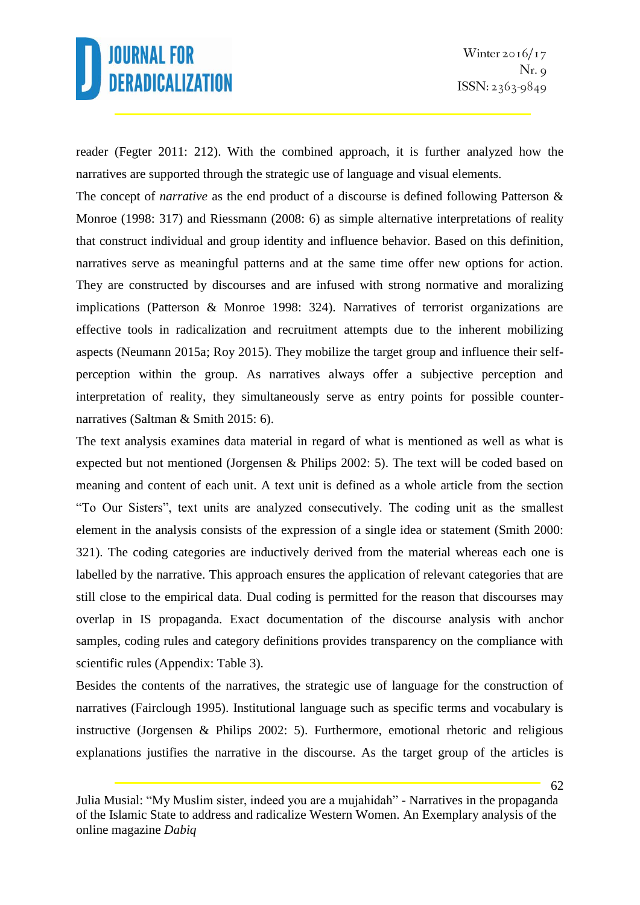reader (Fegter 2011: 212). With the combined approach, it is further analyzed how the narratives are supported through the strategic use of language and visual elements.

The concept of *narrative* as the end product of a discourse is defined following Patterson & Monroe (1998: 317) and Riessmann (2008: 6) as simple alternative interpretations of reality that construct individual and group identity and influence behavior. Based on this definition, narratives serve as meaningful patterns and at the same time offer new options for action. They are constructed by discourses and are infused with strong normative and moralizing implications (Patterson & Monroe 1998: 324). Narratives of terrorist organizations are effective tools in radicalization and recruitment attempts due to the inherent mobilizing aspects (Neumann 2015a; Roy 2015). They mobilize the target group and influence their self-perception within the group. As narratives always offer a subjective perception and interpretation of reality, they simultaneously serve as entry points for possible counter-narratives (Saltman & Smith 2015: 6).

The text analysis examines data material in regard of what is mentioned as well as what is expected but not mentioned (Jorgensen & Philips 2002: 5). The text will be coded based on meaning and content of each unit. A text unit is defined as a whole article from the section "To Our Sisters", text units are analyzed consecutively. The coding unit as the smallest element in the analysis consists of the expression of a single idea or statement (Smith 2000: 321). The coding categories are inductively derived from the material whereas each one is labelled by the narrative. This approach ensures the application of relevant categories that are still close to the empirical data. Dual coding is permitted for the reason that discourses may overlap in IS propaganda. Exact documentation of the discourse analysis with anchor samples, coding rules and category definitions provides transparency on the compliance with scientific rules (Appendix: Table 3).

Besides the contents of the narratives, the strategic use of language for the construction of narratives (Fairclough 1995). Institutional language such as specific terms and vocabulary is instructive (Jorgensen & Philips 2002: 5). Furthermore, emotional rhetoric and religious explanations justifies the narrative in the discourse. As the target group of the articles is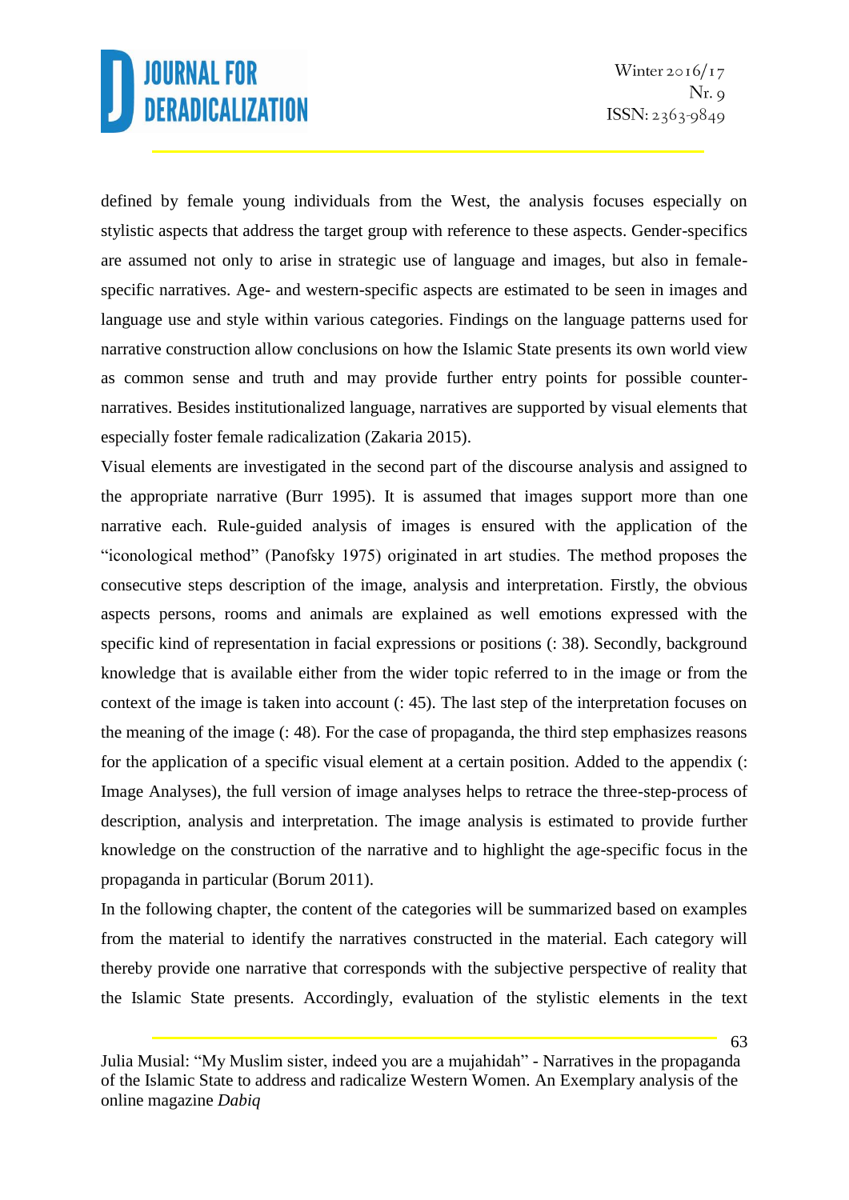defined by female young individuals from the West, the analysis focuses especially on stylistic aspects that address the target group with reference to these aspects. Gender-specifics are assumed not only to arise in strategic use of language and images, but also in female-specific narratives. Age- and western-specific aspects are estimated to be seen in images and language use and style within various categories. Findings on the language patterns used for narrative construction allow conclusions on how the Islamic State presents its own world view as common sense and truth and may provide further entry points for possible counter-narratives. Besides institutionalized language, narratives are supported by visual elements that especially foster female radicalization (Zakaria 2015).

Visual elements are investigated in the second part of the discourse analysis and assigned to the appropriate narrative (Burr 1995). It is assumed that images support more than one narrative each. Rule-guided analysis of images is ensured with the application of the "iconological method" (Panofsky 1975) originated in art studies. The method proposes the consecutive steps description of the image, analysis and interpretation. Firstly, the obvious aspects persons, rooms and animals are explained as well emotions expressed with the specific kind of representation in facial expressions or positions (: 38). Secondly, background knowledge that is available either from the wider topic referred to in the image or from the context of the image is taken into account (: 45). The last step of the interpretation focuses on the meaning of the image (: 48). For the case of propaganda, the third step emphasizes reasons for the application of a specific visual element at a certain position. Added to the appendix (: Image Analyses), the full version of image analyses helps to retrace the three-step-process of description, analysis and interpretation. The image analysis is estimated to provide further knowledge on the construction of the narrative and to highlight the age-specific focus in the propaganda in particular (Borum 2011).

In the following chapter, the content of the categories will be summarized based on examples from the material to identify the narratives constructed in the material. Each category will thereby provide one narrative that corresponds with the subjective perspective of reality that the Islamic State presents. Accordingly, evaluation of the stylistic elements in the text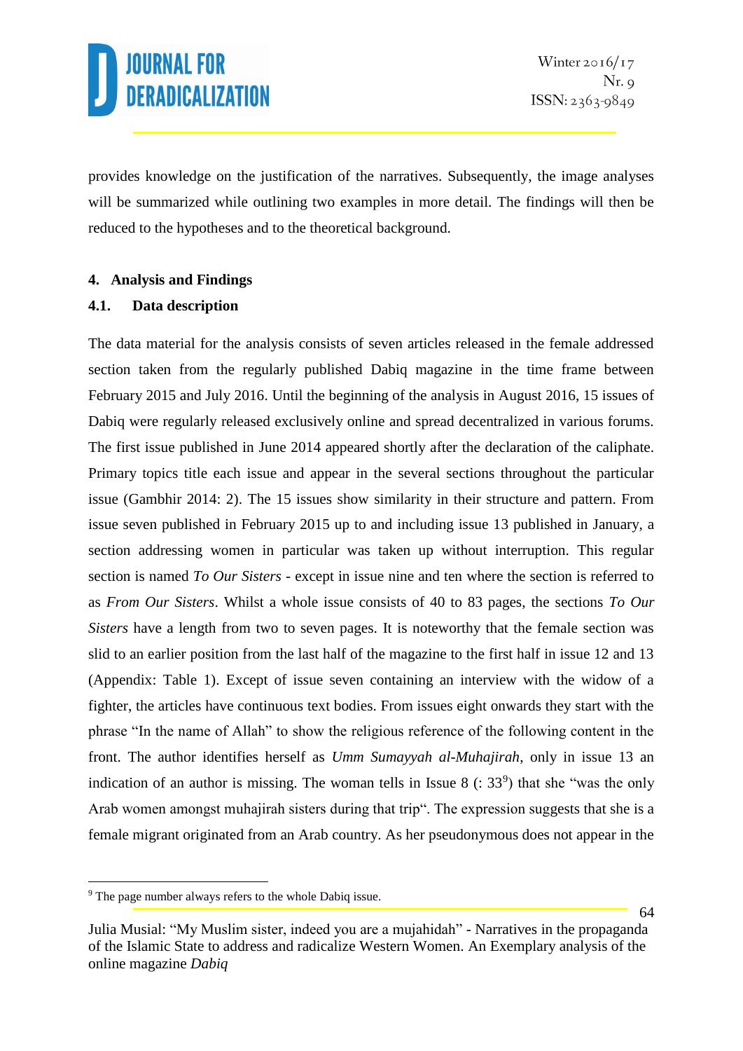provides knowledge on the justification of the narratives. Subsequently, the image analyses will be summarized while outlining two examples in more detail. The findings will then be reduced to the hypotheses and to the theoretical background.

## 4. Analysis and Findings

### 4.1. Data description

The data material for the analysis consists of seven articles released in the female addressed section taken from the regularly published Dabiq magazine in the time frame between February 2015 and July 2016. Until the beginning of the analysis in August 2016, 15 issues of Dabiq were regularly released exclusively online and spread decentralized in various forums. The first issue published in June 2014 appeared shortly after the declaration of the caliphate. Primary topics title each issue and appear in the several sections throughout the particular issue (Gambhir 2014: 2). The 15 issues show similarity in their structure and pattern. From issue seven published in February 2015 up to and including issue 13 published in January, a section addressing women in particular was taken up without interruption. This regular section is named *To Our Sisters* - except in issue nine and ten where the section is referred to as *From Our Sisters*. Whilst a whole issue consists of 40 to 83 pages, the sections *To Our Sisters* have a length from two to seven pages. It is noteworthy that the female section was slid to an earlier position from the last half of the magazine to the first half in issue 12 and 13 (Appendix: Table 1). Except of issue seven containing an interview with the widow of a fighter, the articles have continuous text bodies. From issues eight onwards they start with the phrase "In the name of Allah" to show the religious reference of the following content in the front. The author identifies herself as *Umm Sumayyah al-Muhajirah*, only in issue 13 an indication of an author is missing. The woman tells in Issue 8 (: 33[9]) that she "was the only Arab women amongst muhajirah sisters during that trip". The expression suggests that she is a female migrant originated from an Arab country. As her pseudonymous does not appear in the

[9] The page number always refers to the whole Dabiq issue.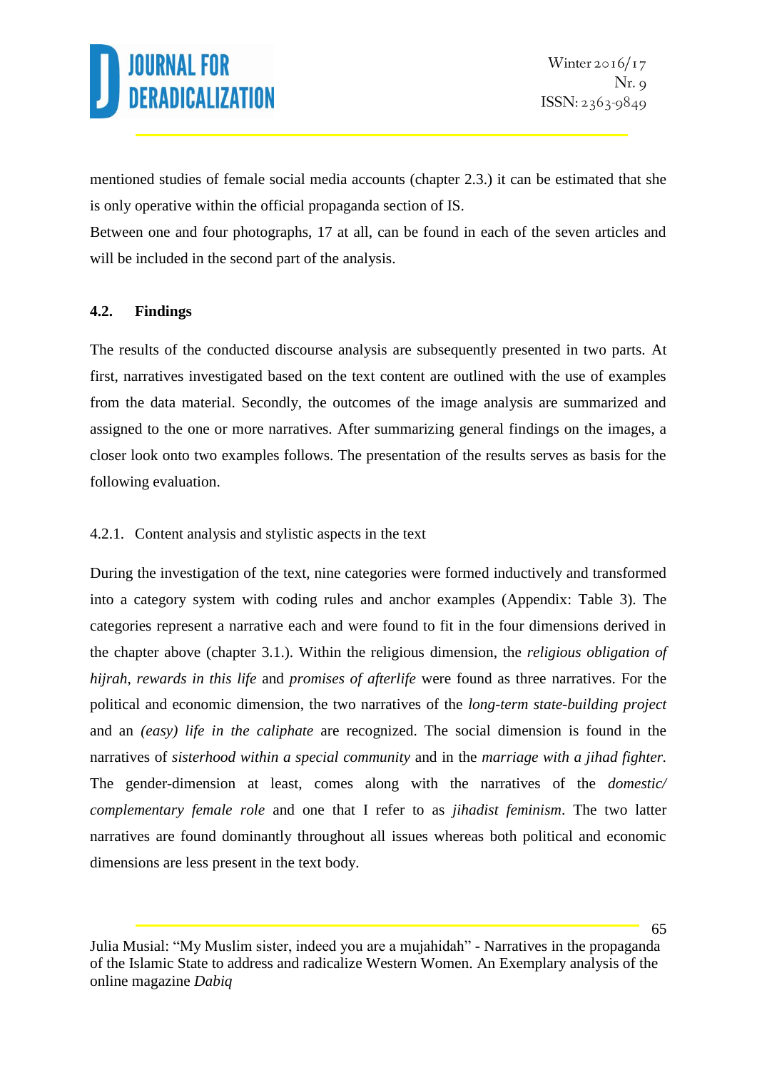mentioned studies of female social media accounts (chapter 2.3.) it can be estimated that she is only operative within the official propaganda section of IS.

Between one and four photographs, 17 at all, can be found in each of the seven articles and will be included in the second part of the analysis.

### 4.2. Findings

The results of the conducted discourse analysis are subsequently presented in two parts. At first, narratives investigated based on the text content are outlined with the use of examples from the data material. Secondly, the outcomes of the image analysis are summarized and assigned to the one or more narratives. After summarizing general findings on the images, a closer look onto two examples follows. The presentation of the results serves as basis for the following evaluation.

#### 4.2.1. Content analysis and stylistic aspects in the text

During the investigation of the text, nine categories were formed inductively and transformed into a category system with coding rules and anchor examples (Appendix: Table 3). The categories represent a narrative each and were found to fit in the four dimensions derived in the chapter above (chapter 3.1.). Within the religious dimension, the *religious obligation of hijrah*, *rewards in this life* and *promises of afterlife* were found as three narratives. For the political and economic dimension, the two narratives of the *long-term state-building project* and an *(easy) life in the caliphate* are recognized. The social dimension is found in the narratives of *sisterhood within a special community* and in the *marriage with a jihad fighter.* The gender-dimension at least, comes along with the narratives of the *domestic/ complementary female role* and one that I refer to as *jihadist feminism*. The two latter narratives are found dominantly throughout all issues whereas both political and economic dimensions are less present in the text body.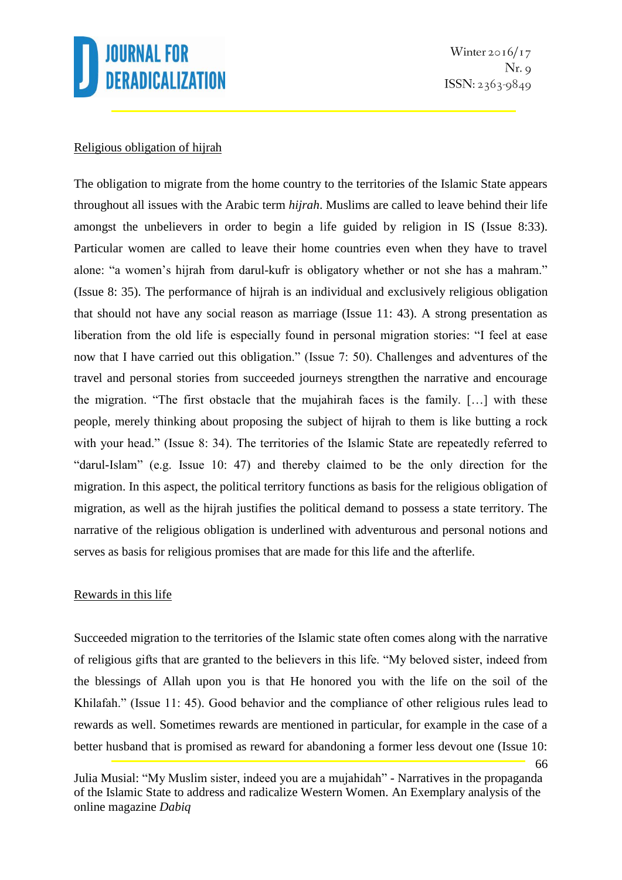Religious obligation of hijrah

The obligation to migrate from the home country to the territories of the Islamic State appears throughout all issues with the Arabic term *hijrah*. Muslims are called to leave behind their life amongst the unbelievers in order to begin a life guided by religion in IS (Issue 8:33). Particular women are called to leave their home countries even when they have to travel alone: "a women's hijrah from darul-kufr is obligatory whether or not she has a mahram." (Issue 8: 35). The performance of hijrah is an individual and exclusively religious obligation that should not have any social reason as marriage (Issue 11: 43). A strong presentation as liberation from the old life is especially found in personal migration stories: "I feel at ease now that I have carried out this obligation." (Issue 7: 50). Challenges and adventures of the travel and personal stories from succeeded journeys strengthen the narrative and encourage the migration. "The first obstacle that the mujahirah faces is the family. […] with these people, merely thinking about proposing the subject of hijrah to them is like butting a rock with your head." (Issue 8: 34). The territories of the Islamic State are repeatedly referred to "darul-Islam" (e.g. Issue 10: 47) and thereby claimed to be the only direction for the migration. In this aspect, the political territory functions as basis for the religious obligation of migration, as well as the hijrah justifies the political demand to possess a state territory. The narrative of the religious obligation is underlined with adventurous and personal notions and serves as basis for religious promises that are made for this life and the afterlife.

Rewards in this life

Succeeded migration to the territories of the Islamic state often comes along with the narrative of religious gifts that are granted to the believers in this life. "My beloved sister, indeed from the blessings of Allah upon you is that He honored you with the life on the soil of the Khilafah." (Issue 11: 45). Good behavior and the compliance of other religious rules lead to rewards as well. Sometimes rewards are mentioned in particular, for example in the case of a better husband that is promised as reward for abandoning a former less devout one (Issue 10: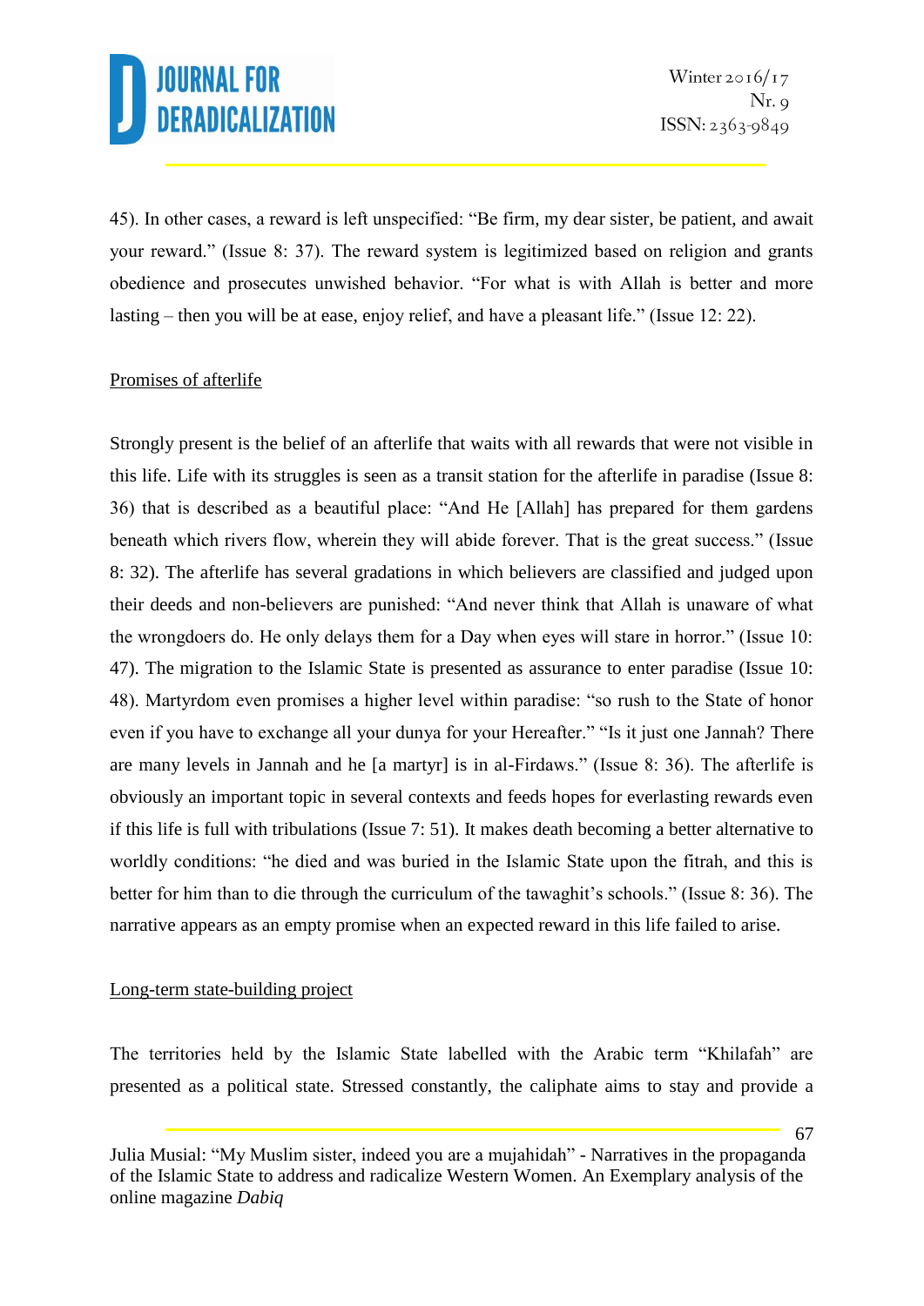45). In other cases, a reward is left unspecified: "Be firm, my dear sister, be patient, and await your reward." (Issue 8: 37). The reward system is legitimized based on religion and grants obedience and prosecutes unwished behavior. "For what is with Allah is better and more lasting – then you will be at ease, enjoy relief, and have a pleasant life." (Issue 12: 22).

Promises of afterlife

Strongly present is the belief of an afterlife that waits with all rewards that were not visible in this life. Life with its struggles is seen as a transit station for the afterlife in paradise (Issue 8: 36) that is described as a beautiful place: "And He [Allah] has prepared for them gardens beneath which rivers flow, wherein they will abide forever. That is the great success." (Issue 8: 32). The afterlife has several gradations in which believers are classified and judged upon their deeds and non-believers are punished: "And never think that Allah is unaware of what the wrongdoers do. He only delays them for a Day when eyes will stare in horror." (Issue 10: 47). The migration to the Islamic State is presented as assurance to enter paradise (Issue 10: 48). Martyrdom even promises a higher level within paradise: "so rush to the State of honor even if you have to exchange all your dunya for your Hereafter." "Is it just one Jannah? There are many levels in Jannah and he [a martyr] is in al-Firdaws." (Issue 8: 36). The afterlife is obviously an important topic in several contexts and feeds hopes for everlasting rewards even if this life is full with tribulations (Issue 7: 51). It makes death becoming a better alternative to worldly conditions: "he died and was buried in the Islamic State upon the fitrah, and this is better for him than to die through the curriculum of the tawaghit's schools." (Issue 8: 36). The narrative appears as an empty promise when an expected reward in this life failed to arise.

Long-term state-building project

The territories held by the Islamic State labelled with the Arabic term "Khilafah" are presented as a political state. Stressed constantly, the caliphate aims to stay and provide a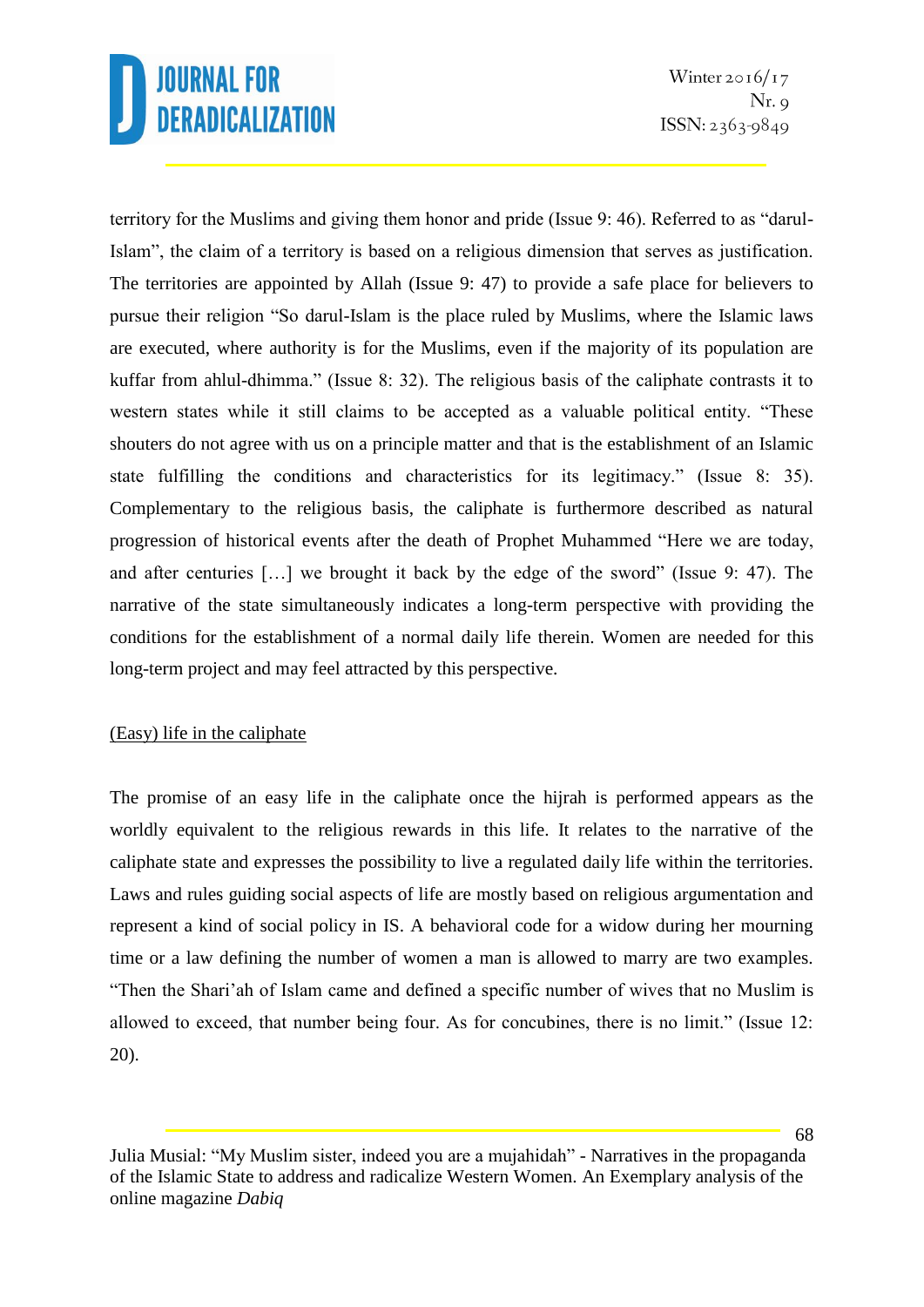territory for the Muslims and giving them honor and pride (Issue 9: 46). Referred to as "darul-Islam", the claim of a territory is based on a religious dimension that serves as justification. The territories are appointed by Allah (Issue 9: 47) to provide a safe place for believers to pursue their religion "So darul-Islam is the place ruled by Muslims, where the Islamic laws are executed, where authority is for the Muslims, even if the majority of its population are kuffar from ahlul-dhimma." (Issue 8: 32). The religious basis of the caliphate contrasts it to western states while it still claims to be accepted as a valuable political entity. "These shouters do not agree with us on a principle matter and that is the establishment of an Islamic state fulfilling the conditions and characteristics for its legitimacy." (Issue 8: 35). Complementary to the religious basis, the caliphate is furthermore described as natural progression of historical events after the death of Prophet Muhammed "Here we are today, and after centuries […] we brought it back by the edge of the sword" (Issue 9: 47). The narrative of the state simultaneously indicates a long-term perspective with providing the conditions for the establishment of a normal daily life therein. Women are needed for this long-term project and may feel attracted by this perspective.

(Easy) life in the caliphate

The promise of an easy life in the caliphate once the hijrah is performed appears as the worldly equivalent to the religious rewards in this life. It relates to the narrative of the caliphate state and expresses the possibility to live a regulated daily life within the territories. Laws and rules guiding social aspects of life are mostly based on religious argumentation and represent a kind of social policy in IS. A behavioral code for a widow during her mourning time or a law defining the number of women a man is allowed to marry are two examples. "Then the Shari'ah of Islam came and defined a specific number of wives that no Muslim is allowed to exceed, that number being four. As for concubines, there is no limit." (Issue 12: 20).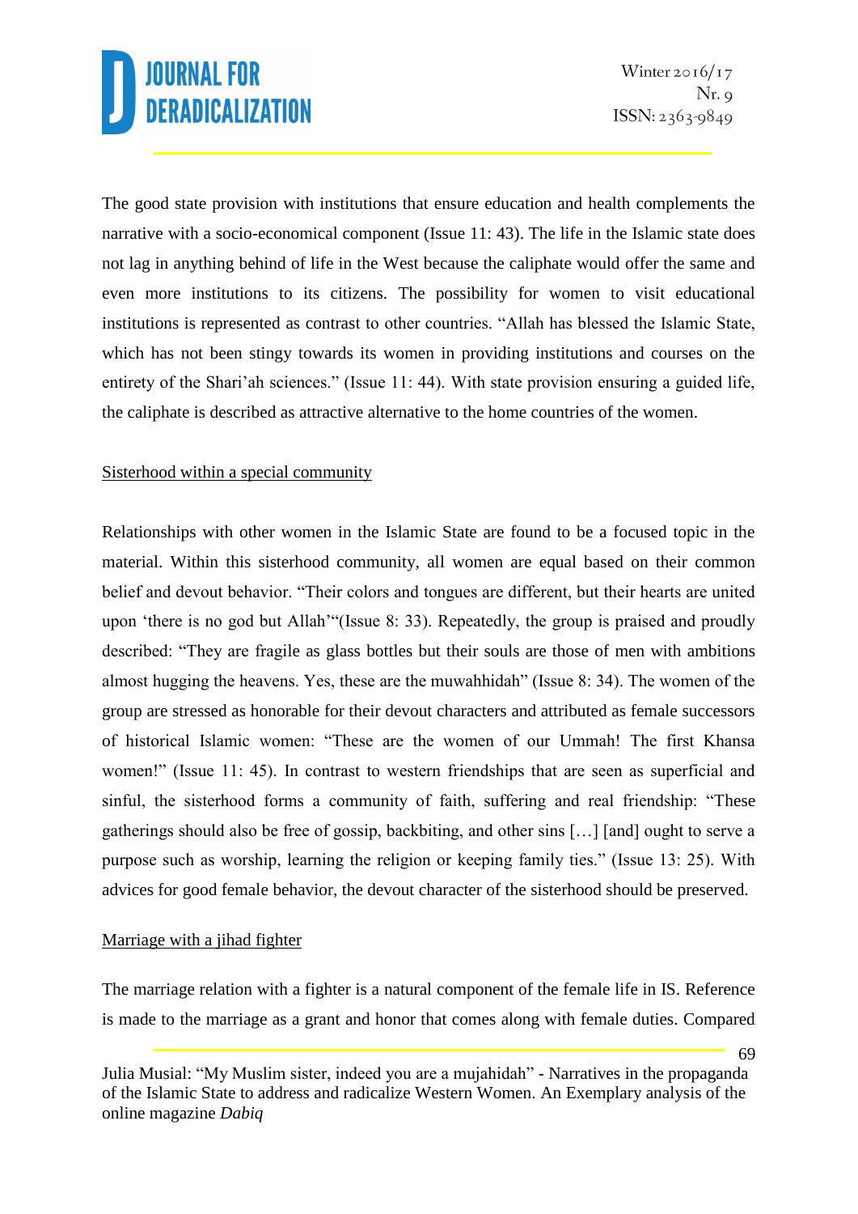The good state provision with institutions that ensure education and health complements the narrative with a socio-economical component (Issue 11: 43). The life in the Islamic state does not lag in anything behind of life in the West because the caliphate would offer the same and even more institutions to its citizens. The possibility for women to visit educational institutions is represented as contrast to other countries. "Allah has blessed the Islamic State, which has not been stingy towards its women in providing institutions and courses on the entirety of the Shari'ah sciences." (Issue 11: 44). With state provision ensuring a guided life, the caliphate is described as attractive alternative to the home countries of the women.

<u>Sisterhood within a special community</u>

Relationships with other women in the Islamic State are found to be a focused topic in the material. Within this sisterhood community, all women are equal based on their common belief and devout behavior. "Their colors and tongues are different, but their hearts are united upon 'there is no god but Allah'"(Issue 8: 33). Repeatedly, the group is praised and proudly described: "They are fragile as glass bottles but their souls are those of men with ambitions almost hugging the heavens. Yes, these are the muwahhidah" (Issue 8: 34). The women of the group are stressed as honorable for their devout characters and attributed as female successors of historical Islamic women: "These are the women of our Ummah! The first Khansa women!" (Issue 11: 45). In contrast to western friendships that are seen as superficial and sinful, the sisterhood forms a community of faith, suffering and real friendship: "These gatherings should also be free of gossip, backbiting, and other sins […] [and] ought to serve a purpose such as worship, learning the religion or keeping family ties." (Issue 13: 25). With advices for good female behavior, the devout character of the sisterhood should be preserved.

<u>Marriage with a jihad fighter</u>

The marriage relation with a fighter is a natural component of the female life in IS. Reference is made to the marriage as a grant and honor that comes along with female duties. Compared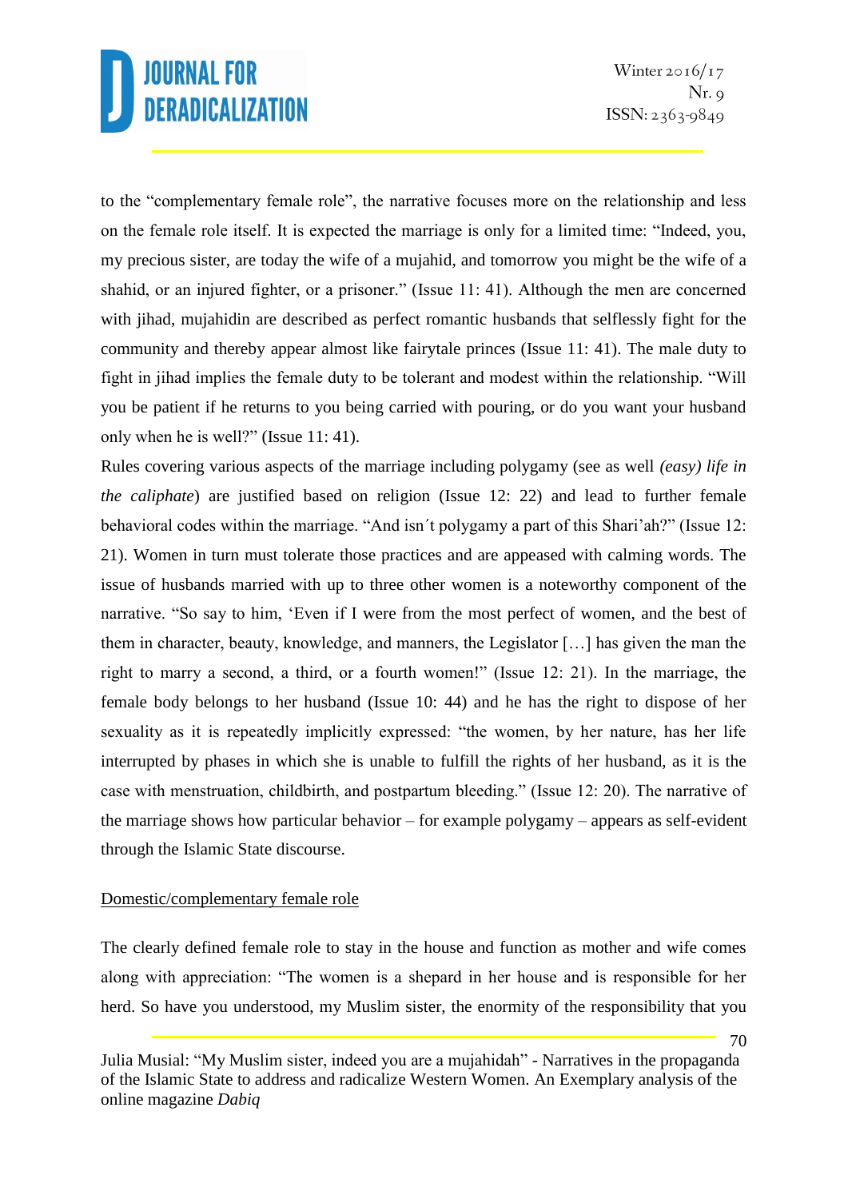to the "complementary female role", the narrative focuses more on the relationship and less on the female role itself. It is expected the marriage is only for a limited time: "Indeed, you, my precious sister, are today the wife of a mujahid, and tomorrow you might be the wife of a shahid, or an injured fighter, or a prisoner." (Issue 11: 41). Although the men are concerned with jihad, mujahidin are described as perfect romantic husbands that selflessly fight for the community and thereby appear almost like fairytale princes (Issue 11: 41). The male duty to fight in jihad implies the female duty to be tolerant and modest within the relationship. "Will you be patient if he returns to you being carried with pouring, or do you want your husband only when he is well?" (Issue 11: 41).

Rules covering various aspects of the marriage including polygamy (see as well *(easy) life in the caliphate*) are justified based on religion (Issue 12: 22) and lead to further female behavioral codes within the marriage. "And isn´t polygamy a part of this Shari'ah?" (Issue 12: 21). Women in turn must tolerate those practices and are appeased with calming words. The issue of husbands married with up to three other women is a noteworthy component of the narrative. "So say to him, 'Even if I were from the most perfect of women, and the best of them in character, beauty, knowledge, and manners, the Legislator […] has given the man the right to marry a second, a third, or a fourth women!" (Issue 12: 21). In the marriage, the female body belongs to her husband (Issue 10: 44) and he has the right to dispose of her sexuality as it is repeatedly implicitly expressed: "the women, by her nature, has her life interrupted by phases in which she is unable to fulfill the rights of her husband, as it is the case with menstruation, childbirth, and postpartum bleeding." (Issue 12: 20). The narrative of the marriage shows how particular behavior – for example polygamy – appears as self-evident through the Islamic State discourse.

Domestic/complementary female role

The clearly defined female role to stay in the house and function as mother and wife comes along with appreciation: "The women is a shepard in her house and is responsible for her herd. So have you understood, my Muslim sister, the enormity of the responsibility that you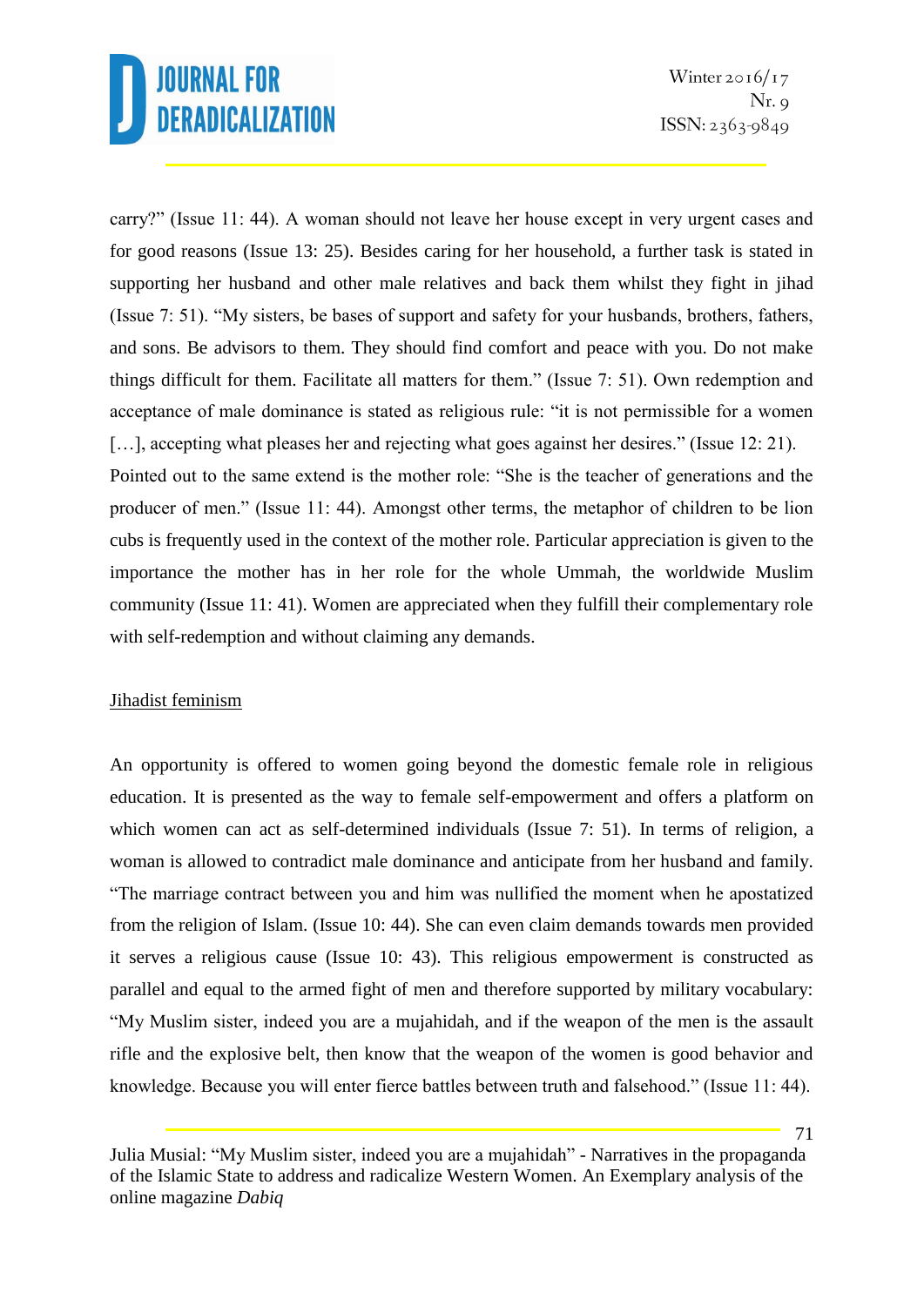carry?" (Issue 11: 44). A woman should not leave her house except in very urgent cases and for good reasons (Issue 13: 25). Besides caring for her household, a further task is stated in supporting her husband and other male relatives and back them whilst they fight in jihad (Issue 7: 51). "My sisters, be bases of support and safety for your husbands, brothers, fathers, and sons. Be advisors to them. They should find comfort and peace with you. Do not make things difficult for them. Facilitate all matters for them." (Issue 7: 51). Own redemption and acceptance of male dominance is stated as religious rule: "it is not permissible for a women […], accepting what pleases her and rejecting what goes against her desires." (Issue 12: 21). Pointed out to the same extend is the mother role: "She is the teacher of generations and the producer of men." (Issue 11: 44). Amongst other terms, the metaphor of children to be lion cubs is frequently used in the context of the mother role. Particular appreciation is given to the importance the mother has in her role for the whole Ummah, the worldwide Muslim community (Issue 11: 41). Women are appreciated when they fulfill their complementary role with self-redemption and without claiming any demands.

## Jihadist feminism

An opportunity is offered to women going beyond the domestic female role in religious education. It is presented as the way to female self-empowerment and offers a platform on which women can act as self-determined individuals (Issue 7: 51). In terms of religion, a woman is allowed to contradict male dominance and anticipate from her husband and family. "The marriage contract between you and him was nullified the moment when he apostatized from the religion of Islam. (Issue 10: 44). She can even claim demands towards men provided it serves a religious cause (Issue 10: 43). This religious empowerment is constructed as parallel and equal to the armed fight of men and therefore supported by military vocabulary: "My Muslim sister, indeed you are a mujahidah, and if the weapon of the men is the assault rifle and the explosive belt, then know that the weapon of the women is good behavior and knowledge. Because you will enter fierce battles between truth and falsehood." (Issue 11: 44).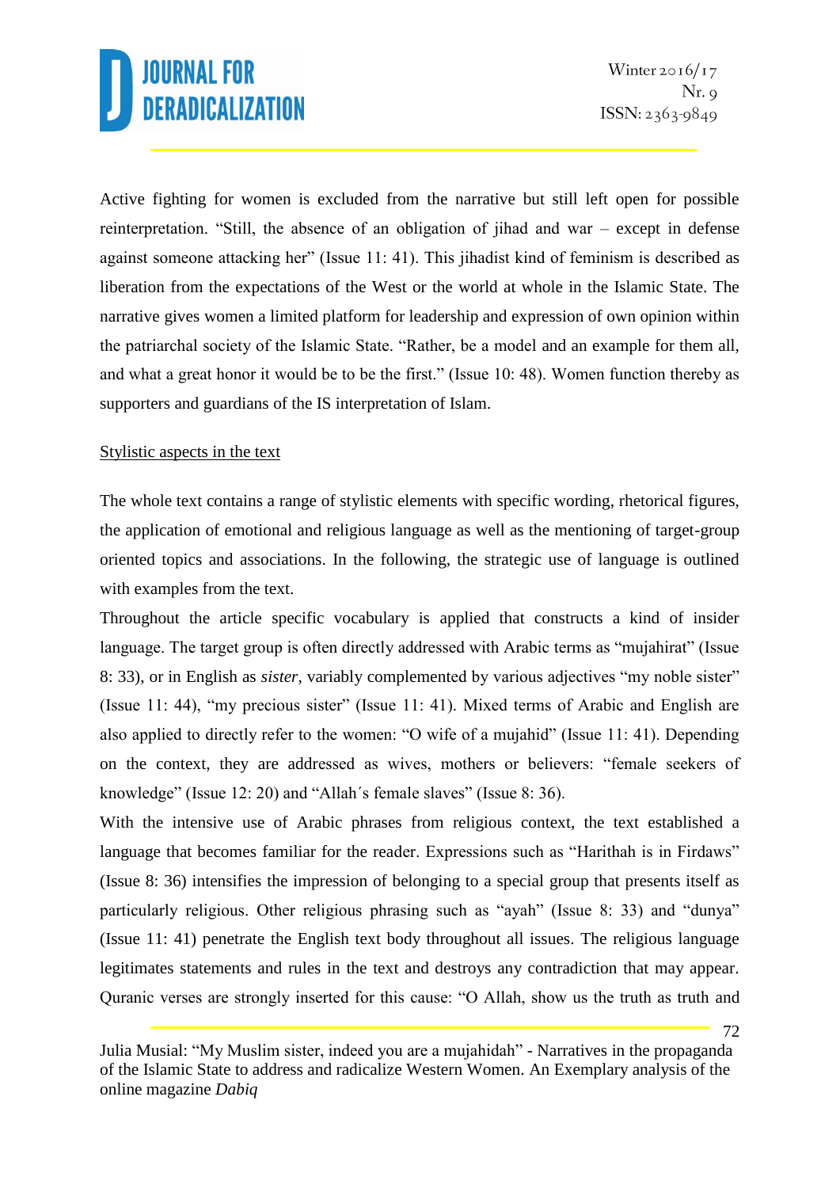Active fighting for women is excluded from the narrative but still left open for possible reinterpretation. "Still, the absence of an obligation of jihad and war – except in defense against someone attacking her" (Issue 11: 41). This jihadist kind of feminism is described as liberation from the expectations of the West or the world at whole in the Islamic State. The narrative gives women a limited platform for leadership and expression of own opinion within the patriarchal society of the Islamic State. "Rather, be a model and an example for them all, and what a great honor it would be to be the first." (Issue 10: 48). Women function thereby as supporters and guardians of the IS interpretation of Islam.

<u>Stylistic aspects in the text</u>

The whole text contains a range of stylistic elements with specific wording, rhetorical figures, the application of emotional and religious language as well as the mentioning of target-group oriented topics and associations. In the following, the strategic use of language is outlined with examples from the text.

Throughout the article specific vocabulary is applied that constructs a kind of insider language. The target group is often directly addressed with Arabic terms as "mujahirat" (Issue 8: 33), or in English as *sister*, variably complemented by various adjectives "my noble sister" (Issue 11: 44), "my precious sister" (Issue 11: 41). Mixed terms of Arabic and English are also applied to directly refer to the women: "O wife of a mujahid" (Issue 11: 41). Depending on the context, they are addressed as wives, mothers or believers: "female seekers of knowledge" (Issue 12: 20) and "Allah´s female slaves" (Issue 8: 36).

With the intensive use of Arabic phrases from religious context, the text established a language that becomes familiar for the reader. Expressions such as "Harithah is in Firdaws" (Issue 8: 36) intensifies the impression of belonging to a special group that presents itself as particularly religious. Other religious phrasing such as "ayah" (Issue 8: 33) and "dunya" (Issue 11: 41) penetrate the English text body throughout all issues. The religious language legitimates statements and rules in the text and destroys any contradiction that may appear. Quranic verses are strongly inserted for this cause: "O Allah, show us the truth as truth and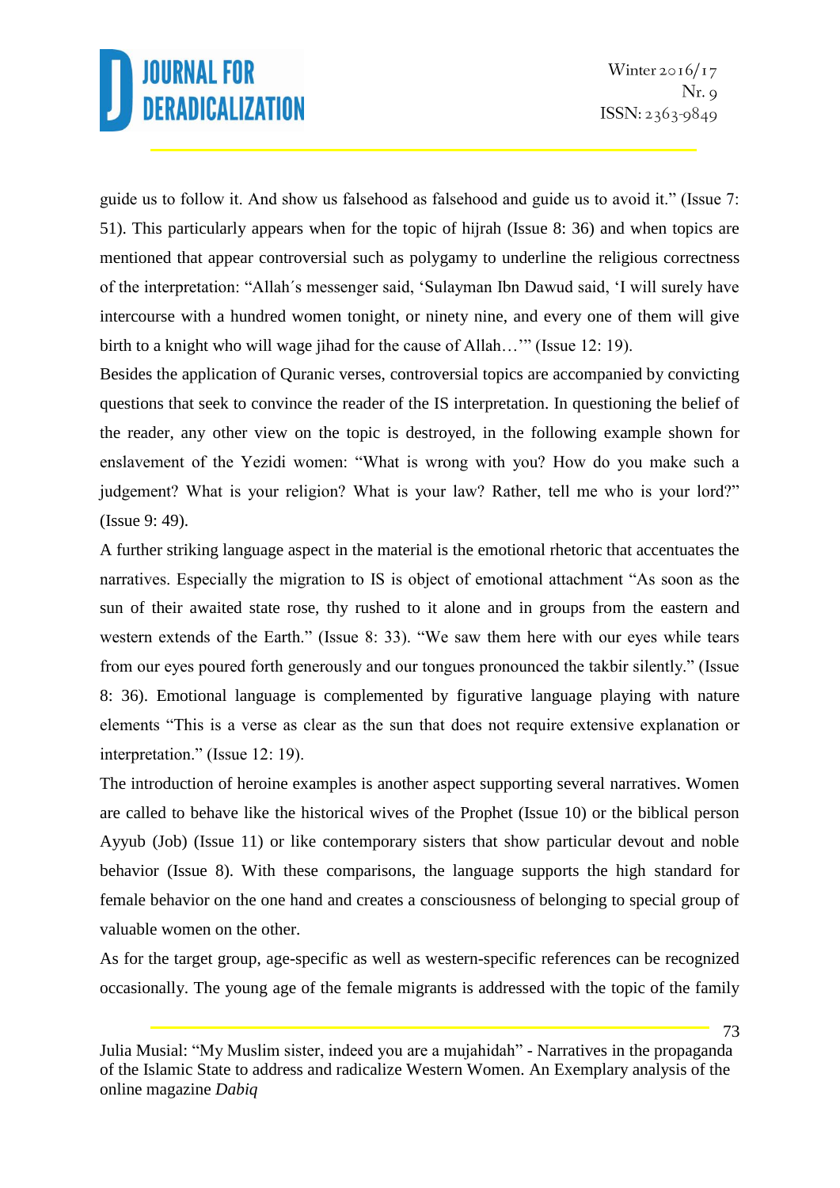guide us to follow it. And show us falsehood as falsehood and guide us to avoid it." (Issue 7: 51). This particularly appears when for the topic of hijrah (Issue 8: 36) and when topics are mentioned that appear controversial such as polygamy to underline the religious correctness of the interpretation: "Allah´s messenger said, 'Sulayman Ibn Dawud said, 'I will surely have intercourse with a hundred women tonight, or ninety nine, and every one of them will give birth to a knight who will wage jihad for the cause of Allah…'" (Issue 12: 19).

Besides the application of Quranic verses, controversial topics are accompanied by convicting questions that seek to convince the reader of the IS interpretation. In questioning the belief of the reader, any other view on the topic is destroyed, in the following example shown for enslavement of the Yezidi women: "What is wrong with you? How do you make such a judgement? What is your religion? What is your law? Rather, tell me who is your lord?" (Issue 9: 49).

A further striking language aspect in the material is the emotional rhetoric that accentuates the narratives. Especially the migration to IS is object of emotional attachment "As soon as the sun of their awaited state rose, thy rushed to it alone and in groups from the eastern and western extends of the Earth." (Issue 8: 33). "We saw them here with our eyes while tears from our eyes poured forth generously and our tongues pronounced the takbir silently." (Issue 8: 36). Emotional language is complemented by figurative language playing with nature elements "This is a verse as clear as the sun that does not require extensive explanation or interpretation." (Issue 12: 19).

The introduction of heroine examples is another aspect supporting several narratives. Women are called to behave like the historical wives of the Prophet (Issue 10) or the biblical person Ayyub (Job) (Issue 11) or like contemporary sisters that show particular devout and noble behavior (Issue 8). With these comparisons, the language supports the high standard for female behavior on the one hand and creates a consciousness of belonging to special group of valuable women on the other.

As for the target group, age-specific as well as western-specific references can be recognized occasionally. The young age of the female migrants is addressed with the topic of the family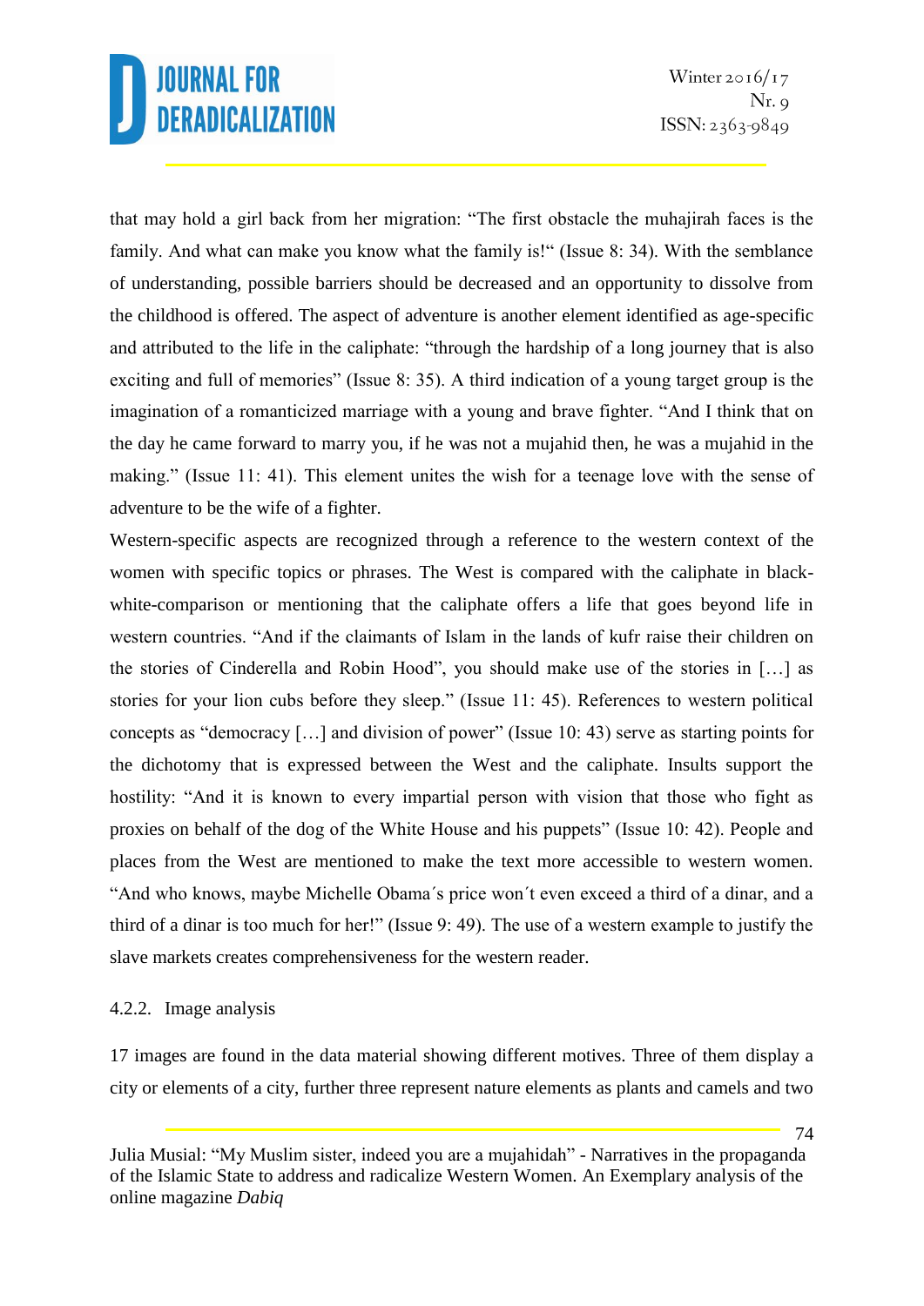that may hold a girl back from her migration: "The first obstacle the muhajirah faces is the family. And what can make you know what the family is!" (Issue 8: 34). With the semblance of understanding, possible barriers should be decreased and an opportunity to dissolve from the childhood is offered. The aspect of adventure is another element identified as age-specific and attributed to the life in the caliphate: "through the hardship of a long journey that is also exciting and full of memories" (Issue 8: 35). A third indication of a young target group is the imagination of a romanticized marriage with a young and brave fighter. "And I think that on the day he came forward to marry you, if he was not a mujahid then, he was a mujahid in the making." (Issue 11: 41). This element unites the wish for a teenage love with the sense of adventure to be the wife of a fighter.

Western-specific aspects are recognized through a reference to the western context of the women with specific topics or phrases. The West is compared with the caliphate in black-white-comparison or mentioning that the caliphate offers a life that goes beyond life in western countries. "And if the claimants of Islam in the lands of kufr raise their children on the stories of Cinderella and Robin Hood", you should make use of the stories in […] as stories for your lion cubs before they sleep." (Issue 11: 45). References to western political concepts as "democracy […] and division of power" (Issue 10: 43) serve as starting points for the dichotomy that is expressed between the West and the caliphate. Insults support the hostility: "And it is known to every impartial person with vision that those who fight as proxies on behalf of the dog of the White House and his puppets" (Issue 10: 42). People and places from the West are mentioned to make the text more accessible to western women. "And who knows, maybe Michelle Obama´s price won´t even exceed a third of a dinar, and a third of a dinar is too much for her!" (Issue 9: 49). The use of a western example to justify the slave markets creates comprehensiveness for the western reader.

#### 4.2.2. Image analysis

17 images are found in the data material showing different motives. Three of them display a city or elements of a city, further three represent nature elements as plants and camels and two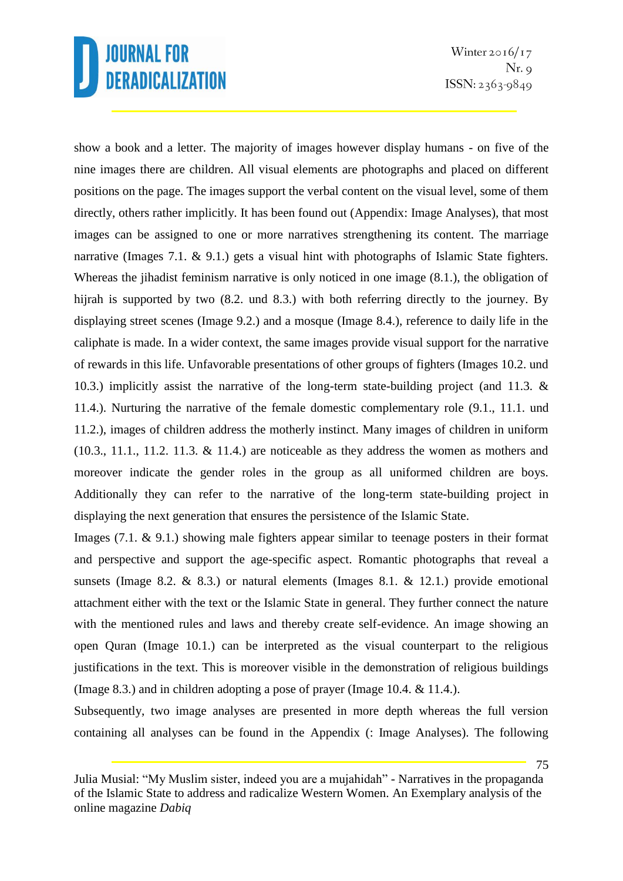show a book and a letter. The majority of images however display humans - on five of the nine images there are children. All visual elements are photographs and placed on different positions on the page. The images support the verbal content on the visual level, some of them directly, others rather implicitly. It has been found out (Appendix: Image Analyses), that most images can be assigned to one or more narratives strengthening its content. The marriage narrative (Images 7.1. & 9.1.) gets a visual hint with photographs of Islamic State fighters. Whereas the jihadist feminism narrative is only noticed in one image (8.1.), the obligation of hijrah is supported by two (8.2. und 8.3.) with both referring directly to the journey. By displaying street scenes (Image 9.2.) and a mosque (Image 8.4.), reference to daily life in the caliphate is made. In a wider context, the same images provide visual support for the narrative of rewards in this life. Unfavorable presentations of other groups of fighters (Images 10.2. und 10.3.) implicitly assist the narrative of the long-term state-building project (and 11.3. & 11.4.). Nurturing the narrative of the female domestic complementary role (9.1., 11.1. und 11.2.), images of children address the motherly instinct. Many images of children in uniform (10.3., 11.1., 11.2. 11.3. & 11.4.) are noticeable as they address the women as mothers and moreover indicate the gender roles in the group as all uniformed children are boys. Additionally they can refer to the narrative of the long-term state-building project in displaying the next generation that ensures the persistence of the Islamic State.

Images (7.1. & 9.1.) showing male fighters appear similar to teenage posters in their format and perspective and support the age-specific aspect. Romantic photographs that reveal a sunsets (Image 8.2. & 8.3.) or natural elements (Images 8.1. & 12.1.) provide emotional attachment either with the text or the Islamic State in general. They further connect the nature with the mentioned rules and laws and thereby create self-evidence. An image showing an open Quran (Image 10.1.) can be interpreted as the visual counterpart to the religious justifications in the text. This is moreover visible in the demonstration of religious buildings (Image 8.3.) and in children adopting a pose of prayer (Image 10.4. & 11.4.).

Subsequently, two image analyses are presented in more depth whereas the full version containing all analyses can be found in the Appendix (: Image Analyses). The following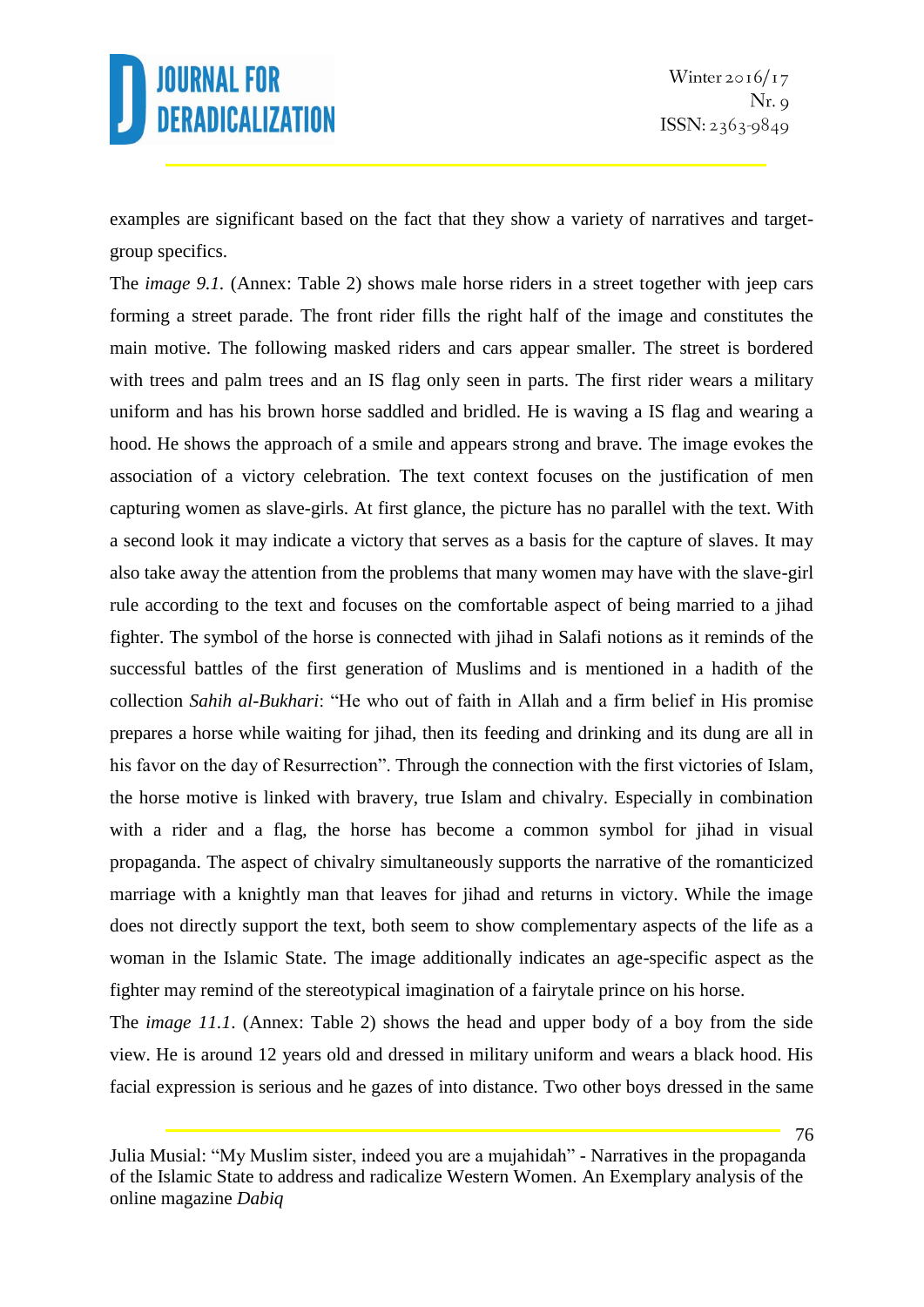examples are significant based on the fact that they show a variety of narratives and target-group specifics.

The *image 9.1.* (Annex: Table 2) shows male horse riders in a street together with jeep cars forming a street parade. The front rider fills the right half of the image and constitutes the main motive. The following masked riders and cars appear smaller. The street is bordered with trees and palm trees and an IS flag only seen in parts. The first rider wears a military uniform and has his brown horse saddled and bridled. He is waving a IS flag and wearing a hood. He shows the approach of a smile and appears strong and brave. The image evokes the association of a victory celebration. The text context focuses on the justification of men capturing women as slave-girls. At first glance, the picture has no parallel with the text. With a second look it may indicate a victory that serves as a basis for the capture of slaves. It may also take away the attention from the problems that many women may have with the slave-girl rule according to the text and focuses on the comfortable aspect of being married to a jihad fighter. The symbol of the horse is connected with jihad in Salafi notions as it reminds of the successful battles of the first generation of Muslims and is mentioned in a hadith of the collection *Sahih al-Bukhari*: "He who out of faith in Allah and a firm belief in His promise prepares a horse while waiting for jihad, then its feeding and drinking and its dung are all in his favor on the day of Resurrection". Through the connection with the first victories of Islam, the horse motive is linked with bravery, true Islam and chivalry. Especially in combination with a rider and a flag, the horse has become a common symbol for jihad in visual propaganda. The aspect of chivalry simultaneously supports the narrative of the romanticized marriage with a knightly man that leaves for jihad and returns in victory. While the image does not directly support the text, both seem to show complementary aspects of the life as a woman in the Islamic State. The image additionally indicates an age-specific aspect as the fighter may remind of the stereotypical imagination of a fairytale prince on his horse.

The *image 11.1.* (Annex: Table 2) shows the head and upper body of a boy from the side view. He is around 12 years old and dressed in military uniform and wears a black hood. His facial expression is serious and he gazes of into distance. Two other boys dressed in the same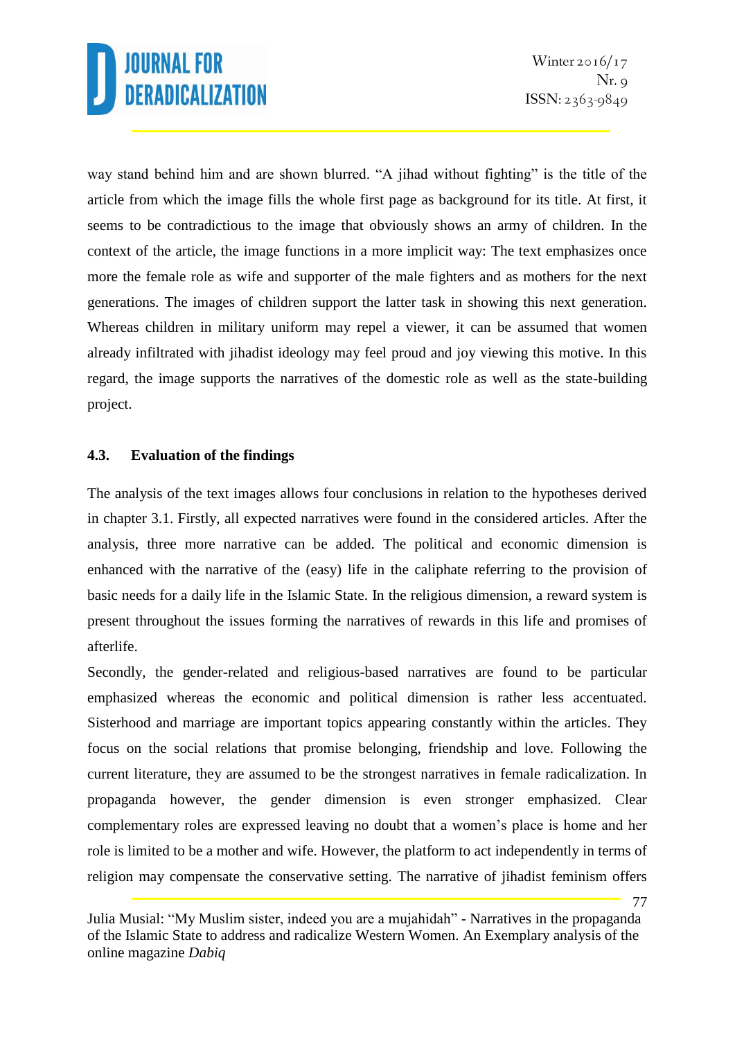way stand behind him and are shown blurred. "A jihad without fighting" is the title of the article from which the image fills the whole first page as background for its title. At first, it seems to be contradictious to the image that obviously shows an army of children. In the context of the article, the image functions in a more implicit way: The text emphasizes once more the female role as wife and supporter of the male fighters and as mothers for the next generations. The images of children support the latter task in showing this next generation. Whereas children in military uniform may repel a viewer, it can be assumed that women already infiltrated with jihadist ideology may feel proud and joy viewing this motive. In this regard, the image supports the narratives of the domestic role as well as the state-building project.

### 4.3. Evaluation of the findings

The analysis of the text images allows four conclusions in relation to the hypotheses derived in chapter 3.1. Firstly, all expected narratives were found in the considered articles. After the analysis, three more narrative can be added. The political and economic dimension is enhanced with the narrative of the (easy) life in the caliphate referring to the provision of basic needs for a daily life in the Islamic State. In the religious dimension, a reward system is present throughout the issues forming the narratives of rewards in this life and promises of afterlife.

Secondly, the gender-related and religious-based narratives are found to be particular emphasized whereas the economic and political dimension is rather less accentuated. Sisterhood and marriage are important topics appearing constantly within the articles. They focus on the social relations that promise belonging, friendship and love. Following the current literature, they are assumed to be the strongest narratives in female radicalization. In propaganda however, the gender dimension is even stronger emphasized. Clear complementary roles are expressed leaving no doubt that a women's place is home and her role is limited to be a mother and wife. However, the platform to act independently in terms of religion may compensate the conservative setting. The narrative of jihadist feminism offers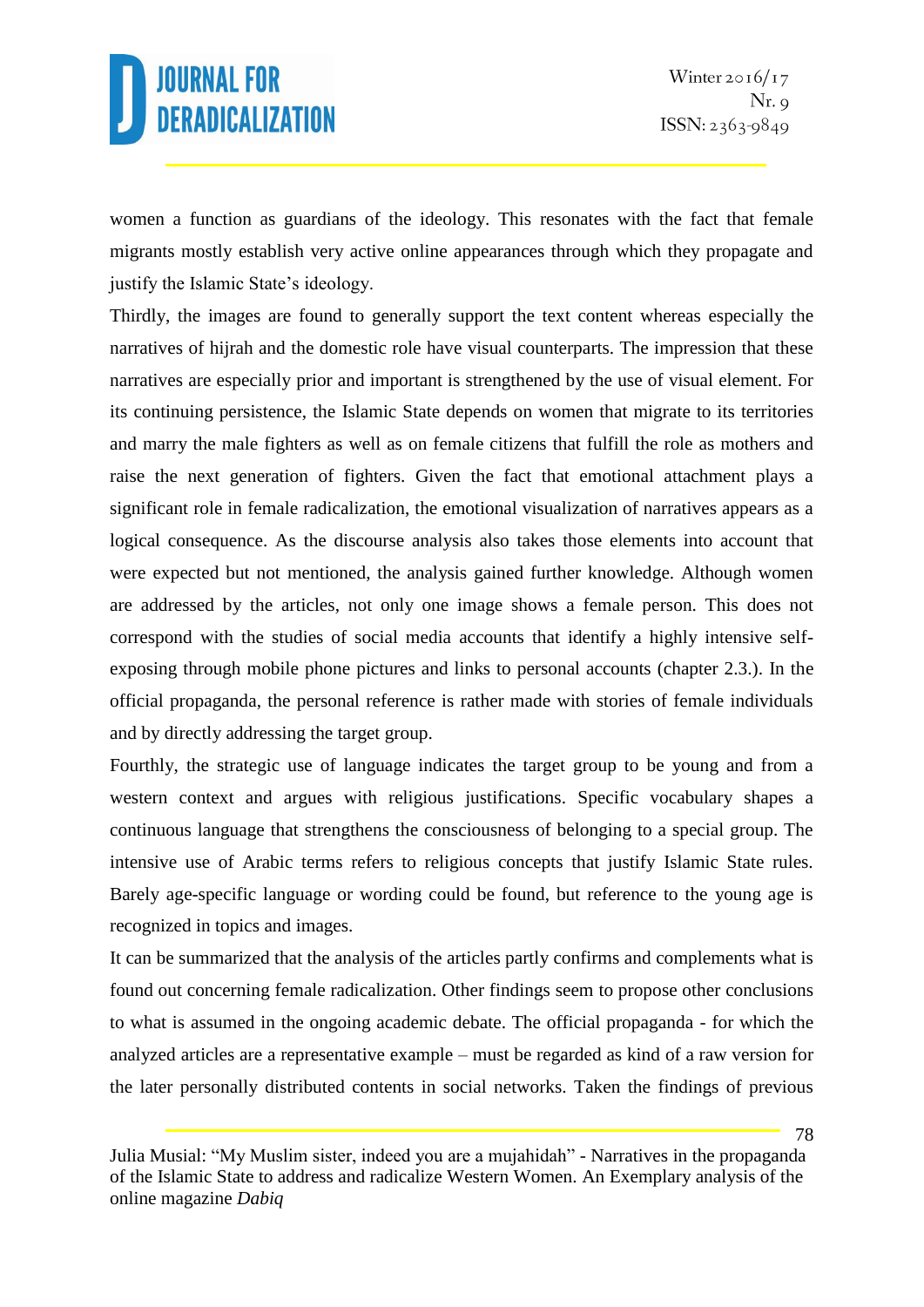women a function as guardians of the ideology. This resonates with the fact that female migrants mostly establish very active online appearances through which they propagate and justify the Islamic State's ideology.

Thirdly, the images are found to generally support the text content whereas especially the narratives of hijrah and the domestic role have visual counterparts. The impression that these narratives are especially prior and important is strengthened by the use of visual element. For its continuing persistence, the Islamic State depends on women that migrate to its territories and marry the male fighters as well as on female citizens that fulfill the role as mothers and raise the next generation of fighters. Given the fact that emotional attachment plays a significant role in female radicalization, the emotional visualization of narratives appears as a logical consequence. As the discourse analysis also takes those elements into account that were expected but not mentioned, the analysis gained further knowledge. Although women are addressed by the articles, not only one image shows a female person. This does not correspond with the studies of social media accounts that identify a highly intensive self-exposing through mobile phone pictures and links to personal accounts (chapter 2.3.). In the official propaganda, the personal reference is rather made with stories of female individuals and by directly addressing the target group.

Fourthly, the strategic use of language indicates the target group to be young and from a western context and argues with religious justifications. Specific vocabulary shapes a continuous language that strengthens the consciousness of belonging to a special group. The intensive use of Arabic terms refers to religious concepts that justify Islamic State rules. Barely age-specific language or wording could be found, but reference to the young age is recognized in topics and images.

It can be summarized that the analysis of the articles partly confirms and complements what is found out concerning female radicalization. Other findings seem to propose other conclusions to what is assumed in the ongoing academic debate. The official propaganda - for which the analyzed articles are a representative example – must be regarded as kind of a raw version for the later personally distributed contents in social networks. Taken the findings of previous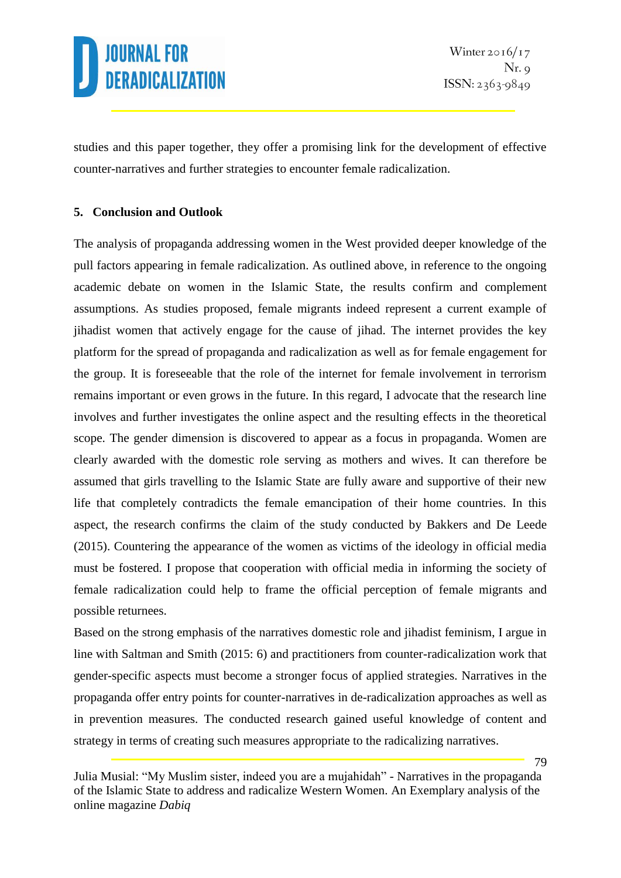studies and this paper together, they offer a promising link for the development of effective counter-narratives and further strategies to encounter female radicalization.

## 5. Conclusion and Outlook

The analysis of propaganda addressing women in the West provided deeper knowledge of the pull factors appearing in female radicalization. As outlined above, in reference to the ongoing academic debate on women in the Islamic State, the results confirm and complement assumptions. As studies proposed, female migrants indeed represent a current example of jihadist women that actively engage for the cause of jihad. The internet provides the key platform for the spread of propaganda and radicalization as well as for female engagement for the group. It is foreseeable that the role of the internet for female involvement in terrorism remains important or even grows in the future. In this regard, I advocate that the research line involves and further investigates the online aspect and the resulting effects in the theoretical scope. The gender dimension is discovered to appear as a focus in propaganda. Women are clearly awarded with the domestic role serving as mothers and wives. It can therefore be assumed that girls travelling to the Islamic State are fully aware and supportive of their new life that completely contradicts the female emancipation of their home countries. In this aspect, the research confirms the claim of the study conducted by Bakkers and De Leede (2015). Countering the appearance of the women as victims of the ideology in official media must be fostered. I propose that cooperation with official media in informing the society of female radicalization could help to frame the official perception of female migrants and possible returnees.

Based on the strong emphasis of the narratives domestic role and jihadist feminism, I argue in line with Saltman and Smith (2015: 6) and practitioners from counter-radicalization work that gender-specific aspects must become a stronger focus of applied strategies. Narratives in the propaganda offer entry points for counter-narratives in de-radicalization approaches as well as in prevention measures. The conducted research gained useful knowledge of content and strategy in terms of creating such measures appropriate to the radicalizing narratives.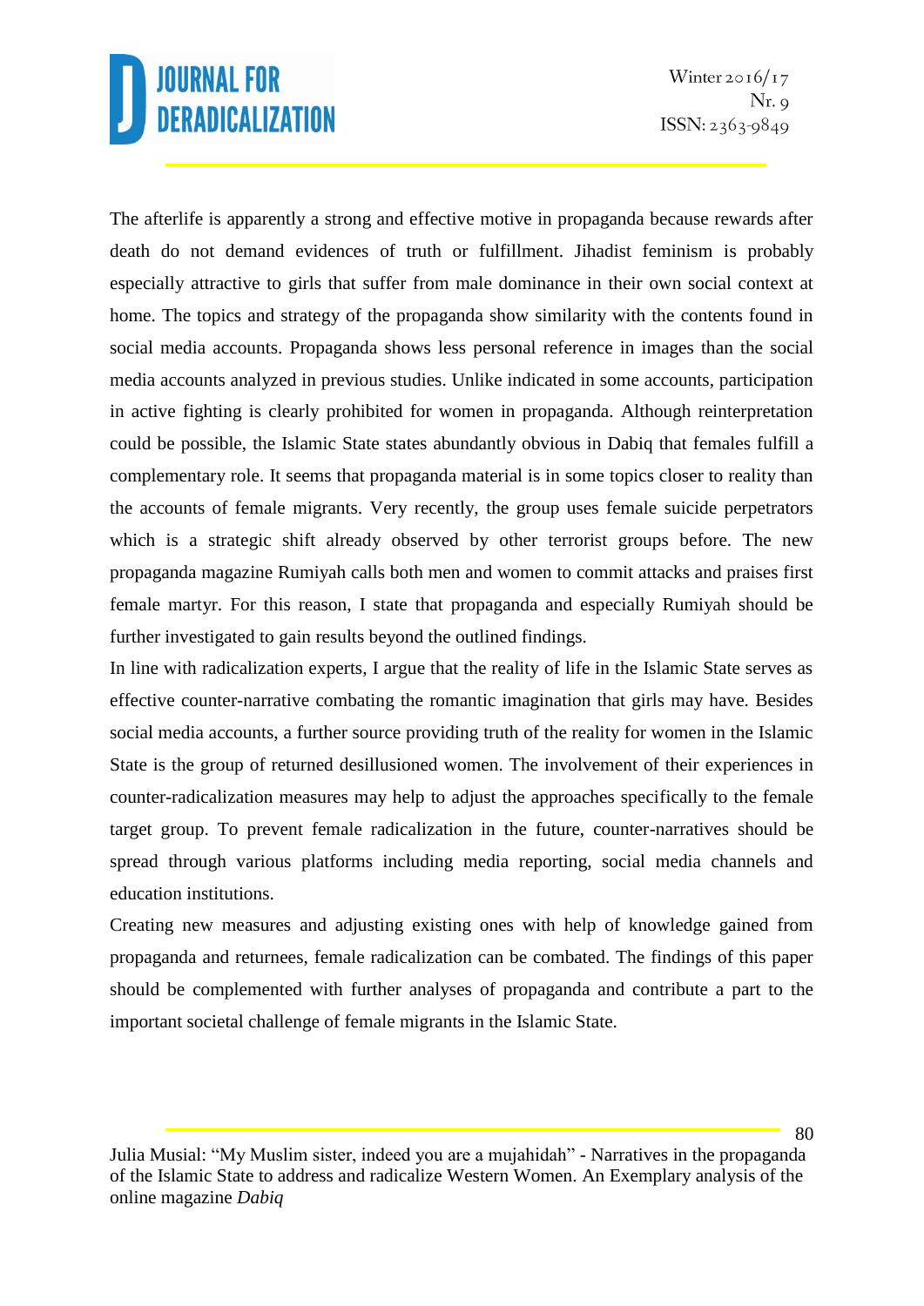The afterlife is apparently a strong and effective motive in propaganda because rewards after death do not demand evidences of truth or fulfillment. Jihadist feminism is probably especially attractive to girls that suffer from male dominance in their own social context at home. The topics and strategy of the propaganda show similarity with the contents found in social media accounts. Propaganda shows less personal reference in images than the social media accounts analyzed in previous studies. Unlike indicated in some accounts, participation in active fighting is clearly prohibited for women in propaganda. Although reinterpretation could be possible, the Islamic State states abundantly obvious in Dabiq that females fulfill a complementary role. It seems that propaganda material is in some topics closer to reality than the accounts of female migrants. Very recently, the group uses female suicide perpetrators which is a strategic shift already observed by other terrorist groups before. The new propaganda magazine Rumiyah calls both men and women to commit attacks and praises first female martyr. For this reason, I state that propaganda and especially Rumiyah should be further investigated to gain results beyond the outlined findings.

In line with radicalization experts, I argue that the reality of life in the Islamic State serves as effective counter-narrative combating the romantic imagination that girls may have. Besides social media accounts, a further source providing truth of the reality for women in the Islamic State is the group of returned desillusioned women. The involvement of their experiences in counter-radicalization measures may help to adjust the approaches specifically to the female target group. To prevent female radicalization in the future, counter-narratives should be spread through various platforms including media reporting, social media channels and education institutions.

Creating new measures and adjusting existing ones with help of knowledge gained from propaganda and returnees, female radicalization can be combated. The findings of this paper should be complemented with further analyses of propaganda and contribute a part to the important societal challenge of female migrants in the Islamic State.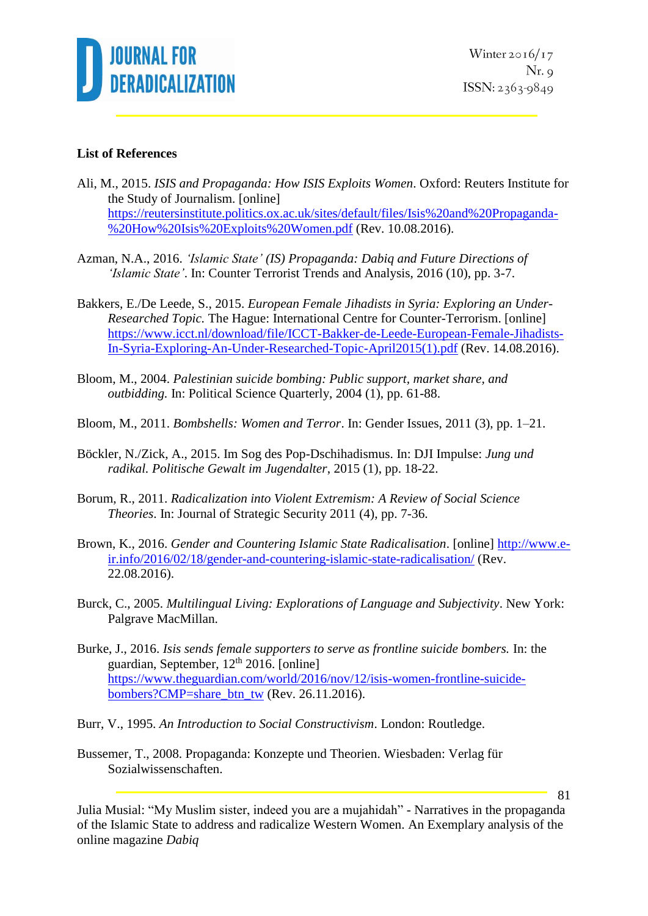**List of References**

Ali, M., 2015. *ISIS and Propaganda: How ISIS Exploits Women*. Oxford: Reuters Institute for the Study of Journalism. [online] https://reutersinstitute.politics.ox.ac.uk/sites/default/files/Isis%20and%20Propaganda-%20How%20Isis%20Exploits%20Women.pdf (Rev. 10.08.2016).

Azman, N.A., 2016. *'Islamic State' (IS) Propaganda: Dabiq and Future Directions of 'Islamic State'*. In: Counter Terrorist Trends and Analysis, 2016 (10), pp. 3-7.

Bakkers, E./De Leede, S., 2015. *European Female Jihadists in Syria: Exploring an Under-Researched Topic.* The Hague: International Centre for Counter-Terrorism. [online] https://www.icct.nl/download/file/ICCT-Bakker-de-Leede-European-Female-Jihadists-In-Syria-Exploring-An-Under-Researched-Topic-April2015(1).pdf (Rev. 14.08.2016).

Bloom, M., 2004. *Palestinian suicide bombing: Public support, market share, and outbidding.* In: Political Science Quarterly, 2004 (1), pp. 61-88.

Bloom, M., 2011. *Bombshells: Women and Terror*. In: Gender Issues, 2011 (3), pp. 1–21.

Böckler, N./Zick, A., 2015. Im Sog des Pop-Dschihadismus. In: DJI Impulse: *Jung und radikal. Politische Gewalt im Jugendalter*, 2015 (1), pp. 18-22.

Borum, R., 2011. *Radicalization into Violent Extremism: A Review of Social Science Theories*. In: Journal of Strategic Security 2011 (4), pp. 7-36.

Brown, K., 2016. *Gender and Countering Islamic State Radicalisation*. [online] http://www.e-ir.info/2016/02/18/gender-and-countering-islamic-state-radicalisation/ (Rev. 22.08.2016).

Burck, C., 2005. *Multilingual Living: Explorations of Language and Subjectivity*. New York: Palgrave MacMillan.

Burke, J., 2016. *Isis sends female supporters to serve as frontline suicide bombers.* In: the guardian, September, 12th 2016. [online] https://www.theguardian.com/world/2016/nov/12/isis-women-frontline-suicide-bombers?CMP=share_btn_tw (Rev. 26.11.2016).

Burr, V., 1995. *An Introduction to Social Constructivism*. London: Routledge.

Bussemer, T., 2008. Propaganda: Konzepte und Theorien. Wiesbaden: Verlag für Sozialwissenschaften.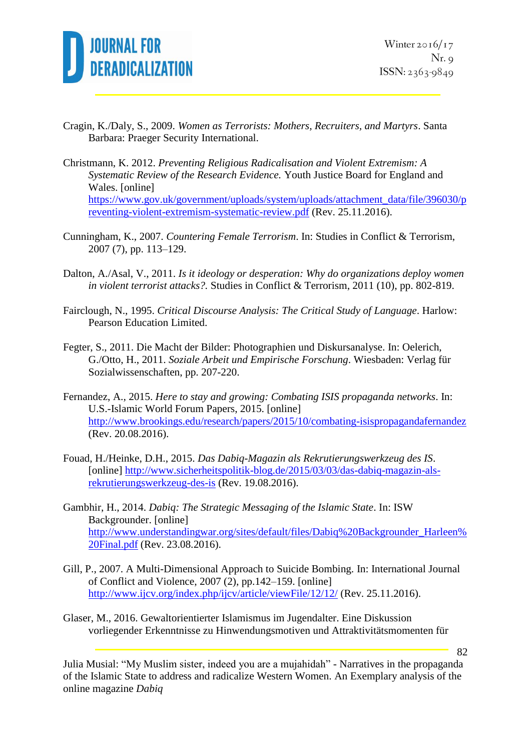Cragin, K./Daly, S., 2009. *Women as Terrorists: Mothers, Recruiters, and Martyrs*. Santa Barbara: Praeger Security International.

Christmann, K. 2012. *Preventing Religious Radicalisation and Violent Extremism: A Systematic Review of the Research Evidence.* Youth Justice Board for England and Wales. [online] https://www.gov.uk/government/uploads/system/uploads/attachment_data/file/396030/preventing-violent-extremism-systematic-review.pdf (Rev. 25.11.2016).

Cunningham, K., 2007. *Countering Female Terrorism*. In: Studies in Conflict & Terrorism, 2007 (7), pp. 113–129.

Dalton, A./Asal, V., 2011. *Is it ideology or desperation: Why do organizations deploy women in violent terrorist attacks?.* Studies in Conflict & Terrorism, 2011 (10), pp. 802-819.

Fairclough, N., 1995. *Critical Discourse Analysis: The Critical Study of Language*. Harlow: Pearson Education Limited.

Fegter, S., 2011. Die Macht der Bilder: Photographien und Diskursanalyse. In: Oelerich, G./Otto, H., 2011. *Soziale Arbeit und Empirische Forschung*. Wiesbaden: Verlag für Sozialwissenschaften, pp. 207-220.

Fernandez, A., 2015. *Here to stay and growing: Combating ISIS propaganda networks*. In: U.S.-Islamic World Forum Papers, 2015. [online] http://www.brookings.edu/research/papers/2015/10/combating-isispropagandafernandez (Rev. 20.08.2016).

Fouad, H./Heinke, D.H., 2015. *Das Dabiq-Magazin als Rekrutierungswerkzeug des IS*. [online] http://www.sicherheitspolitik-blog.de/2015/03/03/das-dabiq-magazin-als-rekrutierungswerkzeug-des-is (Rev. 19.08.2016).

Gambhir, H., 2014. *Dabiq: The Strategic Messaging of the Islamic State*. In: ISW Backgrounder. [online] http://www.understandingwar.org/sites/default/files/Dabiq%20Backgrounder_Harleen%20Final.pdf (Rev. 23.08.2016).

Gill, P., 2007. A Multi-Dimensional Approach to Suicide Bombing. In: International Journal of Conflict and Violence, 2007 (2), pp.142–159. [online] http://www.ijcv.org/index.php/ijcv/article/viewFile/12/12/ (Rev. 25.11.2016).

Glaser, M., 2016. Gewaltorientierter Islamismus im Jugendalter. Eine Diskussion vorliegender Erkenntnisse zu Hinwendungsmotiven und Attraktivitätsmomenten für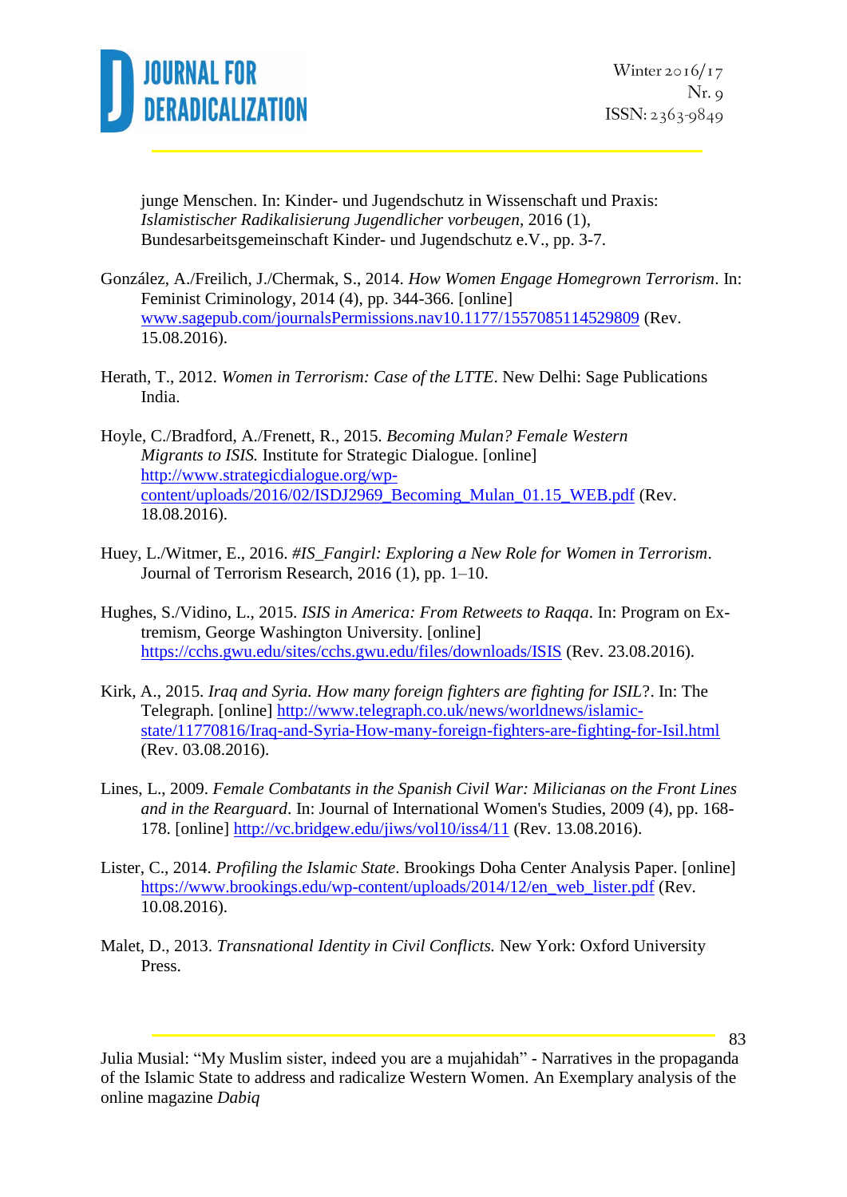junge Menschen. In: Kinder- und Jugendschutz in Wissenschaft und Praxis: *Islamistischer Radikalisierung Jugendlicher vorbeugen*, 2016 (1), Bundesarbeitsgemeinschaft Kinder- und Jugendschutz e.V., pp. 3-7.

González, A./Freilich, J./Chermak, S., 2014. *How Women Engage Homegrown Terrorism*. In: Feminist Criminology, 2014 (4), pp. 344-366. [online] www.sagepub.com/journalsPermissions.nav10.1177/1557085114529809 (Rev. 15.08.2016).

Herath, T., 2012. *Women in Terrorism: Case of the LTTE*. New Delhi: Sage Publications India.

Hoyle, C./Bradford, A./Frenett, R., 2015. *Becoming Mulan? Female Western Migrants to ISIS.* Institute for Strategic Dialogue. [online] http://www.strategicdialogue.org/wp-content/uploads/2016/02/ISDJ2969_Becoming_Mulan_01.15_WEB.pdf (Rev. 18.08.2016).

Huey, L./Witmer, E., 2016. *#IS_Fangirl: Exploring a New Role for Women in Terrorism*. Journal of Terrorism Research, 2016 (1), pp. 1–10.

Hughes, S./Vidino, L., 2015. *ISIS in America: From Retweets to Raqqa*. In: Program on Extremism, George Washington University. [online] https://cchs.gwu.edu/sites/cchs.gwu.edu/files/downloads/ISIS (Rev. 23.08.2016).

Kirk, A., 2015. *Iraq and Syria. How many foreign fighters are fighting for ISIL*?. In: The Telegraph. [online] http://www.telegraph.co.uk/news/worldnews/islamic-state/11770816/Iraq-and-Syria-How-many-foreign-fighters-are-fighting-for-Isil.html (Rev. 03.08.2016).

Lines, L., 2009. *Female Combatants in the Spanish Civil War: Milicianas on the Front Lines and in the Rearguard*. In: Journal of International Women's Studies, 2009 (4), pp. 168-178. [online] http://vc.bridgew.edu/jiws/vol10/iss4/11 (Rev. 13.08.2016).

Lister, C., 2014. *Profiling the Islamic State*. Brookings Doha Center Analysis Paper. [online] https://www.brookings.edu/wp-content/uploads/2014/12/en_web_lister.pdf (Rev. 10.08.2016).

Malet, D., 2013. *Transnational Identity in Civil Conflicts.* New York: Oxford University Press.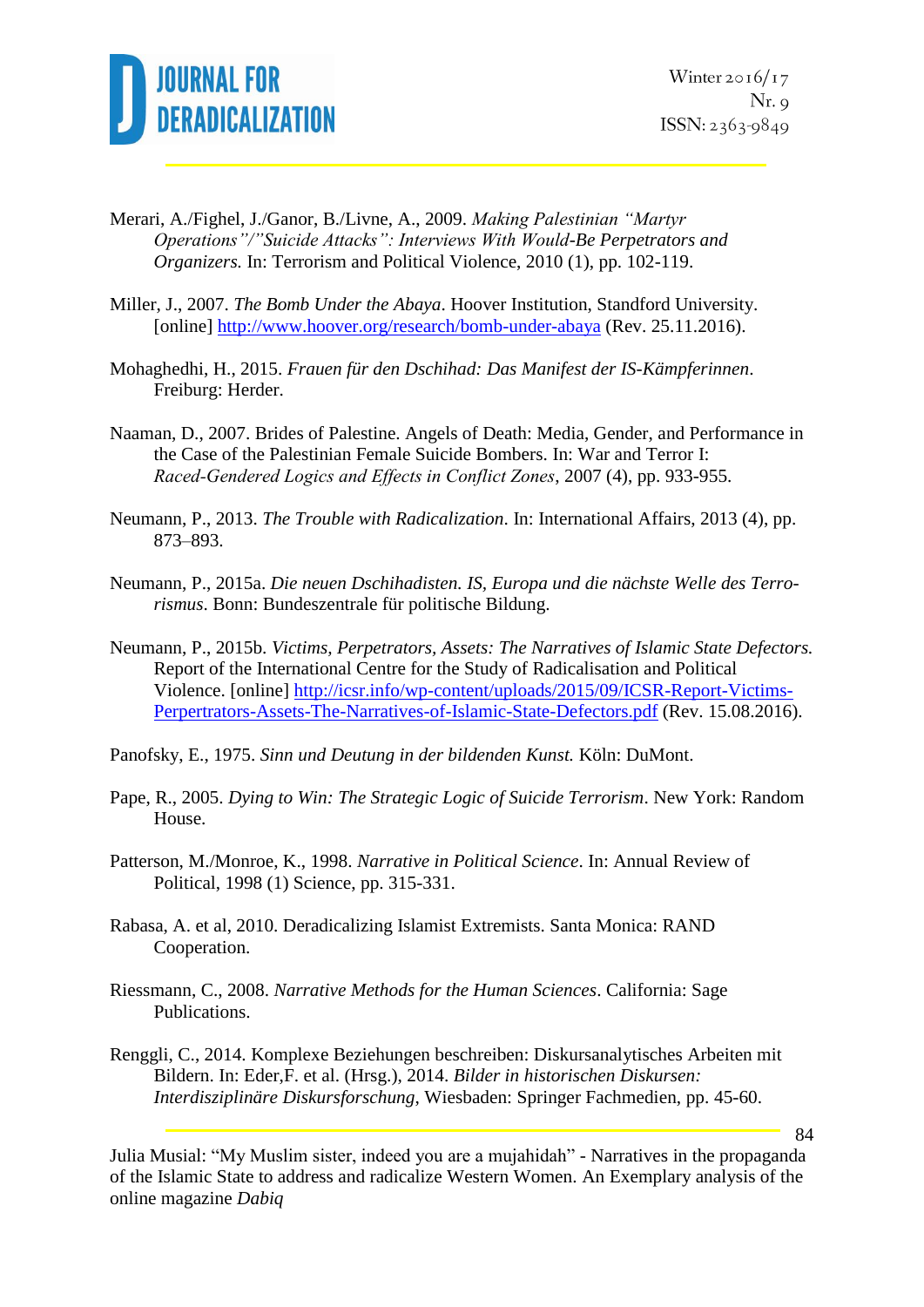Merari, A./Fighel, J./Ganor, B./Livne, A., 2009. *Making Palestinian "Martyr Operations"/"Suicide Attacks": Interviews With Would-Be Perpetrators and Organizers.* In: Terrorism and Political Violence, 2010 (1), pp. 102-119.

Miller, J., 2007. *The Bomb Under the Abaya*. Hoover Institution, Standford University. [online] http://www.hoover.org/research/bomb-under-abaya (Rev. 25.11.2016).

Mohaghedhi, H., 2015. *Frauen für den Dschihad: Das Manifest der IS-Kämpferinnen*. Freiburg: Herder.

Naaman, D., 2007. Brides of Palestine. Angels of Death: Media, Gender, and Performance in the Case of the Palestinian Female Suicide Bombers. In: War and Terror I: *Raced-Gendered Logics and Effects in Conflict Zones*, 2007 (4), pp. 933-955.

Neumann, P., 2013. *The Trouble with Radicalization*. In: International Affairs, 2013 (4), pp. 873–893.

Neumann, P., 2015a. *Die neuen Dschihadisten. IS, Europa und die nächste Welle des Terrorismus*. Bonn: Bundeszentrale für politische Bildung.

Neumann, P., 2015b. *Victims, Perpetrators, Assets: The Narratives of Islamic State Defectors.* Report of the International Centre for the Study of Radicalisation and Political Violence. [online] http://icsr.info/wp-content/uploads/2015/09/ICSR-Report-Victims-Perpertrators-Assets-The-Narratives-of-Islamic-State-Defectors.pdf (Rev. 15.08.2016).

Panofsky, E., 1975. *Sinn und Deutung in der bildenden Kunst.* Köln: DuMont.

Pape, R., 2005. *Dying to Win: The Strategic Logic of Suicide Terrorism*. New York: Random House.

Patterson, M./Monroe, K., 1998. *Narrative in Political Science*. In: Annual Review of Political, 1998 (1) Science, pp. 315-331.

Rabasa, A. et al, 2010. Deradicalizing Islamist Extremists. Santa Monica: RAND Cooperation.

Riessmann, C., 2008. *Narrative Methods for the Human Sciences*. California: Sage Publications.

Renggli, C., 2014. Komplexe Beziehungen beschreiben: Diskursanalytisches Arbeiten mit Bildern. In: Eder,F. et al. (Hrsg.), 2014. *Bilder in historischen Diskursen: Interdisziplinäre Diskursforschung*, Wiesbaden: Springer Fachmedien, pp. 45-60.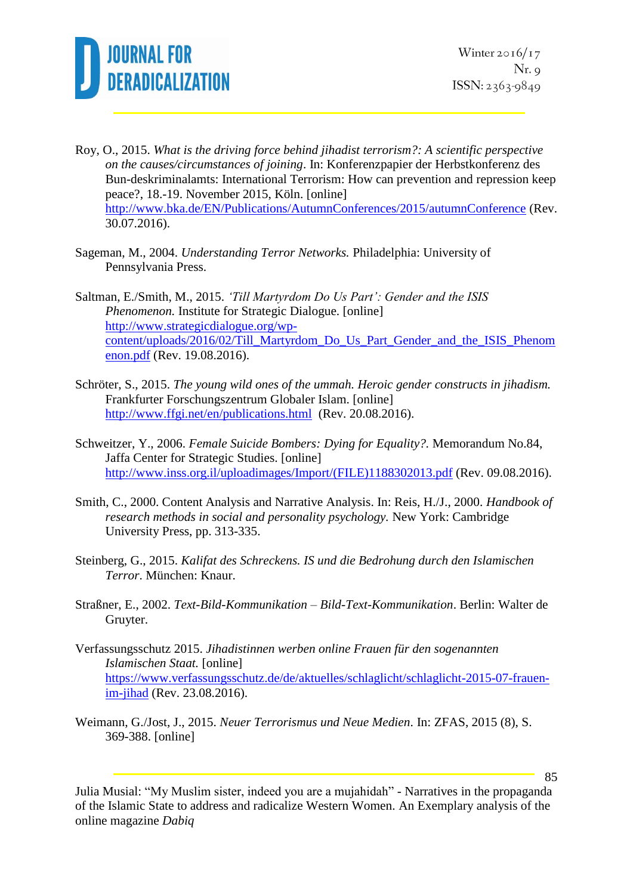Roy, O., 2015. *What is the driving force behind jihadist terrorism?: A scientific perspective on the causes/circumstances of joining*. In: Konferenzpapier der Herbstkonferenz des Bun-deskriminalamts: International Terrorism: How can prevention and repression keep peace?, 18.-19. November 2015, Köln. [online] http://www.bka.de/EN/Publications/AutumnConferences/2015/autumnConference (Rev. 30.07.2016).

Sageman, M., 2004. *Understanding Terror Networks.* Philadelphia: University of Pennsylvania Press.

Saltman, E./Smith, M., 2015. *'Till Martyrdom Do Us Part': Gender and the ISIS Phenomenon.* Institute for Strategic Dialogue. [online] http://www.strategicdialogue.org/wp-content/uploads/2016/02/Till_Martyrdom_Do_Us_Part_Gender_and_the_ISIS_Phenomenon.pdf (Rev. 19.08.2016).

Schröter, S., 2015. *The young wild ones of the ummah. Heroic gender constructs in jihadism.* Frankfurter Forschungszentrum Globaler Islam. [online] http://www.ffgi.net/en/publications.html (Rev. 20.08.2016).

Schweitzer, Y., 2006. *Female Suicide Bombers: Dying for Equality?.* Memorandum No.84, Jaffa Center for Strategic Studies. [online] http://www.inss.org.il/uploadimages/Import/(FILE)1188302013.pdf (Rev. 09.08.2016).

Smith, C., 2000. Content Analysis and Narrative Analysis. In: Reis, H./J., 2000. *Handbook of research methods in social and personality psychology.* New York: Cambridge University Press, pp. 313-335.

Steinberg, G., 2015. *Kalifat des Schreckens. IS und die Bedrohung durch den Islamischen Terror*. München: Knaur.

Straßner, E., 2002. *Text-Bild-Kommunikation – Bild-Text-Kommunikation*. Berlin: Walter de Gruyter.

Verfassungsschutz 2015. *Jihadistinnen werben online Frauen für den sogenannten Islamischen Staat.* [online] https://www.verfassungsschutz.de/de/aktuelles/schlaglicht/schlaglicht-2015-07-frauen-im-jihad (Rev. 23.08.2016).

Weimann, G./Jost, J., 2015. *Neuer Terrorismus und Neue Medien*. In: ZFAS, 2015 (8), S. 369-388. [online]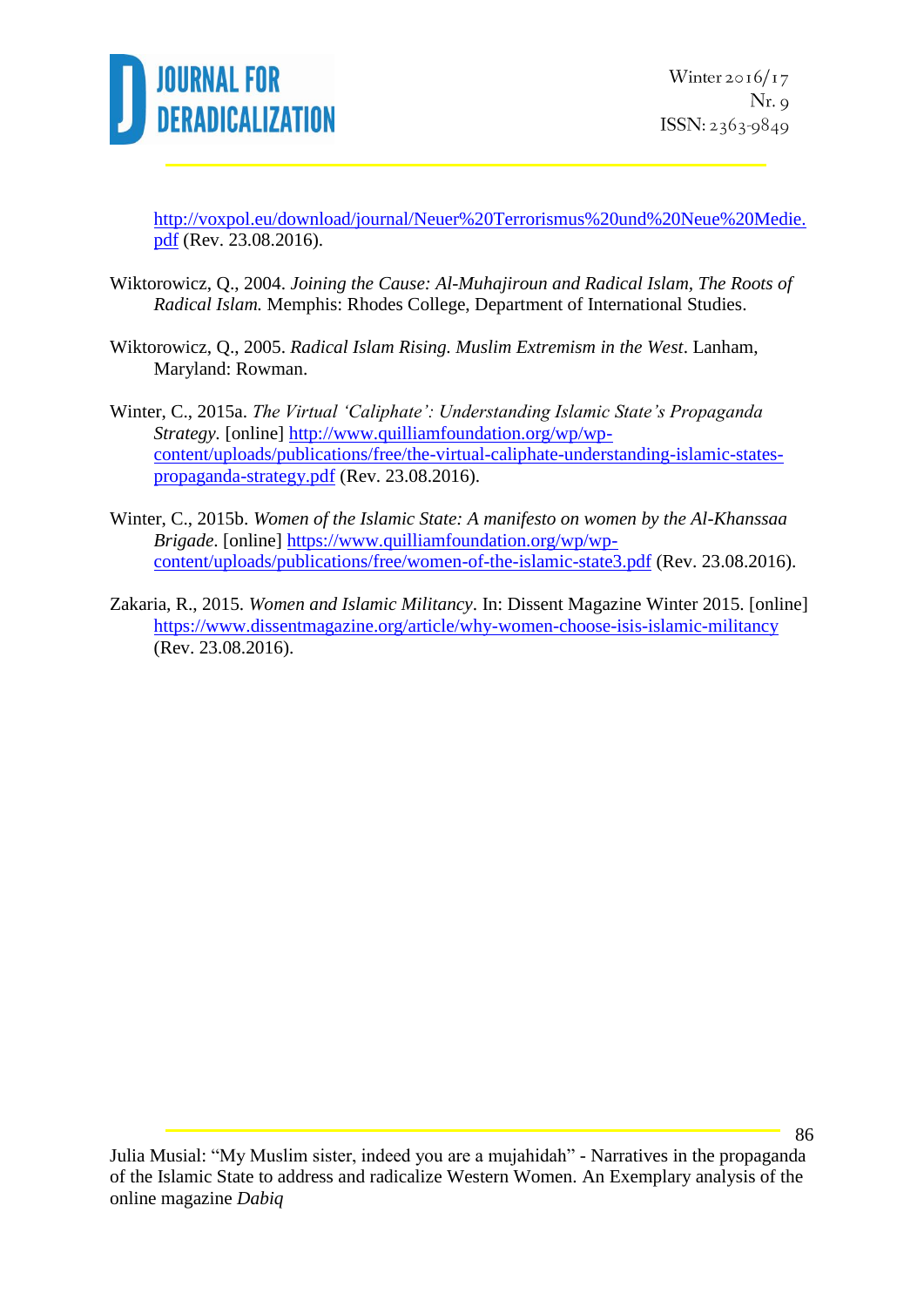http://voxpol.eu/download/journal/Neuer%20Terrorismus%20und%20Neue%20Medie.pdf (Rev. 23.08.2016).

Wiktorowicz, Q., 2004. *Joining the Cause: Al-Muhajiroun and Radical Islam*, *The Roots of Radical Islam.* Memphis: Rhodes College, Department of International Studies.

Wiktorowicz, Q., 2005. *Radical Islam Rising. Muslim Extremism in the West*. Lanham, Maryland: Rowman.

Winter, C., 2015a. *The Virtual 'Caliphate': Understanding Islamic State's Propaganda Strategy.* [online] http://www.quilliamfoundation.org/wp/wp-content/uploads/publications/free/the-virtual-caliphate-understanding-islamic-states-propaganda-strategy.pdf (Rev. 23.08.2016).

Winter, C., 2015b. *Women of the Islamic State: A manifesto on women by the Al-Khanssaa Brigade*. [online] https://www.quilliamfoundation.org/wp/wp-content/uploads/publications/free/women-of-the-islamic-state3.pdf (Rev. 23.08.2016).

Zakaria, R., 2015. *Women and Islamic Militancy*. In: Dissent Magazine Winter 2015. [online] https://www.dissentmagazine.org/article/why-women-choose-isis-islamic-militancy (Rev. 23.08.2016).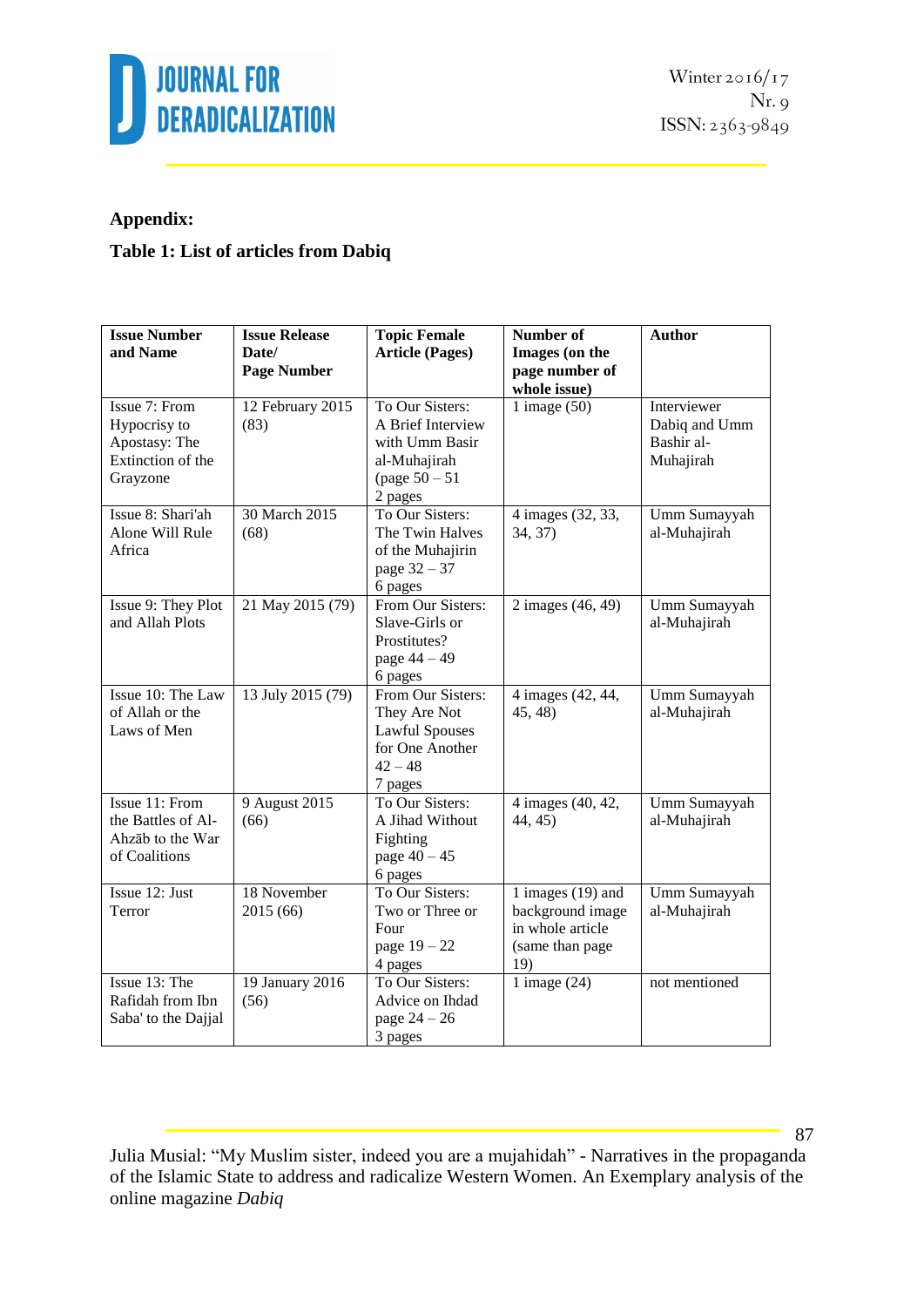**Appendix:**

**Table 1: List of articles from Dabiq**

| **Issue Number and Name** | **Issue Release Date/ Page Number** | **Topic Female Article (Pages)** | **Number of Images (on the page number of whole issue)** | **Author** |
|---|---|---|---|---|
| Issue 7: From Hypocrisy to Apostasy: The Extinction of the Grayzone | 12 February 2015 (83) | To Our Sisters: A Brief Interview with Umm Basir al-Muhajirah (page 50 – 51 2 pages | 1 image (50) | Interviewer Dabiq and Umm Bashir al-Muhajirah |
| Issue 8: Shari'ah Alone Will Rule Africa | 30 March 2015 (68) | To Our Sisters: The Twin Halves of the Muhajirin page 32 – 37 6 pages | 4 images (32, 33, 34, 37) | Umm Sumayyah al-Muhajirah |
| Issue 9: They Plot and Allah Plots | 21 May 2015 (79) | From Our Sisters: Slave-Girls or Prostitutes? page 44 – 49 6 pages | 2 images (46, 49) | Umm Sumayyah al-Muhajirah |
| Issue 10: The Law of Allah or the Laws of Men | 13 July 2015 (79) | From Our Sisters: They Are Not Lawful Spouses for One Another 42 – 48 7 pages | 4 images (42, 44, 45, 48) | Umm Sumayyah al-Muhajirah |
| Issue 11: From the Battles of Al-Ahzāb to the War of Coalitions | 9 August 2015 (66) | To Our Sisters: A Jihad Without Fighting page 40 – 45 6 pages | 4 images (40, 42, 44, 45) | Umm Sumayyah al-Muhajirah |
| Issue 12: Just Terror | 18 November 2015 (66) | To Our Sisters: Two or Three or Four page 19 – 22 4 pages | 1 images (19) and background image in whole article (same than page 19) | Umm Sumayyah al-Muhajirah |
| Issue 13: The Rafidah from Ibn Saba' to the Dajjal | 19 January 2016 (56) | To Our Sisters: Advice on Ihdad page 24 – 26 3 pages | 1 image (24) | not mentioned |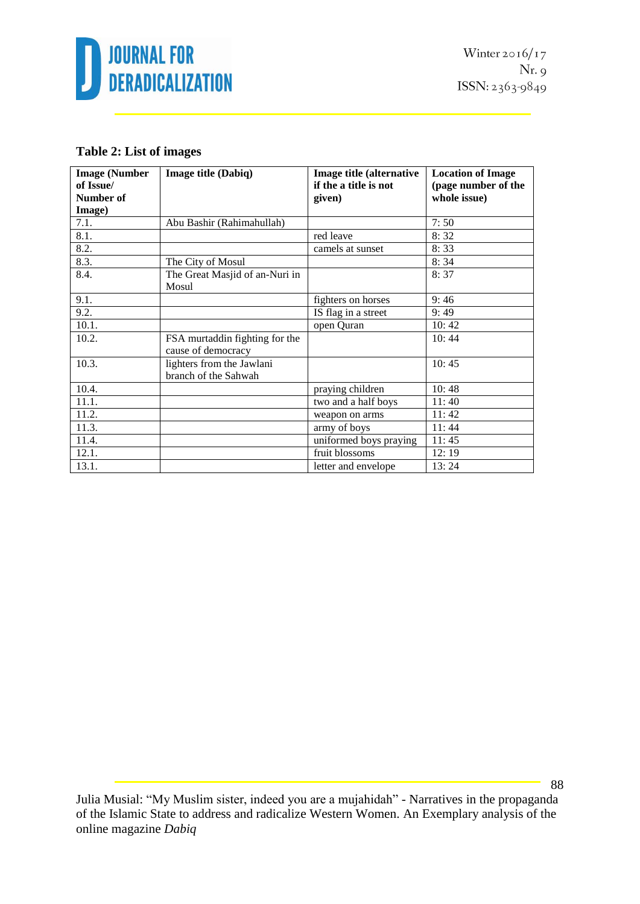**Table 2: List of images**

| Image (Number of Issue/ Number of Image) | Image title (Dabiq) | Image title (alternative if the a title is not given) | Location of Image (page number of the whole issue) |
|---|---|---|---|
| 7.1. | Abu Bashir (Rahimahullah) | | 7: 50 |
| 8.1. | | red leave | 8: 32 |
| 8.2. | | camels at sunset | 8: 33 |
| 8.3. | The City of Mosul | | 8: 34 |
| 8.4. | The Great Masjid of an-Nuri in Mosul | | 8: 37 |
| 9.1. | | fighters on horses | 9: 46 |
| 9.2. | | IS flag in a street | 9: 49 |
| 10.1. | | open Quran | 10: 42 |
| 10.2. | FSA murtaddin fighting for the cause of democracy | | 10: 44 |
| 10.3. | lighters from the Jawlani branch of the Sahwah | | 10: 45 |
| 10.4. | | praying children | 10: 48 |
| 11.1. | | two and a half boys | 11: 40 |
| 11.2. | | weapon on arms | 11: 42 |
| 11.3. | | army of boys | 11: 44 |
| 11.4. | | uniformed boys praying | 11: 45 |
| 12.1. | | fruit blossoms | 12: 19 |
| 13.1. | | letter and envelope | 13: 24 |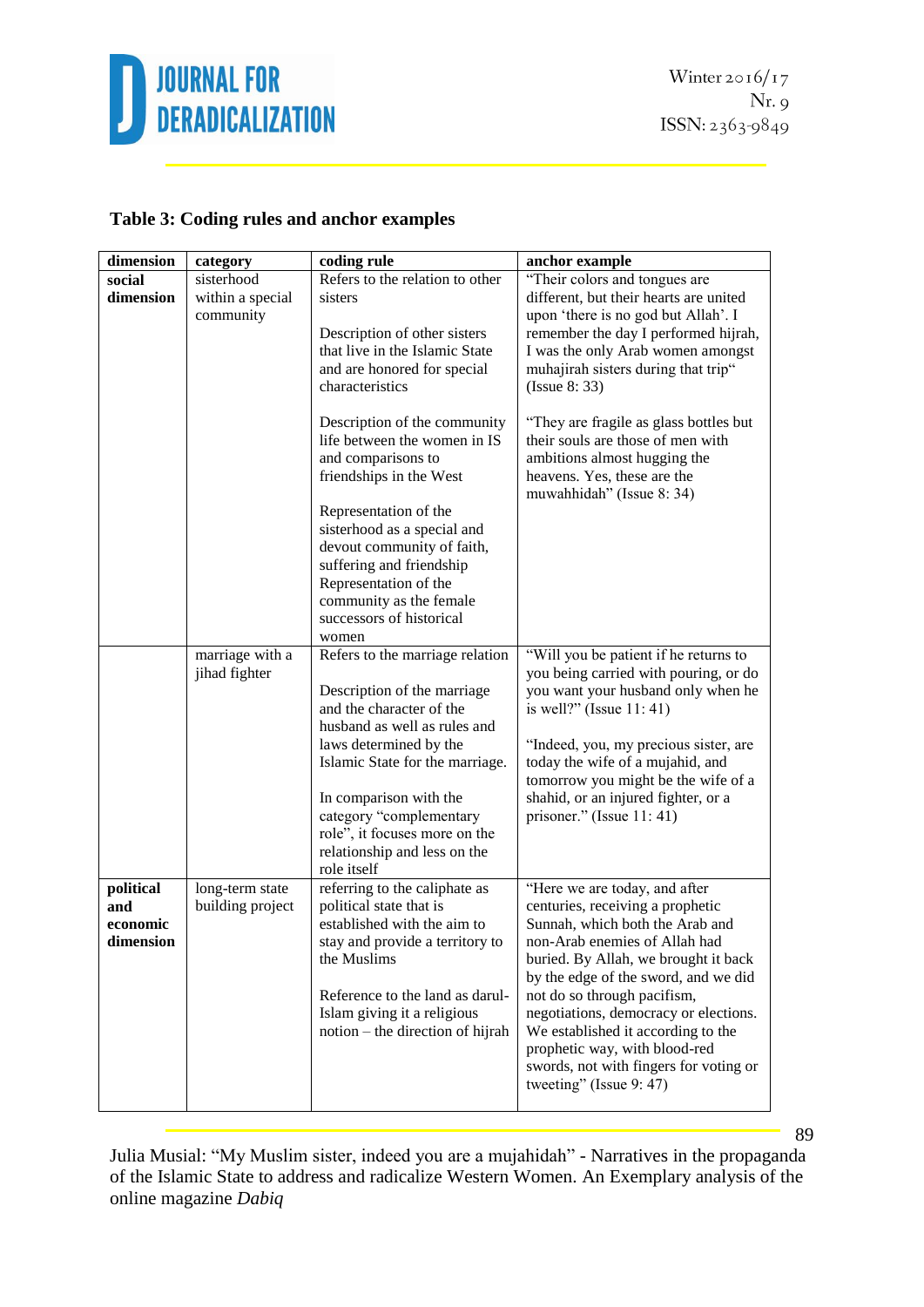**Table 3: Coding rules and anchor examples**

| dimension | category | coding rule | anchor example |
|---|---|---|---|
| **social dimension** | sisterhood within a special community | Refers to the relation to other sisters<br><br>Description of other sisters that live in the Islamic State and are honored for special characteristics<br><br>Description of the community life between the women in IS and comparisons to friendships in the West<br><br>Representation of the sisterhood as a special and devout community of faith, suffering and friendship Representation of the community as the female successors of historical women | "Their colors and tongues are different, but their hearts are united upon 'there is no god but Allah'. I remember the day I performed hijrah, I was the only Arab women amongst muhajirah sisters during that trip" (Issue 8: 33)<br><br>"They are fragile as glass bottles but their souls are those of men with ambitions almost hugging the heavens. Yes, these are the muwahhidah" (Issue 8: 34) |
| | marriage with a jihad fighter | Refers to the marriage relation<br><br>Description of the marriage and the character of the husband as well as rules and laws determined by the Islamic State for the marriage.<br><br>In comparison with the category "complementary role", it focuses more on the relationship and less on the role itself | "Will you be patient if he returns to you being carried with pouring, or do you want your husband only when he is well?" (Issue 11: 41)<br><br>"Indeed, you, my precious sister, are today the wife of a mujahid, and tomorrow you might be the wife of a shahid, or an injured fighter, or a prisoner." (Issue 11: 41) |
| **political and economic dimension** | long-term state building project | referring to the caliphate as political state that is established with the aim to stay and provide a territory to the Muslims<br><br>Reference to the land as darul-Islam giving it a religious notion – the direction of hijrah | "Here we are today, and after centuries, receiving a prophetic Sunnah, which both the Arab and non-Arab enemies of Allah had buried. By Allah, we brought it back by the edge of the sword, and we did not do so through pacifism, negotiations, democracy or elections. We established it according to the prophetic way, with blood-red swords, not with fingers for voting or tweeting" (Issue 9: 47) |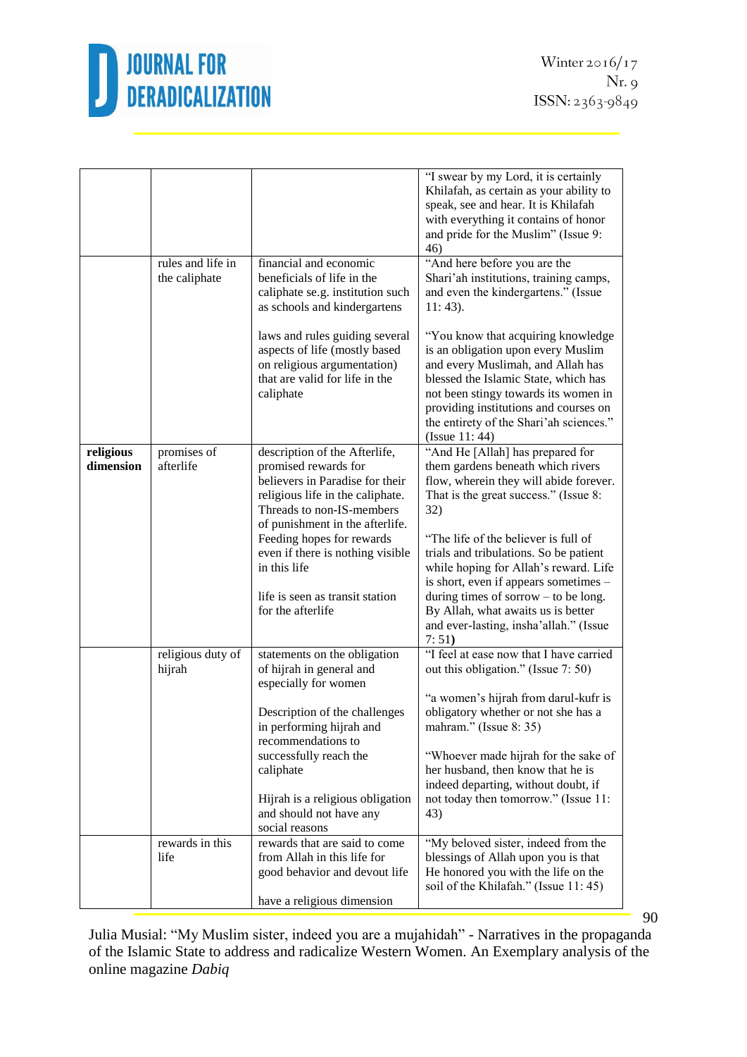| | | | |
|---|---|---|---|
| | | | "I swear by my Lord, it is certainly Khilafah, as certain as your ability to speak, see and hear. It is Khilafah with everything it contains of honor and pride for the Muslim" (Issue 9: 46) |
| | rules and life in the caliphate | financial and economic beneficials of life in the caliphate se.g. institution such as schools and kindergartens<br><br>laws and rules guiding several aspects of life (mostly based on religious argumentation) that are valid for life in the caliphate | "And here before you are the Shari'ah institutions, training camps, and even the kindergartens." (Issue 11: 43).<br><br>"You know that acquiring knowledge is an obligation upon every Muslim and every Muslimah, and Allah has blessed the Islamic State, which has not been stingy towards its women in providing institutions and courses on the entirety of the Shari'ah sciences." (Issue 11: 44) |
| **religious dimension** | promises of afterlife | description of the Afterlife, promised rewards for believers in Paradise for their religious life in the caliphate. Threads to non-IS-members of punishment in the afterlife. Feeding hopes for rewards even if there is nothing visible in this life<br><br>life is seen as transit station for the afterlife | "And He [Allah] has prepared for them gardens beneath which rivers flow, wherein they will abide forever. That is the great success." (Issue 8: 32)<br><br>"The life of the believer is full of trials and tribulations. So be patient while hoping for Allah's reward. Life is short, even if appears sometimes – during times of sorrow – to be long. By Allah, what awaits us is better and ever-lasting, insha'allah." (Issue 7: 51**)** |
| | religious duty of hijrah | statements on the obligation of hijrah in general and especially for women<br><br>Description of the challenges in performing hijrah and recommendations to successfully reach the caliphate<br><br>Hijrah is a religious obligation and should not have any social reasons | "I feel at ease now that I have carried out this obligation." (Issue 7: 50)<br><br>"a women's hijrah from darul-kufr is obligatory whether or not she has a mahram." (Issue 8: 35)<br><br>"Whoever made hijrah for the sake of her husband, then know that he is indeed departing, without doubt, if not today then tomorrow." (Issue 11: 43) |
| | rewards in this life | rewards that are said to come from Allah in this life for good behavior and devout life<br><br>have a religious dimension | "My beloved sister, indeed from the blessings of Allah upon you is that He honored you with the life on the soil of the Khilafah." (Issue 11: 45) |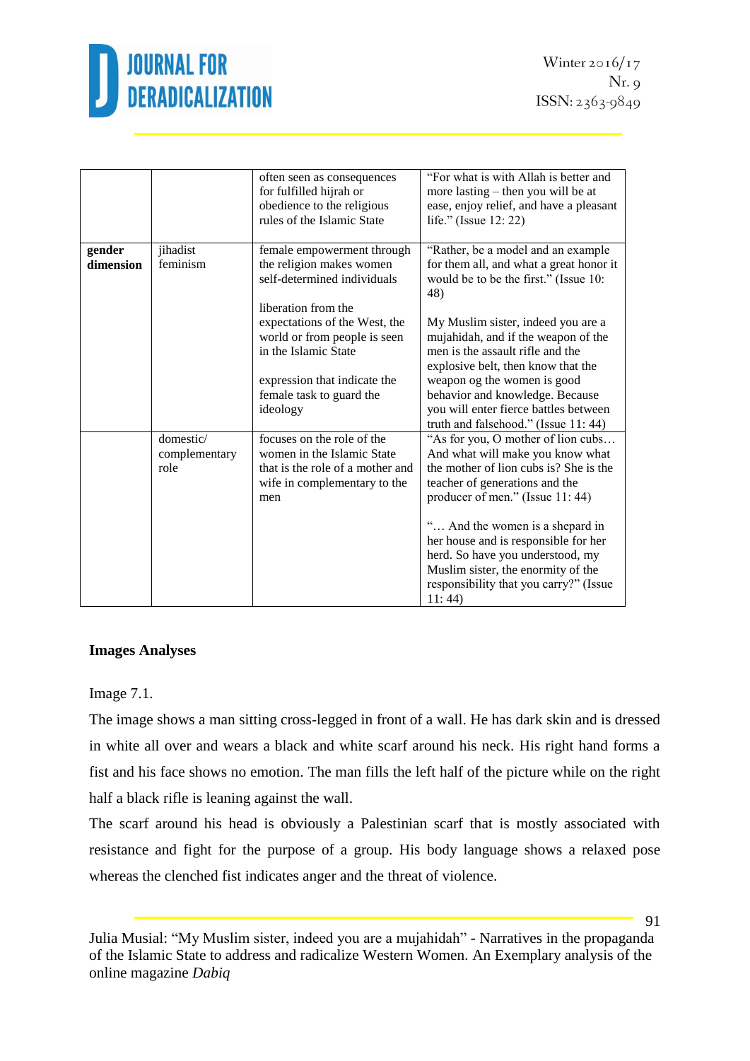| | | often seen as consequences for fulfilled hijrah or obedience to the religious rules of the Islamic State | "For what is with Allah is better and more lasting – then you will be at ease, enjoy relief, and have a pleasant life." (Issue 12: 22) |
|---|---|---|---|
| **gender dimension** | jihadist feminism | female empowerment through the religion makes women self-determined individuals<br><br>liberation from the expectations of the West, the world or from people is seen in the Islamic State<br><br>expression that indicate the female task to guard the ideology | "Rather, be a model and an example for them all, and what a great honor it would be to be the first." (Issue 10: 48)<br><br>My Muslim sister, indeed you are a mujahidah, and if the weapon of the men is the assault rifle and the explosive belt, then know that the weapon og the women is good behavior and knowledge. Because you will enter fierce battles between truth and falsehood." (Issue 11: 44) |
| | domestic/ complementary role | focuses on the role of the women in the Islamic State that is the role of a mother and wife in complementary to the men | "As for you, O mother of lion cubs… And what will make you know what the mother of lion cubs is? She is the teacher of generations and the producer of men." (Issue 11: 44)<br><br>"… And the women is a shepard in her house and is responsible for her herd. So have you understood, my Muslim sister, the enormity of the responsibility that you carry?" (Issue 11: 44) |

**Images Analyses**

Image 7.1.

The image shows a man sitting cross-legged in front of a wall. He has dark skin and is dressed in white all over and wears a black and white scarf around his neck. His right hand forms a fist and his face shows no emotion. The man fills the left half of the picture while on the right half a black rifle is leaning against the wall.

The scarf around his head is obviously a Palestinian scarf that is mostly associated with resistance and fight for the purpose of a group. His body language shows a relaxed pose whereas the clenched fist indicates anger and the threat of violence.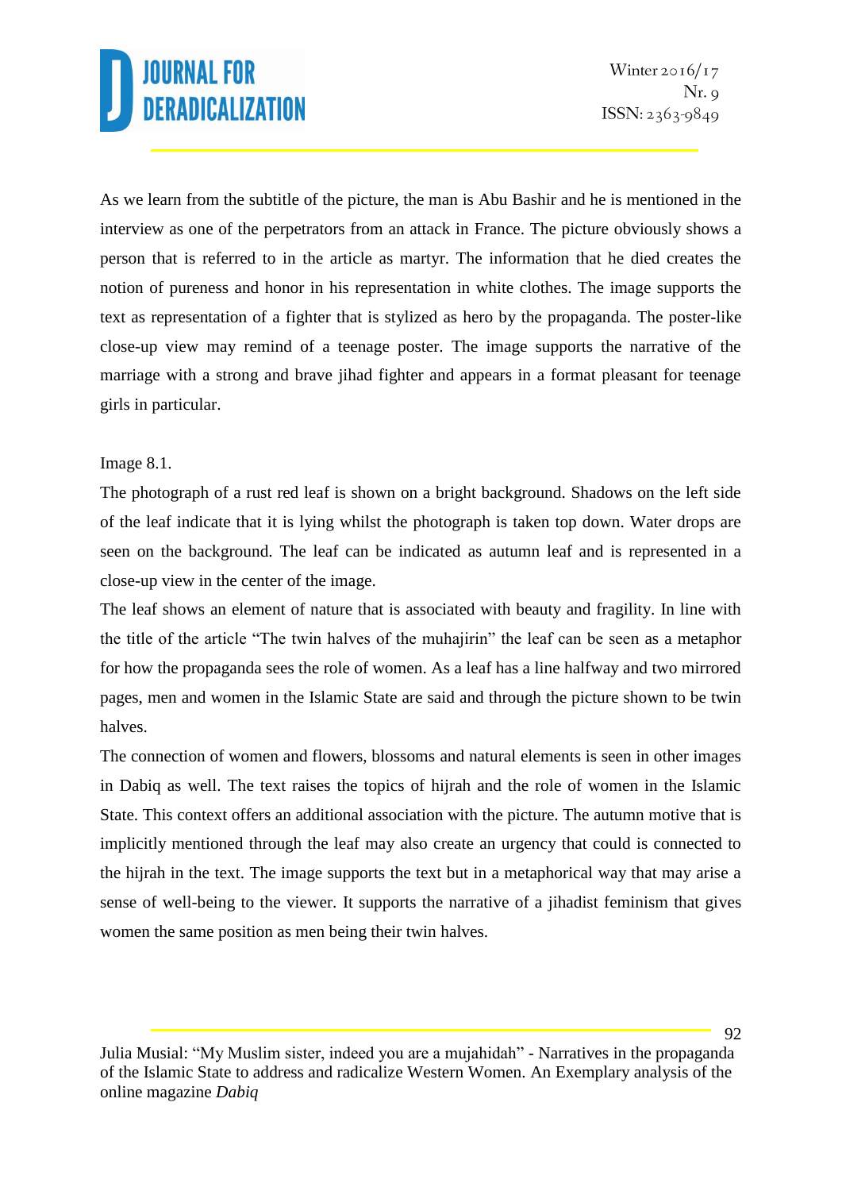As we learn from the subtitle of the picture, the man is Abu Bashir and he is mentioned in the interview as one of the perpetrators from an attack in France. The picture obviously shows a person that is referred to in the article as martyr. The information that he died creates the notion of pureness and honor in his representation in white clothes. The image supports the text as representation of a fighter that is stylized as hero by the propaganda. The poster-like close-up view may remind of a teenage poster. The image supports the narrative of the marriage with a strong and brave jihad fighter and appears in a format pleasant for teenage girls in particular.

Image 8.1.

The photograph of a rust red leaf is shown on a bright background. Shadows on the left side of the leaf indicate that it is lying whilst the photograph is taken top down. Water drops are seen on the background. The leaf can be indicated as autumn leaf and is represented in a close-up view in the center of the image.

The leaf shows an element of nature that is associated with beauty and fragility. In line with the title of the article "The twin halves of the muhajirin" the leaf can be seen as a metaphor for how the propaganda sees the role of women. As a leaf has a line halfway and two mirrored pages, men and women in the Islamic State are said and through the picture shown to be twin halves.

The connection of women and flowers, blossoms and natural elements is seen in other images in Dabiq as well. The text raises the topics of hijrah and the role of women in the Islamic State. This context offers an additional association with the picture. The autumn motive that is implicitly mentioned through the leaf may also create an urgency that could is connected to the hijrah in the text. The image supports the text but in a metaphorical way that may arise a sense of well-being to the viewer. It supports the narrative of a jihadist feminism that gives women the same position as men being their twin halves.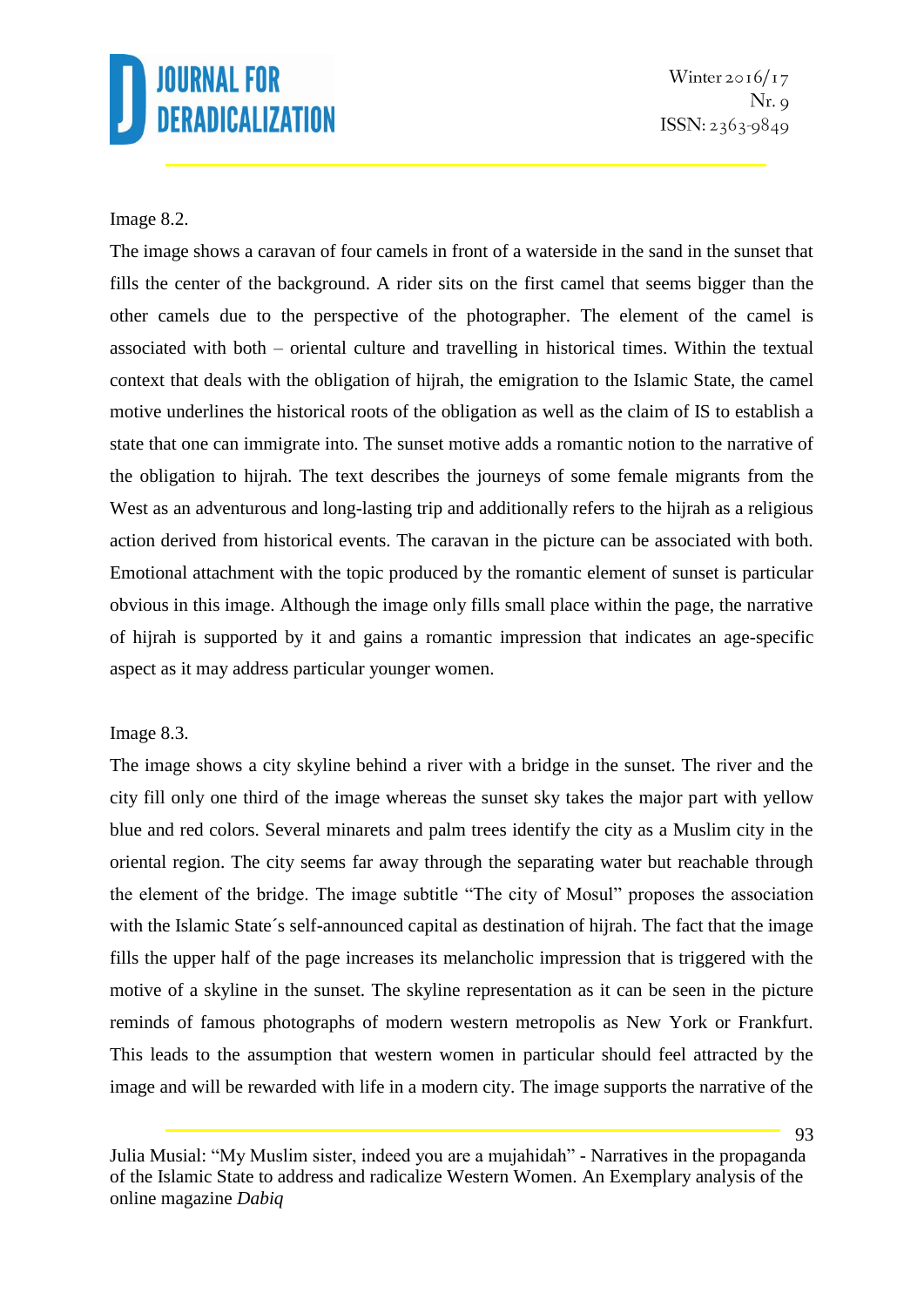Image 8.2.

The image shows a caravan of four camels in front of a waterside in the sand in the sunset that fills the center of the background. A rider sits on the first camel that seems bigger than the other camels due to the perspective of the photographer. The element of the camel is associated with both – oriental culture and travelling in historical times. Within the textual context that deals with the obligation of hijrah, the emigration to the Islamic State, the camel motive underlines the historical roots of the obligation as well as the claim of IS to establish a state that one can immigrate into. The sunset motive adds a romantic notion to the narrative of the obligation to hijrah. The text describes the journeys of some female migrants from the West as an adventurous and long-lasting trip and additionally refers to the hijrah as a religious action derived from historical events. The caravan in the picture can be associated with both. Emotional attachment with the topic produced by the romantic element of sunset is particular obvious in this image. Although the image only fills small place within the page, the narrative of hijrah is supported by it and gains a romantic impression that indicates an age-specific aspect as it may address particular younger women.

Image 8.3.

The image shows a city skyline behind a river with a bridge in the sunset. The river and the city fill only one third of the image whereas the sunset sky takes the major part with yellow blue and red colors. Several minarets and palm trees identify the city as a Muslim city in the oriental region. The city seems far away through the separating water but reachable through the element of the bridge. The image subtitle "The city of Mosul" proposes the association with the Islamic State´s self-announced capital as destination of hijrah. The fact that the image fills the upper half of the page increases its melancholic impression that is triggered with the motive of a skyline in the sunset. The skyline representation as it can be seen in the picture reminds of famous photographs of modern western metropolis as New York or Frankfurt. This leads to the assumption that western women in particular should feel attracted by the image and will be rewarded with life in a modern city. The image supports the narrative of the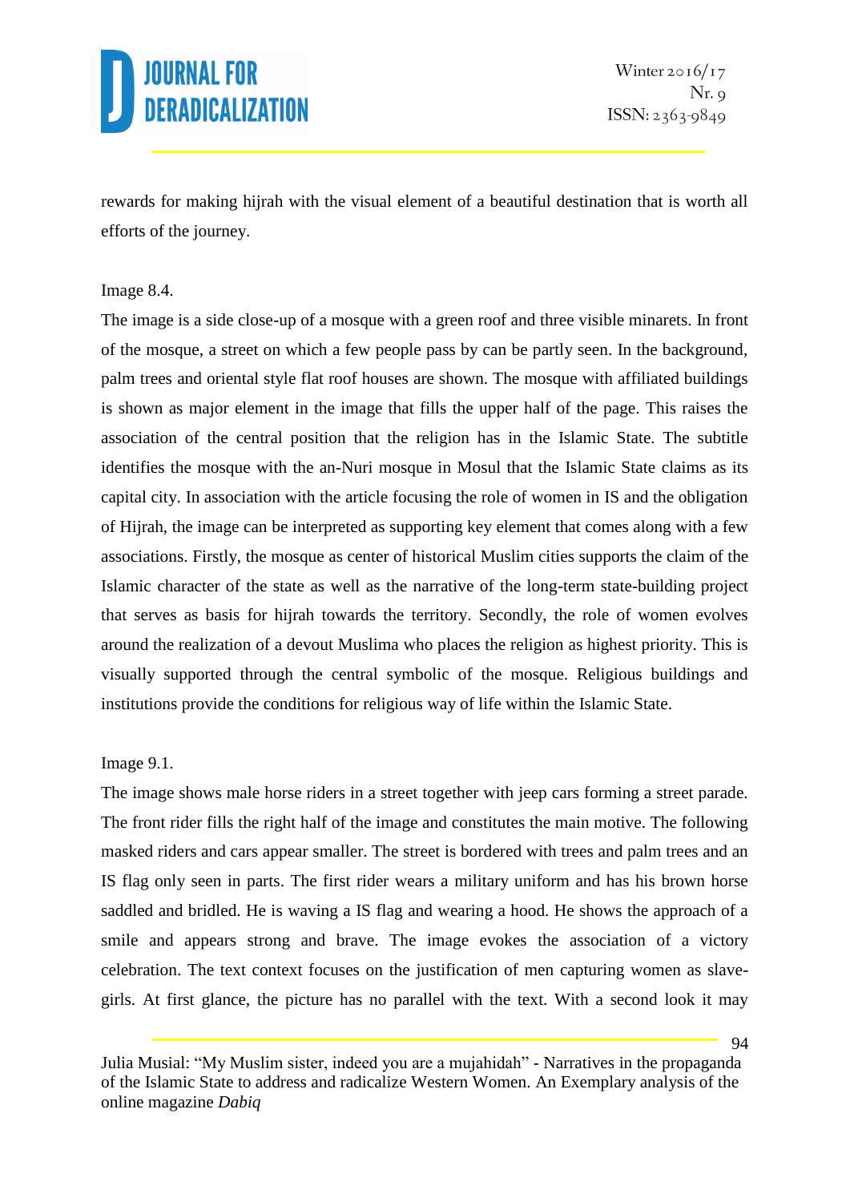rewards for making hijrah with the visual element of a beautiful destination that is worth all efforts of the journey.

Image 8.4.

The image is a side close-up of a mosque with a green roof and three visible minarets. In front of the mosque, a street on which a few people pass by can be partly seen. In the background, palm trees and oriental style flat roof houses are shown. The mosque with affiliated buildings is shown as major element in the image that fills the upper half of the page. This raises the association of the central position that the religion has in the Islamic State. The subtitle identifies the mosque with the an-Nuri mosque in Mosul that the Islamic State claims as its capital city. In association with the article focusing the role of women in IS and the obligation of Hijrah, the image can be interpreted as supporting key element that comes along with a few associations. Firstly, the mosque as center of historical Muslim cities supports the claim of the Islamic character of the state as well as the narrative of the long-term state-building project that serves as basis for hijrah towards the territory. Secondly, the role of women evolves around the realization of a devout Muslima who places the religion as highest priority. This is visually supported through the central symbolic of the mosque. Religious buildings and institutions provide the conditions for religious way of life within the Islamic State.

Image 9.1.

The image shows male horse riders in a street together with jeep cars forming a street parade. The front rider fills the right half of the image and constitutes the main motive. The following masked riders and cars appear smaller. The street is bordered with trees and palm trees and an IS flag only seen in parts. The first rider wears a military uniform and has his brown horse saddled and bridled. He is waving a IS flag and wearing a hood. He shows the approach of a smile and appears strong and brave. The image evokes the association of a victory celebration. The text context focuses on the justification of men capturing women as slave-girls. At first glance, the picture has no parallel with the text. With a second look it may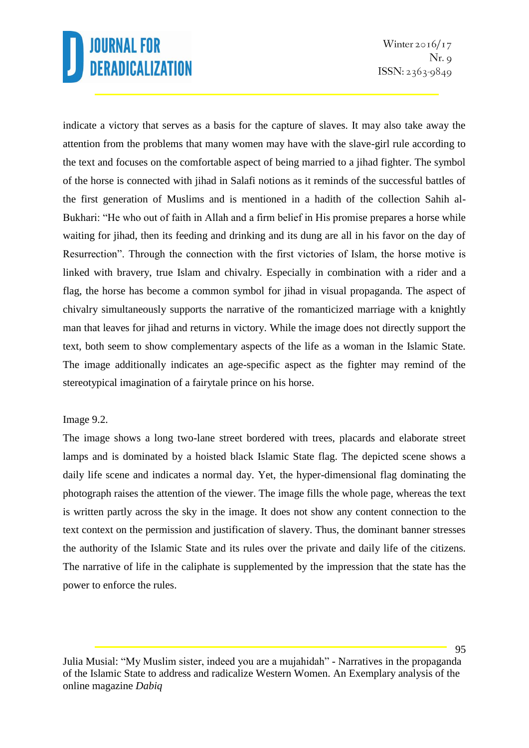indicate a victory that serves as a basis for the capture of slaves. It may also take away the attention from the problems that many women may have with the slave-girl rule according to the text and focuses on the comfortable aspect of being married to a jihad fighter. The symbol of the horse is connected with jihad in Salafi notions as it reminds of the successful battles of the first generation of Muslims and is mentioned in a hadith of the collection Sahih al-Bukhari: "He who out of faith in Allah and a firm belief in His promise prepares a horse while waiting for jihad, then its feeding and drinking and its dung are all in his favor on the day of Resurrection". Through the connection with the first victories of Islam, the horse motive is linked with bravery, true Islam and chivalry. Especially in combination with a rider and a flag, the horse has become a common symbol for jihad in visual propaganda. The aspect of chivalry simultaneously supports the narrative of the romanticized marriage with a knightly man that leaves for jihad and returns in victory. While the image does not directly support the text, both seem to show complementary aspects of the life as a woman in the Islamic State. The image additionally indicates an age-specific aspect as the fighter may remind of the stereotypical imagination of a fairytale prince on his horse.

Image 9.2.

The image shows a long two-lane street bordered with trees, placards and elaborate street lamps and is dominated by a hoisted black Islamic State flag. The depicted scene shows a daily life scene and indicates a normal day. Yet, the hyper-dimensional flag dominating the photograph raises the attention of the viewer. The image fills the whole page, whereas the text is written partly across the sky in the image. It does not show any content connection to the text context on the permission and justification of slavery. Thus, the dominant banner stresses the authority of the Islamic State and its rules over the private and daily life of the citizens. The narrative of life in the caliphate is supplemented by the impression that the state has the power to enforce the rules.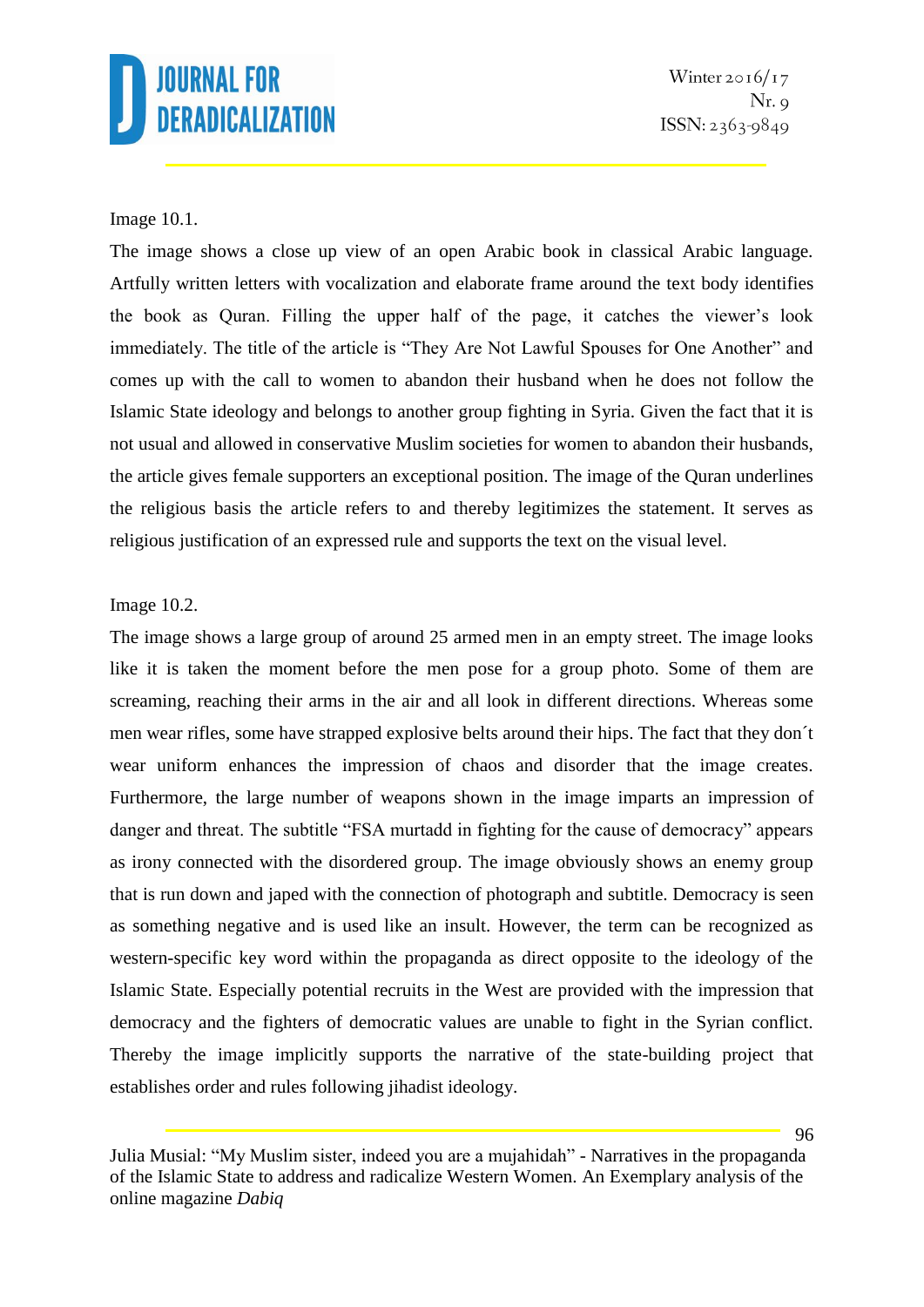Image 10.1.

The image shows a close up view of an open Arabic book in classical Arabic language. Artfully written letters with vocalization and elaborate frame around the text body identifies the book as Quran. Filling the upper half of the page, it catches the viewer's look immediately. The title of the article is "They Are Not Lawful Spouses for One Another" and comes up with the call to women to abandon their husband when he does not follow the Islamic State ideology and belongs to another group fighting in Syria. Given the fact that it is not usual and allowed in conservative Muslim societies for women to abandon their husbands, the article gives female supporters an exceptional position. The image of the Quran underlines the religious basis the article refers to and thereby legitimizes the statement. It serves as religious justification of an expressed rule and supports the text on the visual level.

Image 10.2.

The image shows a large group of around 25 armed men in an empty street. The image looks like it is taken the moment before the men pose for a group photo. Some of them are screaming, reaching their arms in the air and all look in different directions. Whereas some men wear rifles, some have strapped explosive belts around their hips. The fact that they don´t wear uniform enhances the impression of chaos and disorder that the image creates. Furthermore, the large number of weapons shown in the image imparts an impression of danger and threat. The subtitle "FSA murtadd in fighting for the cause of democracy" appears as irony connected with the disordered group. The image obviously shows an enemy group that is run down and japed with the connection of photograph and subtitle. Democracy is seen as something negative and is used like an insult. However, the term can be recognized as western-specific key word within the propaganda as direct opposite to the ideology of the Islamic State. Especially potential recruits in the West are provided with the impression that democracy and the fighters of democratic values are unable to fight in the Syrian conflict. Thereby the image implicitly supports the narrative of the state-building project that establishes order and rules following jihadist ideology.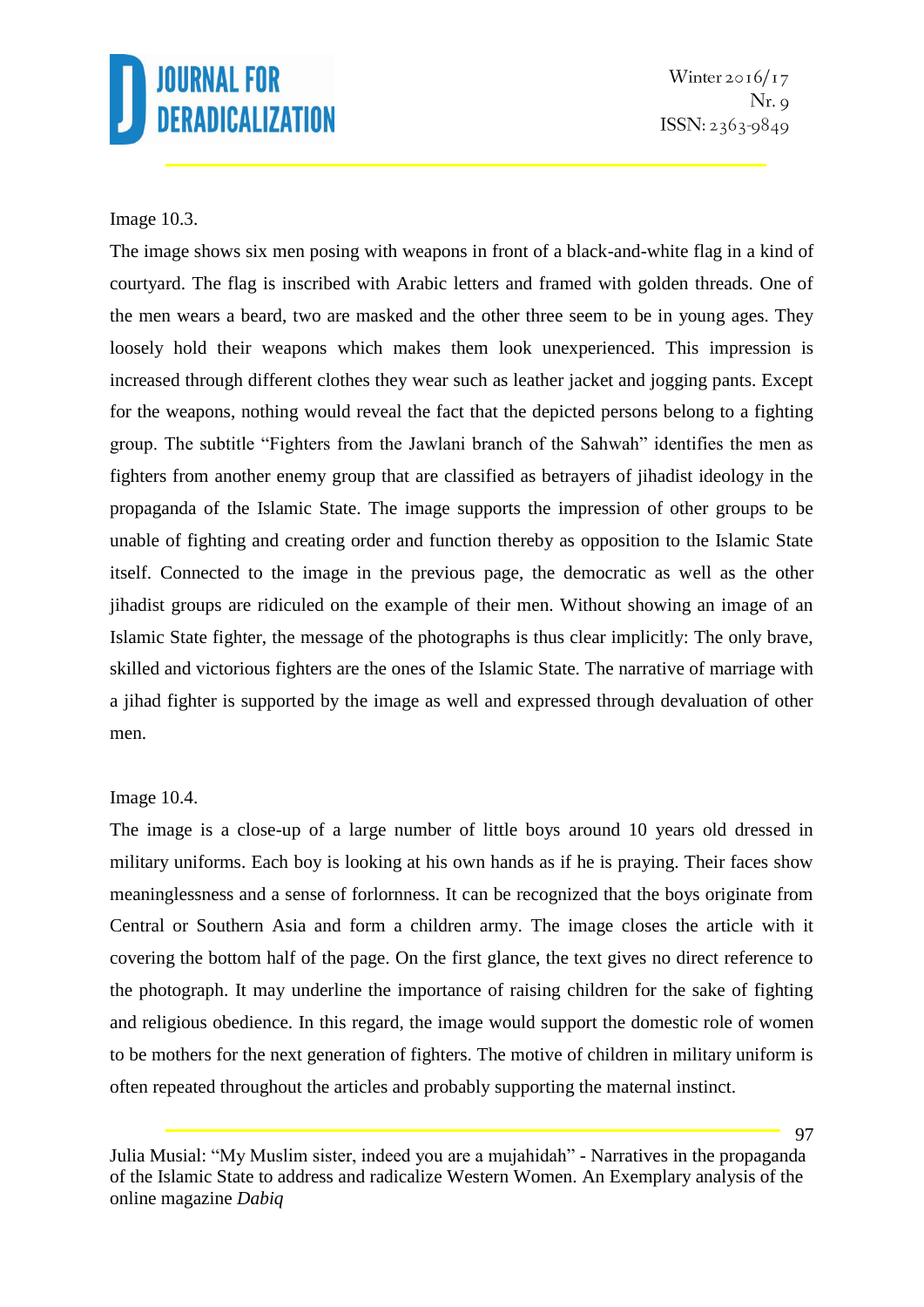Image 10.3.

The image shows six men posing with weapons in front of a black-and-white flag in a kind of courtyard. The flag is inscribed with Arabic letters and framed with golden threads. One of the men wears a beard, two are masked and the other three seem to be in young ages. They loosely hold their weapons which makes them look unexperienced. This impression is increased through different clothes they wear such as leather jacket and jogging pants. Except for the weapons, nothing would reveal the fact that the depicted persons belong to a fighting group. The subtitle "Fighters from the Jawlani branch of the Sahwah" identifies the men as fighters from another enemy group that are classified as betrayers of jihadist ideology in the propaganda of the Islamic State. The image supports the impression of other groups to be unable of fighting and creating order and function thereby as opposition to the Islamic State itself. Connected to the image in the previous page, the democratic as well as the other jihadist groups are ridiculed on the example of their men. Without showing an image of an Islamic State fighter, the message of the photographs is thus clear implicitly: The only brave, skilled and victorious fighters are the ones of the Islamic State. The narrative of marriage with a jihad fighter is supported by the image as well and expressed through devaluation of other men.

Image 10.4.

The image is a close-up of a large number of little boys around 10 years old dressed in military uniforms. Each boy is looking at his own hands as if he is praying. Their faces show meaninglessness and a sense of forlornness. It can be recognized that the boys originate from Central or Southern Asia and form a children army. The image closes the article with it covering the bottom half of the page. On the first glance, the text gives no direct reference to the photograph. It may underline the importance of raising children for the sake of fighting and religious obedience. In this regard, the image would support the domestic role of women to be mothers for the next generation of fighters. The motive of children in military uniform is often repeated throughout the articles and probably supporting the maternal instinct.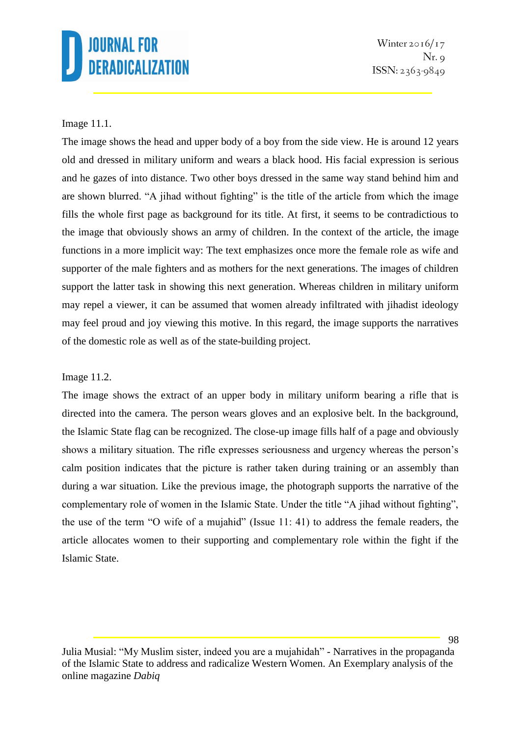Image 11.1.

The image shows the head and upper body of a boy from the side view. He is around 12 years old and dressed in military uniform and wears a black hood. His facial expression is serious and he gazes of into distance. Two other boys dressed in the same way stand behind him and are shown blurred. “A jihad without fighting” is the title of the article from which the image fills the whole first page as background for its title. At first, it seems to be contradictious to the image that obviously shows an army of children. In the context of the article, the image functions in a more implicit way: The text emphasizes once more the female role as wife and supporter of the male fighters and as mothers for the next generations. The images of children support the latter task in showing this next generation. Whereas children in military uniform may repel a viewer, it can be assumed that women already infiltrated with jihadist ideology may feel proud and joy viewing this motive. In this regard, the image supports the narratives of the domestic role as well as of the state-building project.

Image 11.2.

The image shows the extract of an upper body in military uniform bearing a rifle that is directed into the camera. The person wears gloves and an explosive belt. In the background, the Islamic State flag can be recognized. The close-up image fills half of a page and obviously shows a military situation. The rifle expresses seriousness and urgency whereas the person’s calm position indicates that the picture is rather taken during training or an assembly than during a war situation. Like the previous image, the photograph supports the narrative of the complementary role of women in the Islamic State. Under the title “A jihad without fighting”, the use of the term “O wife of a mujahid” (Issue 11: 41) to address the female readers, the article allocates women to their supporting and complementary role within the fight if the Islamic State.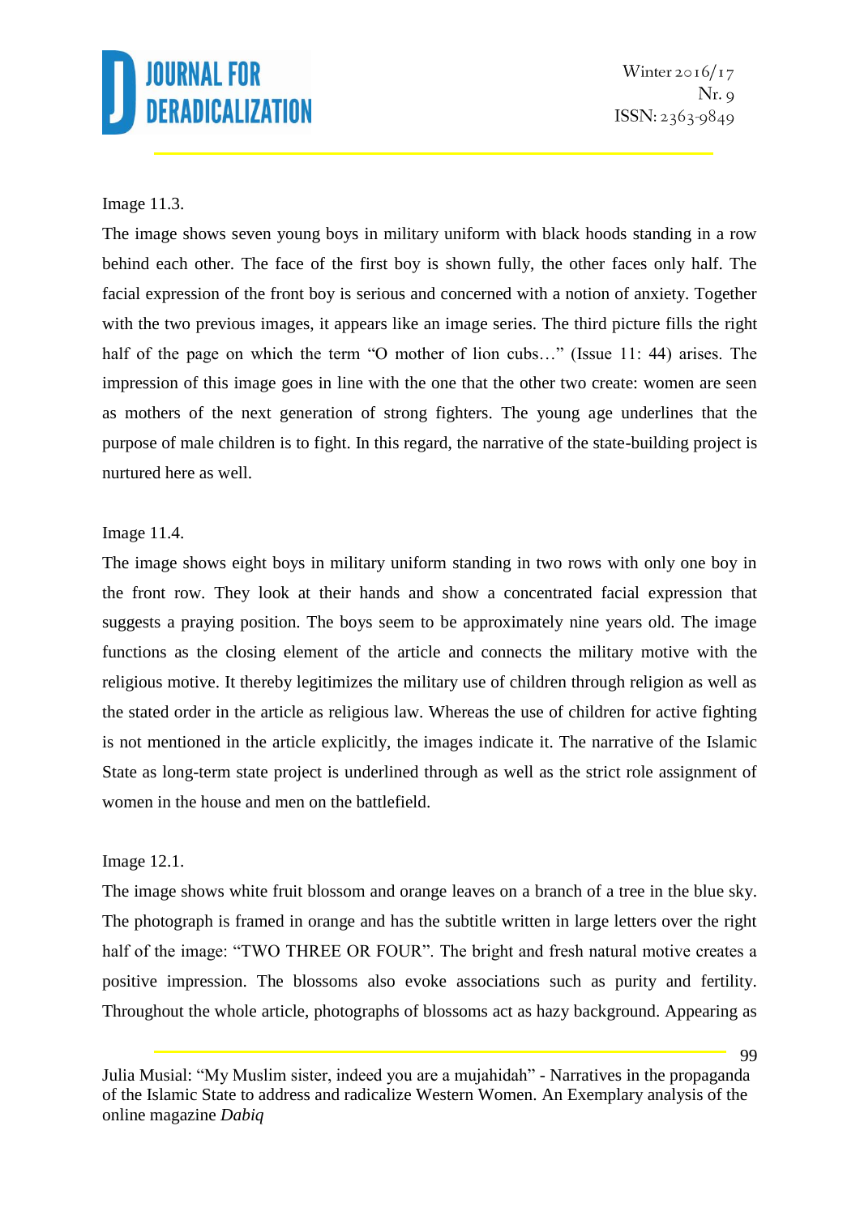Image 11.3.

The image shows seven young boys in military uniform with black hoods standing in a row behind each other. The face of the first boy is shown fully, the other faces only half. The facial expression of the front boy is serious and concerned with a notion of anxiety. Together with the two previous images, it appears like an image series. The third picture fills the right half of the page on which the term "O mother of lion cubs…" (Issue 11: 44) arises. The impression of this image goes in line with the one that the other two create: women are seen as mothers of the next generation of strong fighters. The young age underlines that the purpose of male children is to fight. In this regard, the narrative of the state-building project is nurtured here as well.

Image 11.4.

The image shows eight boys in military uniform standing in two rows with only one boy in the front row. They look at their hands and show a concentrated facial expression that suggests a praying position. The boys seem to be approximately nine years old. The image functions as the closing element of the article and connects the military motive with the religious motive. It thereby legitimizes the military use of children through religion as well as the stated order in the article as religious law. Whereas the use of children for active fighting is not mentioned in the article explicitly, the images indicate it. The narrative of the Islamic State as long-term state project is underlined through as well as the strict role assignment of women in the house and men on the battlefield.

Image 12.1.

The image shows white fruit blossom and orange leaves on a branch of a tree in the blue sky. The photograph is framed in orange and has the subtitle written in large letters over the right half of the image: "TWO THREE OR FOUR". The bright and fresh natural motive creates a positive impression. The blossoms also evoke associations such as purity and fertility. Throughout the whole article, photographs of blossoms act as hazy background. Appearing as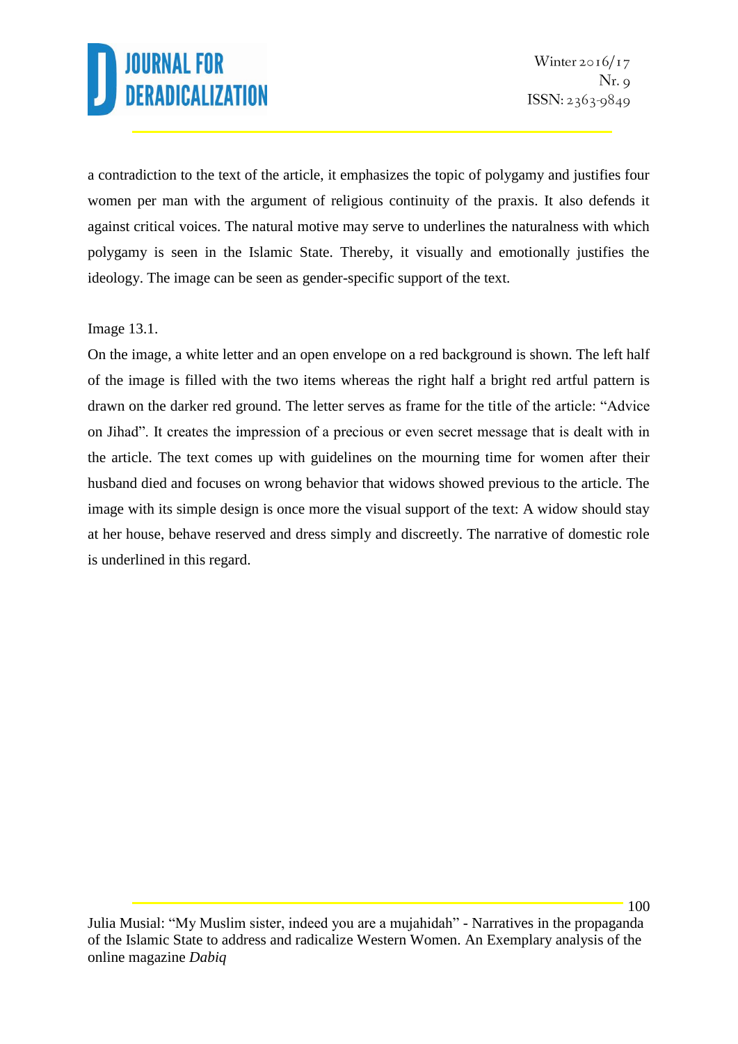a contradiction to the text of the article, it emphasizes the topic of polygamy and justifies four women per man with the argument of religious continuity of the praxis. It also defends it against critical voices. The natural motive may serve to underlines the naturalness with which polygamy is seen in the Islamic State. Thereby, it visually and emotionally justifies the ideology. The image can be seen as gender-specific support of the text.

Image 13.1.

On the image, a white letter and an open envelope on a red background is shown. The left half of the image is filled with the two items whereas the right half a bright red artful pattern is drawn on the darker red ground. The letter serves as frame for the title of the article: "Advice on Jihad". It creates the impression of a precious or even secret message that is dealt with in the article. The text comes up with guidelines on the mourning time for women after their husband died and focuses on wrong behavior that widows showed previous to the article. The image with its simple design is once more the visual support of the text: A widow should stay at her house, behave reserved and dress simply and discreetly. The narrative of domestic role is underlined in this regard.